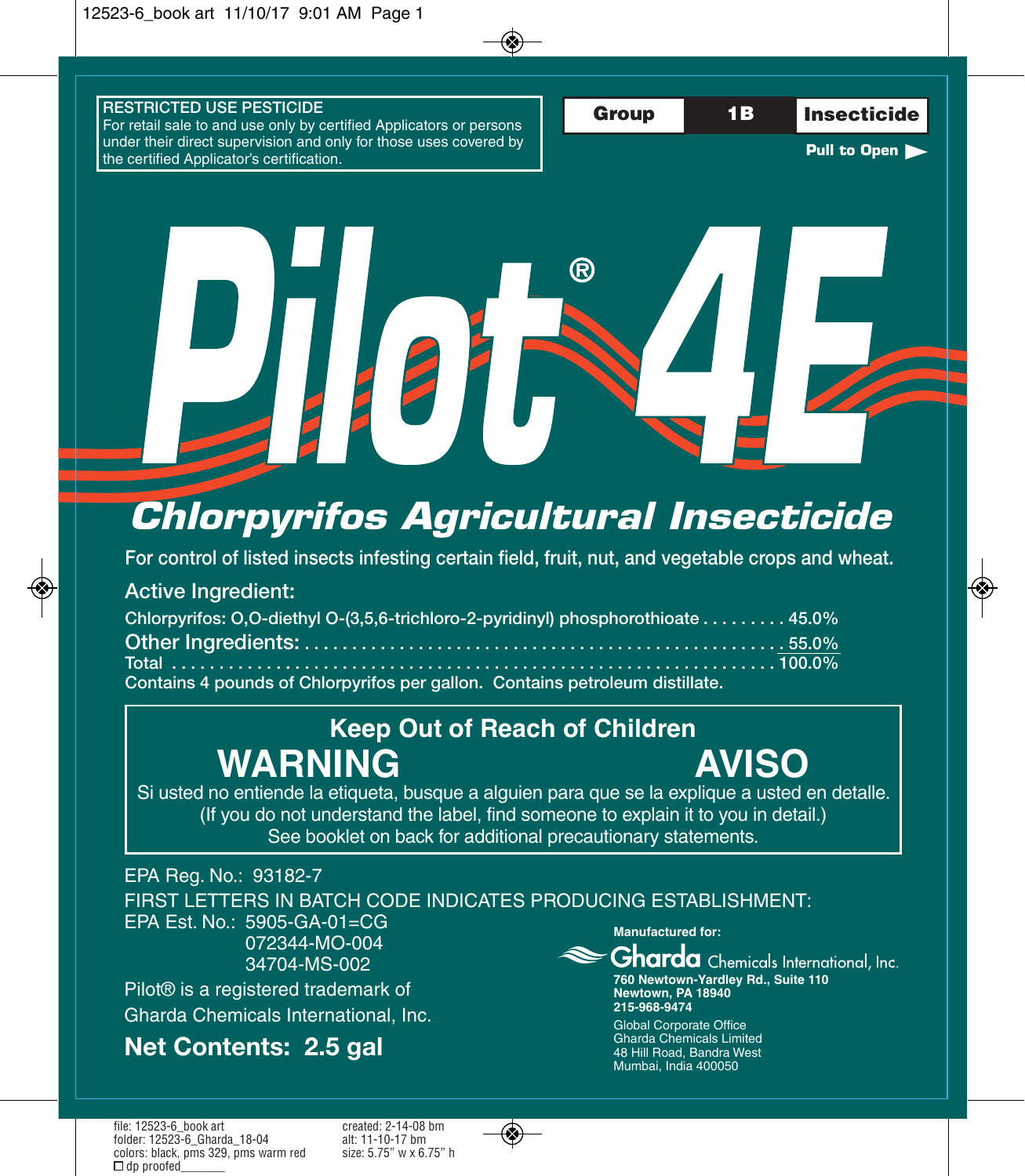**RESTRICTED USE PESTICIDE**
For retail sale to and use only by certified Applicators or persons under their direct supervision and only for those uses covered by the certified Applicator's certification.

| Group | 1B | Insecticide |
|---|---|---|

**Pull to Open**

# Pilot® 4E

## *Chlorpyrifos Agricultural Insecticide*

For control of listed insects infesting certain field, fruit, nut, and vegetable crops and wheat.

**Active Ingredient:**

Chlorpyrifos: O,O-diethyl O-(3,5,6-trichloro-2-pyridinyl) phosphorothioate . . . . . . . . . 45.0%
Other Ingredients: . . . . . . . . . . . . . . . . . . . . . . . . . . . . . . . . . . . . . . . . . . . . . . . . 55.0%
Total . . . . . . . . . . . . . . . . . . . . . . . . . . . . . . . . . . . . . . . . . . . . . . . . . . . . . . . . . 100.0%
Contains 4 pounds of Chlorpyrifos per gallon. Contains petroleum distillate.

**Keep Out of Reach of Children**

**WARNING** **AVISO**

Si usted no entiende la etiqueta, busque a alguien para que se la explique a usted en detalle.
(If you do not understand the label, find someone to explain it to you in detail.)
See booklet on back for additional precautionary statements.

EPA Reg. No.: 93182-7

FIRST LETTERS IN BATCH CODE INDICATES PRODUCING ESTABLISHMENT:

EPA Est. No.: 5905-GA-01=CG
072344-MO-004
34704-MS-002

Pilot® is a registered trademark of Gharda Chemicals International, Inc.

**Net Contents: 2.5 gal**

**Manufactured for:**
Gharda Chemicals International, Inc.
**760 Newtown-Yardley Rd., Suite 110**
**Newtown, PA 18940**
**215-968-9474**

Global Corporate Office
Gharda Chemicals Limited
48 Hill Road, Bandra West
Mumbai, India 400050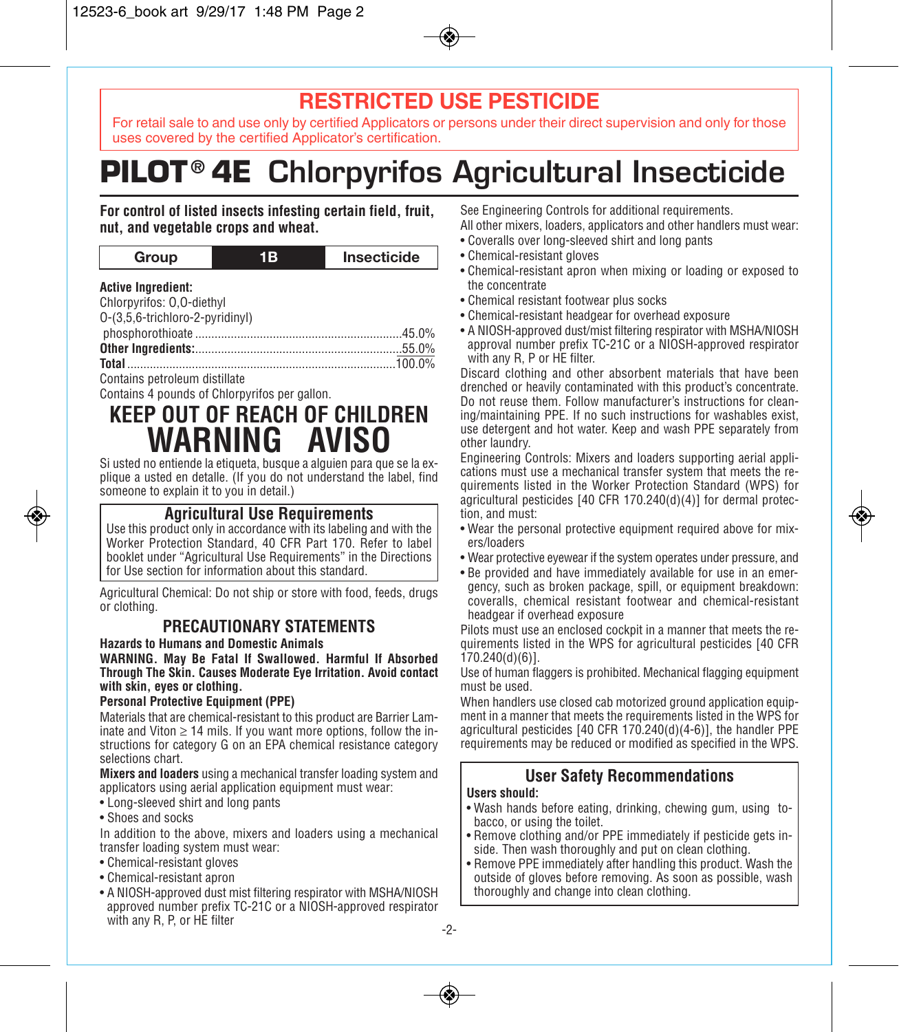# RESTRICTED USE PESTICIDE

For retail sale to and use only by certified Applicators or persons under their direct supervision and only for those uses covered by the certified Applicator's certification.

# PILOT® 4E Chlorpyrifos Agricultural Insecticide

**For control of listed insects infesting certain field, fruit, nut, and vegetable crops and wheat.**

| Group | 1B | Insecticide |
|---|---|---|

**Active Ingredient:**

Chlorpyrifos: O,O-diethyl O-(3,5,6-trichloro-2-pyridinyl) phosphorothioate ....................................................45.0%

**Other Ingredients:**....................................................55.0%

**Total** ....................................................100.0%

Contains petroleum distillate

Contains 4 pounds of Chlorpyrifos per gallon.

## KEEP OUT OF REACH OF CHILDREN

## WARNING AVISO

Si usted no entiende la etiqueta, busque a alguien para que se la explique a usted en detalle. (If you do not understand the label, find someone to explain it to you in detail.)

### Agricultural Use Requirements

Use this product only in accordance with its labeling and with the Worker Protection Standard, 40 CFR Part 170. Refer to label booklet under "Agricultural Use Requirements" in the Directions for Use section for information about this standard.

Agricultural Chemical: Do not ship or store with food, feeds, drugs or clothing.

## PRECAUTIONARY STATEMENTS

### Hazards to Humans and Domestic Animals

**WARNING. May Be Fatal If Swallowed. Harmful If Absorbed Through The Skin. Causes Moderate Eye Irritation. Avoid contact with skin, eyes or clothing.**

### Personal Protective Equipment (PPE)

Materials that are chemical-resistant to this product are Barrier Laminate and Viton ≥ 14 mils. If you want more options, follow the instructions for category G on an EPA chemical resistance category selections chart.

**Mixers and loaders** using a mechanical transfer loading system and applicators using aerial application equipment must wear:

- Long-sleeved shirt and long pants
- Shoes and socks

In addition to the above, mixers and loaders using a mechanical transfer loading system must wear:

- Chemical-resistant gloves
- Chemical-resistant apron
- A NIOSH-approved dust mist filtering respirator with MSHA/NIOSH approved number prefix TC-21C or a NIOSH-approved respirator with any R, P, or HE filter

See Engineering Controls for additional requirements.

All other mixers, loaders, applicators and other handlers must wear:

- Coveralls over long-sleeved shirt and long pants
- Chemical-resistant gloves
- Chemical-resistant apron when mixing or loading or exposed to the concentrate
- Chemical resistant footwear plus socks
- Chemical-resistant headgear for overhead exposure
- A NIOSH-approved dust/mist filtering respirator with MSHA/NIOSH approval number prefix TC-21C or a NIOSH-approved respirator with any R, P or HE filter.

Discard clothing and other absorbent materials that have been drenched or heavily contaminated with this product's concentrate. Do not reuse them. Follow manufacturer's instructions for cleaning/maintaining PPE. If no such instructions for washables exist, use detergent and hot water. Keep and wash PPE separately from other laundry.

Engineering Controls: Mixers and loaders supporting aerial applications must use a mechanical transfer system that meets the requirements listed in the Worker Protection Standard (WPS) for agricultural pesticides [40 CFR 170.240(d)(4)] for dermal protection, and must:

- Wear the personal protective equipment required above for mixers/loaders
- Wear protective eyewear if the system operates under pressure, and
- Be provided and have immediately available for use in an emergency, such as broken package, spill, or equipment breakdown: coveralls, chemical resistant footwear and chemical-resistant headgear if overhead exposure

Pilots must use an enclosed cockpit in a manner that meets the requirements listed in the WPS for agricultural pesticides [40 CFR 170.240(d)(6)].

Use of human flaggers is prohibited. Mechanical flagging equipment must be used.

When handlers use closed cab motorized ground application equipment in a manner that meets the requirements listed in the WPS for agricultural pesticides [40 CFR 170.240(d)(4-6)], the handler PPE requirements may be reduced or modified as specified in the WPS.

### User Safety Recommendations

**Users should:**

- Wash hands before eating, drinking, chewing gum, using tobacco, or using the toilet.
- Remove clothing and/or PPE immediately if pesticide gets inside. Then wash thoroughly and put on clean clothing.
- Remove PPE immediately after handling this product. Wash the outside of gloves before removing. As soon as possible, wash thoroughly and change into clean clothing.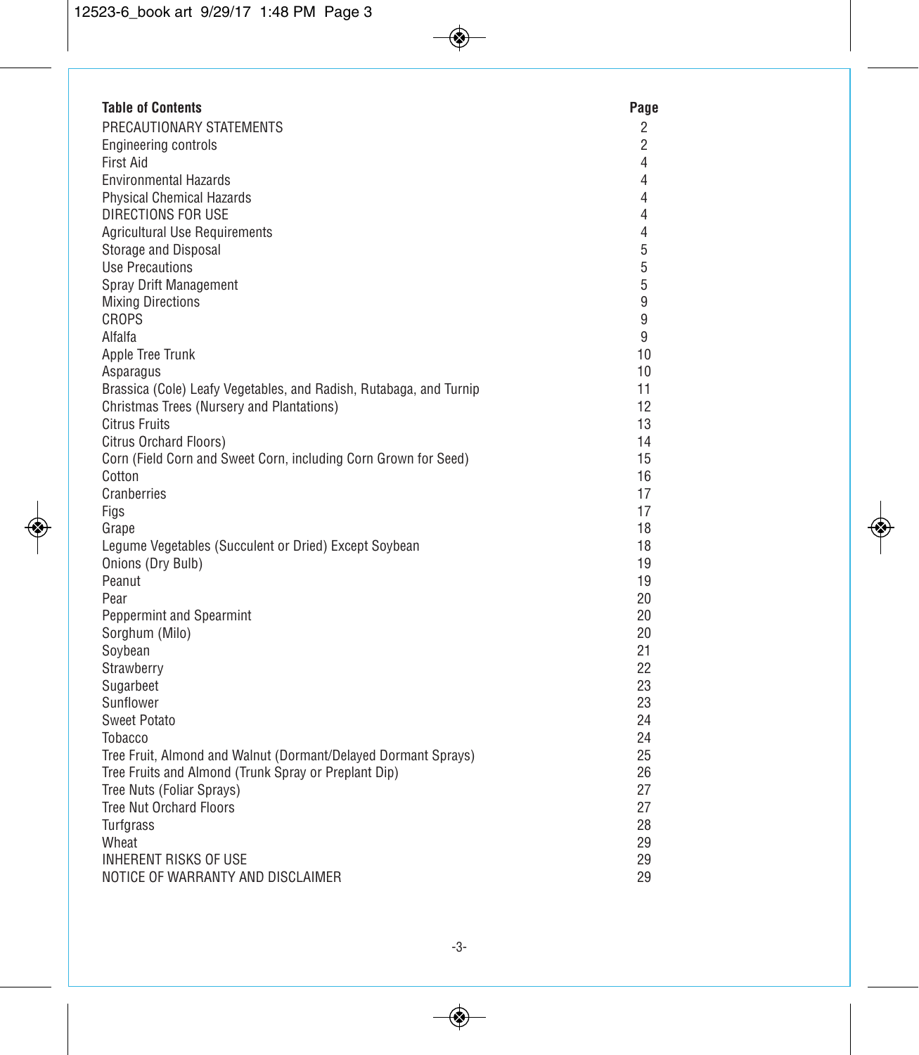| Table of Contents | Page |
|---|---|
| PRECAUTIONARY STATEMENTS | 2 |
| Engineering controls | 2 |
| First Aid | 4 |
| Environmental Hazards | 4 |
| Physical Chemical Hazards | 4 |
| DIRECTIONS FOR USE | 4 |
| Agricultural Use Requirements | 4 |
| Storage and Disposal | 5 |
| Use Precautions | 5 |
| Spray Drift Management | 5 |
| Mixing Directions | 9 |
| CROPS | 9 |
| Alfalfa | 9 |
| Apple Tree Trunk | 10 |
| Asparagus | 10 |
| Brassica (Cole) Leafy Vegetables, and Radish, Rutabaga, and Turnip | 11 |
| Christmas Trees (Nursery and Plantations) | 12 |
| Citrus Fruits | 13 |
| Citrus Orchard Floors) | 14 |
| Corn (Field Corn and Sweet Corn, including Corn Grown for Seed) | 15 |
| Cotton | 16 |
| Cranberries | 17 |
| Figs | 17 |
| Grape | 18 |
| Legume Vegetables (Succulent or Dried) Except Soybean | 18 |
| Onions (Dry Bulb) | 19 |
| Peanut | 19 |
| Pear | 20 |
| Peppermint and Spearmint | 20 |
| Sorghum (Milo) | 20 |
| Soybean | 21 |
| Strawberry | 22 |
| Sugarbeet | 23 |
| Sunflower | 23 |
| Sweet Potato | 24 |
| Tobacco | 24 |
| Tree Fruit, Almond and Walnut (Dormant/Delayed Dormant Sprays) | 25 |
| Tree Fruits and Almond (Trunk Spray or Preplant Dip) | 26 |
| Tree Nuts (Foliar Sprays) | 27 |
| Tree Nut Orchard Floors | 27 |
| Turfgrass | 28 |
| Wheat | 29 |
| INHERENT RISKS OF USE | 29 |
| NOTICE OF WARRANTY AND DISCLAIMER | 29 |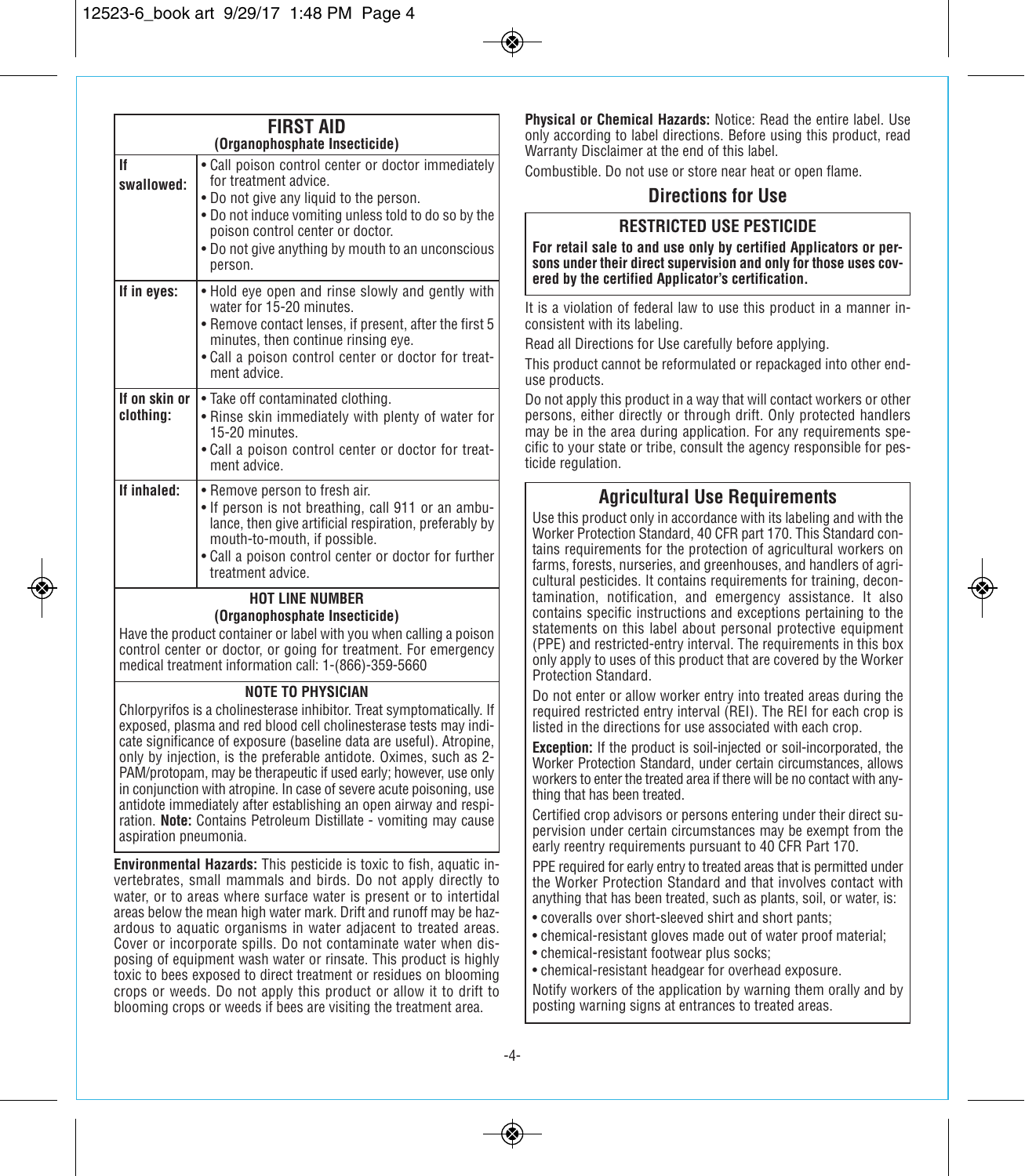## FIRST AID
### (Organophosphate Insecticide)

| | |
|---|---|
| **If swallowed:** | • Call poison control center or doctor immediately for treatment advice.<br>• Do not give any liquid to the person.<br>• Do not induce vomiting unless told to do so by the poison control center or doctor.<br>• Do not give anything by mouth to an unconscious person. |
| **If in eyes:** | • Hold eye open and rinse slowly and gently with water for 15-20 minutes.<br>• Remove contact lenses, if present, after the first 5 minutes, then continue rinsing eye.<br>• Call a poison control center or doctor for treatment advice. |
| **If on skin or clothing:** | • Take off contaminated clothing.<br>• Rinse skin immediately with plenty of water for 15-20 minutes.<br>• Call a poison control center or doctor for treatment advice. |
| **If inhaled:** | • Remove person to fresh air.<br>• If person is not breathing, call 911 or an ambulance, then give artificial respiration, preferably by mouth-to-mouth, if possible.<br>• Call a poison control center or doctor for further treatment advice. |

**HOT LINE NUMBER**
**(Organophosphate Insecticide)**

Have the product container or label with you when calling a poison control center or doctor, or going for treatment. For emergency medical treatment information call: 1-(866)-359-5660

**NOTE TO PHYSICIAN**

Chlorpyrifos is a cholinesterase inhibitor. Treat symptomatically. If exposed, plasma and red blood cell cholinesterase tests may indicate significance of exposure (baseline data are useful). Atropine, only by injection, is the preferable antidote. Oximes, such as 2-PAM/protopam, may be therapeutic if used early; however, use only in conjunction with atropine. In case of severe acute poisoning, use antidote immediately after establishing an open airway and respiration. **Note:** Contains Petroleum Distillate - vomiting may cause aspiration pneumonia.

**Environmental Hazards:** This pesticide is toxic to fish, aquatic invertebrates, small mammals and birds. Do not apply directly to water, or to areas where surface water is present or to intertidal areas below the mean high water mark. Drift and runoff may be hazardous to aquatic organisms in water adjacent to treated areas. Cover or incorporate spills. Do not contaminate water when disposing of equipment wash water or rinsate. This product is highly toxic to bees exposed to direct treatment or residues on blooming crops or weeds. Do not apply this product or allow it to drift to blooming crops or weeds if bees are visiting the treatment area.

**Physical or Chemical Hazards:** Notice: Read the entire label. Use only according to label directions. Before using this product, read Warranty Disclaimer at the end of this label.

Combustible. Do not use or store near heat or open flame.

## Directions for Use

### RESTRICTED USE PESTICIDE

**For retail sale to and use only by certified Applicators or persons under their direct supervision and only for those uses covered by the certified Applicator's certification.**

It is a violation of federal law to use this product in a manner inconsistent with its labeling.

Read all Directions for Use carefully before applying.

This product cannot be reformulated or repackaged into other end-use products.

Do not apply this product in a way that will contact workers or other persons, either directly or through drift. Only protected handlers may be in the area during application. For any requirements specific to your state or tribe, consult the agency responsible for pesticide regulation.

### Agricultural Use Requirements

Use this product only in accordance with its labeling and with the Worker Protection Standard, 40 CFR part 170. This Standard contains requirements for the protection of agricultural workers on farms, forests, nurseries, and greenhouses, and handlers of agricultural pesticides. It contains requirements for training, decontamination, notification, and emergency assistance. It also contains specific instructions and exceptions pertaining to the statements on this label about personal protective equipment (PPE) and restricted-entry interval. The requirements in this box only apply to uses of this product that are covered by the Worker Protection Standard.

Do not enter or allow worker entry into treated areas during the required restricted entry interval (REI). The REI for each crop is listed in the directions for use associated with each crop.

**Exception:** If the product is soil-injected or soil-incorporated, the Worker Protection Standard, under certain circumstances, allows workers to enter the treated area if there will be no contact with anything that has been treated.

Certified crop advisors or persons entering under their direct supervision under certain circumstances may be exempt from the early reentry requirements pursuant to 40 CFR Part 170.

PPE required for early entry to treated areas that is permitted under the Worker Protection Standard and that involves contact with anything that has been treated, such as plants, soil, or water, is:

- coveralls over short-sleeved shirt and short pants;
- chemical-resistant gloves made out of water proof material;
- chemical-resistant footwear plus socks;
- chemical-resistant headgear for overhead exposure.

Notify workers of the application by warning them orally and by posting warning signs at entrances to treated areas.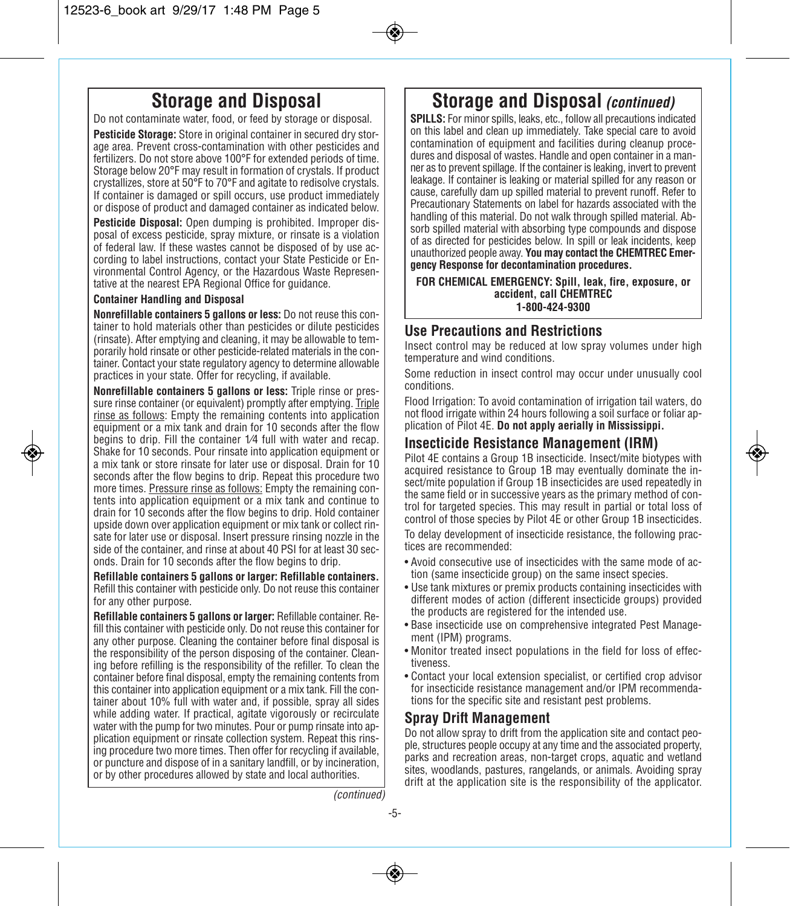## Storage and Disposal

Do not contaminate water, food, or feed by storage or disposal.

**Pesticide Storage:** Store in original container in secured dry storage area. Prevent cross-contamination with other pesticides and fertilizers. Do not store above 100°F for extended periods of time. Storage below 20°F may result in formation of crystals. If product crystallizes, store at 50°F to 70°F and agitate to redisolve crystals. If container is damaged or spill occurs, use product immediately or dispose of product and damaged container as indicated below.

**Pesticide Disposal:** Open dumping is prohibited. Improper disposal of excess pesticide, spray mixture, or rinsate is a violation of federal law. If these wastes cannot be disposed of by use according to label instructions, contact your State Pesticide or Environmental Control Agency, or the Hazardous Waste Representative at the nearest EPA Regional Office for guidance.

**Container Handling and Disposal**

**Nonrefillable containers 5 gallons or less:** Do not reuse this container to hold materials other than pesticides or dilute pesticides (rinsate). After emptying and cleaning, it may be allowable to temporarily hold rinsate or other pesticide-related materials in the container. Contact your state regulatory agency to determine allowable practices in your state. Offer for recycling, if available.

**Nonrefillable containers 5 gallons or less:** Triple rinse or pressure rinse container (or equivalent) promptly after emptying. Triple rinse as follows: Empty the remaining contents into application equipment or a mix tank and drain for 10 seconds after the flow begins to drip. Fill the container 1⁄4 full with water and recap. Shake for 10 seconds. Pour rinsate into application equipment or a mix tank or store rinsate for later use or disposal. Drain for 10 seconds after the flow begins to drip. Repeat this procedure two more times. Pressure rinse as follows: Empty the remaining contents into application equipment or a mix tank and continue to drain for 10 seconds after the flow begins to drip. Hold container upside down over application equipment or mix tank or collect rinsate for later use or disposal. Insert pressure rinsing nozzle in the side of the container, and rinse at about 40 PSI for at least 30 seconds. Drain for 10 seconds after the flow begins to drip.

**Refillable containers 5 gallons or larger: Refillable containers.** Refill this container with pesticide only. Do not reuse this container for any other purpose.

**Refillable containers 5 gallons or larger:** Refillable container. Refill this container with pesticide only. Do not reuse this container for any other purpose. Cleaning the container before final disposal is the responsibility of the person disposing of the container. Cleaning before refilling is the responsibility of the refiller. To clean the container before final disposal, empty the remaining contents from this container into application equipment or a mix tank. Fill the container about 10% full with water and, if possible, spray all sides while adding water. If practical, agitate vigorously or recirculate water with the pump for two minutes. Pour or pump rinsate into application equipment or rinsate collection system. Repeat this rinsing procedure two more times. Then offer for recycling if available, or puncture and dispose of in a sanitary landfill, or by incineration, or by other procedures allowed by state and local authorities.

*(continued)*

## Storage and Disposal *(continued)*

**SPILLS:** For minor spills, leaks, etc., follow all precautions indicated on this label and clean up immediately. Take special care to avoid contamination of equipment and facilities during cleanup procedures and disposal of wastes. Handle and open container in a manner as to prevent spillage. If the container is leaking, invert to prevent leakage. If container is leaking or material spilled for any reason or cause, carefully dam up spilled material to prevent runoff. Refer to Precautionary Statements on label for hazards associated with the handling of this material. Do not walk through spilled material. Absorb spilled material with absorbing type compounds and dispose of as directed for pesticides below. In spill or leak incidents, keep unauthorized people away. **You may contact the CHEMTREC Emergency Response for decontamination procedures.**

**FOR CHEMICAL EMERGENCY: Spill, leak, fire, exposure, or accident, call CHEMTREC 1-800-424-9300**

## Use Precautions and Restrictions

Insect control may be reduced at low spray volumes under high temperature and wind conditions.

Some reduction in insect control may occur under unusually cool conditions.

Flood Irrigation: To avoid contamination of irrigation tail waters, do not flood irrigate within 24 hours following a soil surface or foliar application of Pilot 4E. **Do not apply aerially in Mississippi.**

## Insecticide Resistance Management (IRM)

Pilot 4E contains a Group 1B insecticide. Insect/mite biotypes with acquired resistance to Group 1B may eventually dominate the insect/mite population if Group 1B insecticides are used repeatedly in the same field or in successive years as the primary method of control for targeted species. This may result in partial or total loss of control of those species by Pilot 4E or other Group 1B insecticides.

To delay development of insecticide resistance, the following practices are recommended:

- Avoid consecutive use of insecticides with the same mode of action (same insecticide group) on the same insect species.
- Use tank mixtures or premix products containing insecticides with different modes of action (different insecticide groups) provided the products are registered for the intended use.
- Base insecticide use on comprehensive integrated Pest Management (IPM) programs.
- Monitor treated insect populations in the field for loss of effectiveness.
- Contact your local extension specialist, or certified crop advisor for insecticide resistance management and/or IPM recommendations for the specific site and resistant pest problems.

## Spray Drift Management

Do not allow spray to drift from the application site and contact people, structures people occupy at any time and the associated property, parks and recreation areas, non-target crops, aquatic and wetland sites, woodlands, pastures, rangelands, or animals. Avoiding spray drift at the application site is the responsibility of the applicator.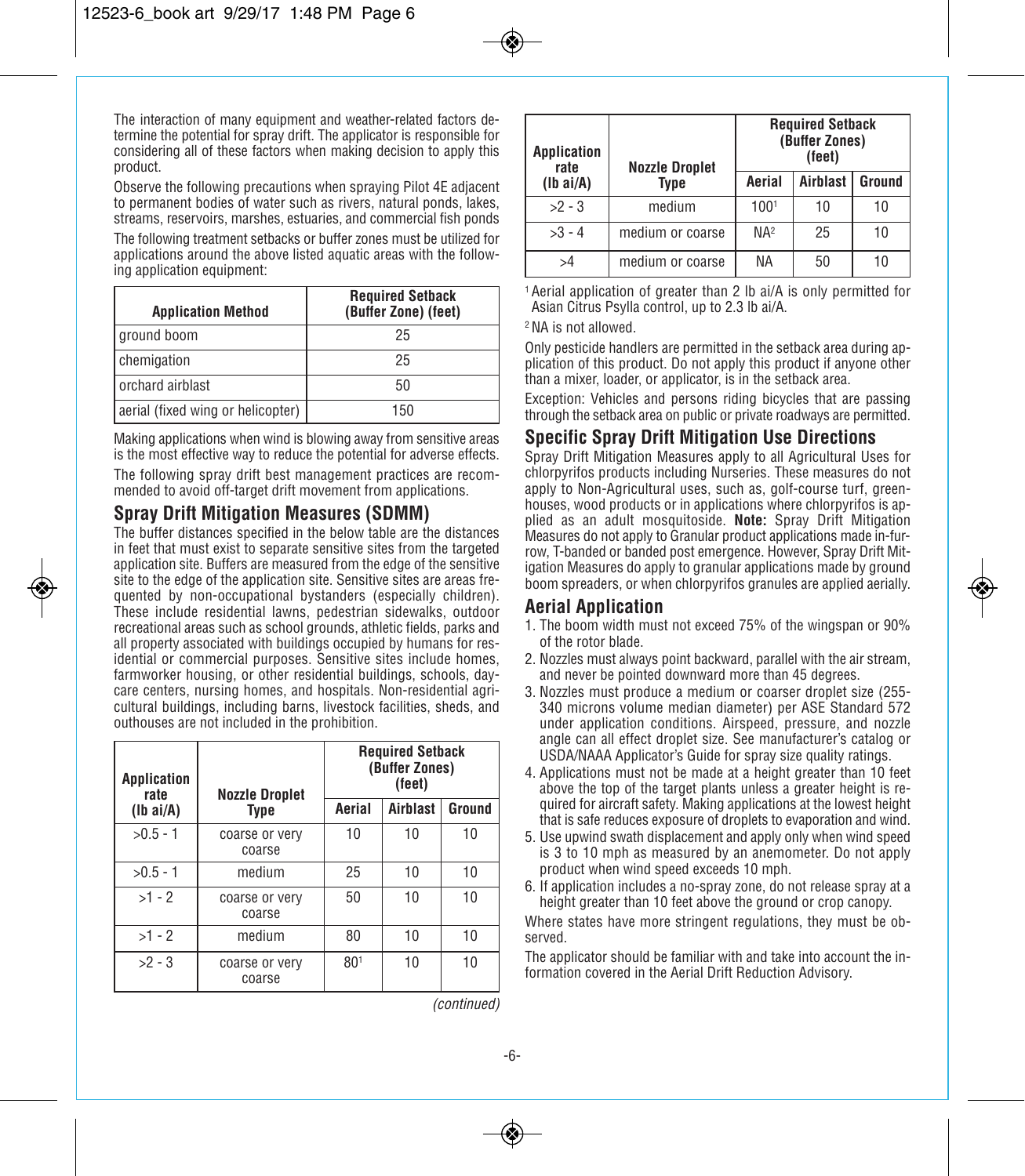The interaction of many equipment and weather-related factors determine the potential for spray drift. The applicator is responsible for considering all of these factors when making decision to apply this product.

Observe the following precautions when spraying Pilot 4E adjacent to permanent bodies of water such as rivers, natural ponds, lakes, streams, reservoirs, marshes, estuaries, and commercial fish ponds

The following treatment setbacks or buffer zones must be utilized for applications around the above listed aquatic areas with the following application equipment:

| Application Method | Required Setback (Buffer Zone) (feet) |
|---|---|
| ground boom | 25 |
| chemigation | 25 |
| orchard airblast | 50 |
| aerial (fixed wing or helicopter) | 150 |

Making applications when wind is blowing away from sensitive areas is the most effective way to reduce the potential for adverse effects.

The following spray drift best management practices are recommended to avoid off-target drift movement from applications.

## Spray Drift Mitigation Measures (SDMM)

The buffer distances specified in the below table are the distances in feet that must exist to separate sensitive sites from the targeted application site. Buffers are measured from the edge of the sensitive site to the edge of the application site. Sensitive sites are areas frequented by non-occupational bystanders (especially children). These include residential lawns, pedestrian sidewalks, outdoor recreational areas such as school grounds, athletic fields, parks and all property associated with buildings occupied by humans for residential or commercial purposes. Sensitive sites include homes, farmworker housing, or other residential buildings, schools, daycare centers, nursing homes, and hospitals. Non-residential agricultural buildings, including barns, livestock facilities, sheds, and outhouses are not included in the prohibition.

| Application rate (lb ai/A) | Nozzle Droplet Type | Required Setback (Buffer Zones) (feet) | | |
|---|---|---|---|---|
| | | Aerial | Airblast | Ground |
| >0.5 - 1 | coarse or very coarse | 10 | 10 | 10 |
| >0.5 - 1 | medium | 25 | 10 | 10 |
| >1 - 2 | coarse or very coarse | 50 | 10 | 10 |
| >1 - 2 | medium | 80 | 10 | 10 |
| >2 - 3 | coarse or very coarse | 80[1] | 10 | 10 |
| >2 - 3 | medium | 100[1] | 10 | 10 |
| >3 - 4 | medium or coarse | NA[2] | 25 | 10 |
| >4 | medium or coarse | NA | 50 | 10 |

[1] Aerial application of greater than 2 lb ai/A is only permitted for Asian Citrus Psylla control, up to 2.3 lb ai/A.

[2] NA is not allowed.

Only pesticide handlers are permitted in the setback area during application of this product. Do not apply this product if anyone other than a mixer, loader, or applicator, is in the setback area.

Exception: Vehicles and persons riding bicycles that are passing through the setback area on public or private roadways are permitted.

## Specific Spray Drift Mitigation Use Directions

Spray Drift Mitigation Measures apply to all Agricultural Uses for chlorpyrifos products including Nurseries. These measures do not apply to Non-Agricultural uses, such as, golf-course turf, greenhouses, wood products or in applications where chlorpyrifos is applied as an adult mosquitoside. **Note:** Spray Drift Mitigation Measures do not apply to Granular product applications made in-furrow, T-banded or banded post emergence. However, Spray Drift Mitigation Measures do apply to granular applications made by ground boom spreaders, or when chlorpyrifos granules are applied aerially.

## Aerial Application

1. The boom width must not exceed 75% of the wingspan or 90% of the rotor blade.
2. Nozzles must always point backward, parallel with the air stream, and never be pointed downward more than 45 degrees.
3. Nozzles must produce a medium or coarser droplet size (255-340 microns volume median diameter) per ASE Standard 572 under application conditions. Airspeed, pressure, and nozzle angle can all effect droplet size. See manufacturer's catalog or USDA/NAAA Applicator's Guide for spray size quality ratings.
4. Applications must not be made at a height greater than 10 feet above the top of the target plants unless a greater height is required for aircraft safety. Making applications at the lowest height that is safe reduces exposure of droplets to evaporation and wind.
5. Use upwind swath displacement and apply only when wind speed is 3 to 10 mph as measured by an anemometer. Do not apply product when wind speed exceeds 10 mph.
6. If application includes a no-spray zone, do not release spray at a height greater than 10 feet above the ground or crop canopy.

Where states have more stringent regulations, they must be observed.

The applicator should be familiar with and take into account the information covered in the Aerial Drift Reduction Advisory.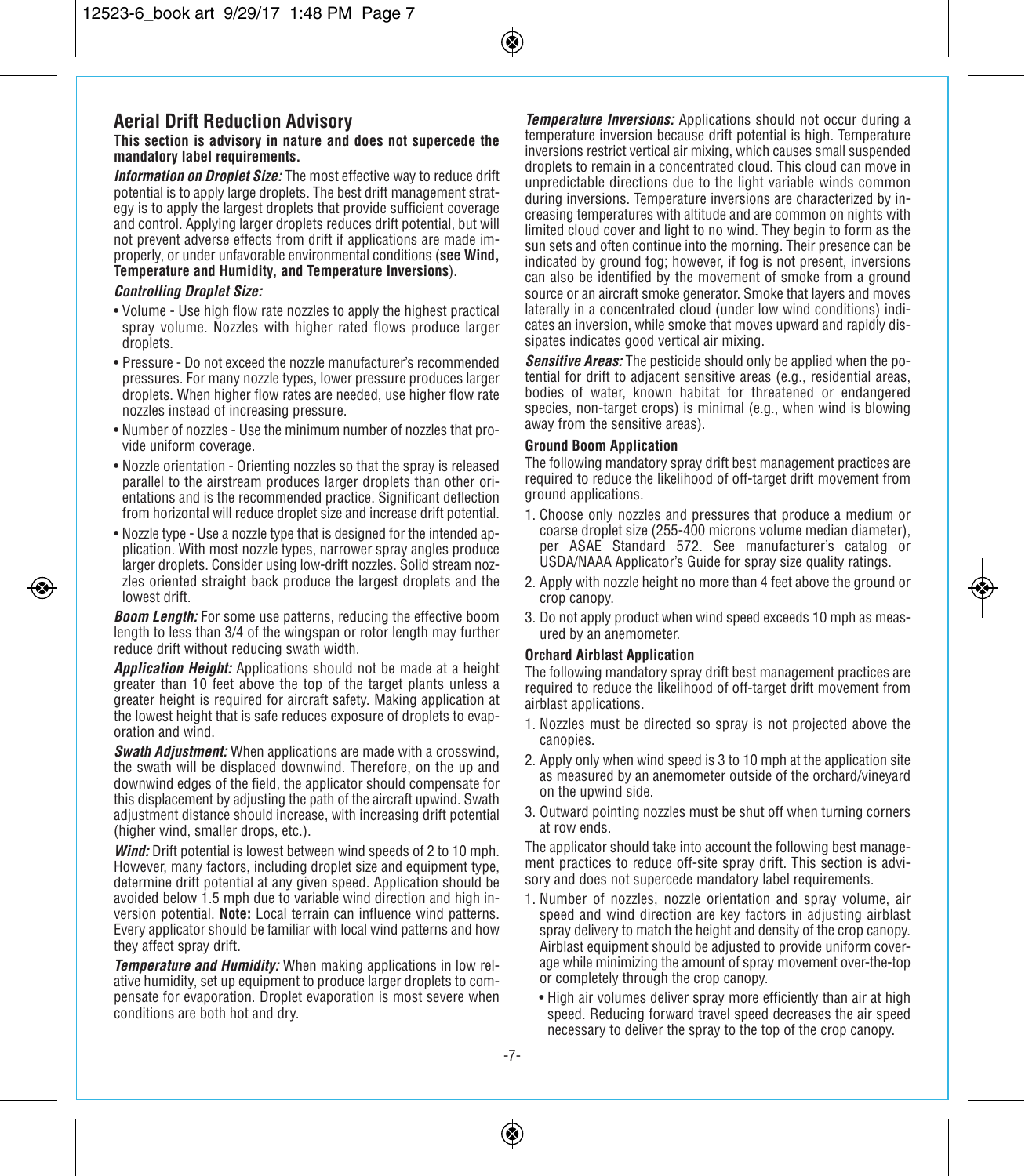## Aerial Drift Reduction Advisory

**This section is advisory in nature and does not supercede the mandatory label requirements.**

***Information on Droplet Size:*** The most effective way to reduce drift potential is to apply large droplets. The best drift management strategy is to apply the largest droplets that provide sufficient coverage and control. Applying larger droplets reduces drift potential, but will not prevent adverse effects from drift if applications are made improperly, or under unfavorable environmental conditions (**see Wind, Temperature and Humidity, and Temperature Inversions**).

***Controlling Droplet Size:***

- Volume - Use high flow rate nozzles to apply the highest practical spray volume. Nozzles with higher rated flows produce larger droplets.
- Pressure - Do not exceed the nozzle manufacturer's recommended pressures. For many nozzle types, lower pressure produces larger droplets. When higher flow rates are needed, use higher flow rate nozzles instead of increasing pressure.
- Number of nozzles - Use the minimum number of nozzles that provide uniform coverage.
- Nozzle orientation - Orienting nozzles so that the spray is released parallel to the airstream produces larger droplets than other orientations and is the recommended practice. Significant deflection from horizontal will reduce droplet size and increase drift potential.
- Nozzle type - Use a nozzle type that is designed for the intended application. With most nozzle types, narrower spray angles produce larger droplets. Consider using low-drift nozzles. Solid stream nozzles oriented straight back produce the largest droplets and the lowest drift.

***Boom Length:*** For some use patterns, reducing the effective boom length to less than 3/4 of the wingspan or rotor length may further reduce drift without reducing swath width.

***Application Height:*** Applications should not be made at a height greater than 10 feet above the top of the target plants unless a greater height is required for aircraft safety. Making application at the lowest height that is safe reduces exposure of droplets to evaporation and wind.

***Swath Adjustment:*** When applications are made with a crosswind, the swath will be displaced downwind. Therefore, on the up and downwind edges of the field, the applicator should compensate for this displacement by adjusting the path of the aircraft upwind. Swath adjustment distance should increase, with increasing drift potential (higher wind, smaller drops, etc.).

***Wind:*** Drift potential is lowest between wind speeds of 2 to 10 mph. However, many factors, including droplet size and equipment type, determine drift potential at any given speed. Application should be avoided below 1.5 mph due to variable wind direction and high inversion potential. **Note:** Local terrain can influence wind patterns. Every applicator should be familiar with local wind patterns and how they affect spray drift.

***Temperature and Humidity:*** When making applications in low relative humidity, set up equipment to produce larger droplets to compensate for evaporation. Droplet evaporation is most severe when conditions are both hot and dry.

***Temperature Inversions:*** Applications should not occur during a temperature inversion because drift potential is high. Temperature inversions restrict vertical air mixing, which causes small suspended droplets to remain in a concentrated cloud. This cloud can move in unpredictable directions due to the light variable winds common during inversions. Temperature inversions are characterized by increasing temperatures with altitude and are common on nights with limited cloud cover and light to no wind. They begin to form as the sun sets and often continue into the morning. Their presence can be indicated by ground fog; however, if fog is not present, inversions can also be identified by the movement of smoke from a ground source or an aircraft smoke generator. Smoke that layers and moves laterally in a concentrated cloud (under low wind conditions) indicates an inversion, while smoke that moves upward and rapidly dissipates indicates good vertical air mixing.

***Sensitive Areas:*** The pesticide should only be applied when the potential for drift to adjacent sensitive areas (e.g., residential areas, bodies of water, known habitat for threatened or endangered species, non-target crops) is minimal (e.g., when wind is blowing away from the sensitive areas).

### Ground Boom Application

The following mandatory spray drift best management practices are required to reduce the likelihood of off-target drift movement from ground applications.

1. Choose only nozzles and pressures that produce a medium or coarse droplet size (255-400 microns volume median diameter), per ASAE Standard 572. See manufacturer's catalog or USDA/NAAA Applicator's Guide for spray size quality ratings.
2. Apply with nozzle height no more than 4 feet above the ground or crop canopy.
3. Do not apply product when wind speed exceeds 10 mph as measured by an anemometer.

### Orchard Airblast Application

The following mandatory spray drift best management practices are required to reduce the likelihood of off-target drift movement from airblast applications.

1. Nozzles must be directed so spray is not projected above the canopies.
2. Apply only when wind speed is 3 to 10 mph at the application site as measured by an anemometer outside of the orchard/vineyard on the upwind side.
3. Outward pointing nozzles must be shut off when turning corners at row ends.

The applicator should take into account the following best management practices to reduce off-site spray drift. This section is advisory and does not supercede mandatory label requirements.

1. Number of nozzles, nozzle orientation and spray volume, air speed and wind direction are key factors in adjusting airblast spray delivery to match the height and density of the crop canopy. Airblast equipment should be adjusted to provide uniform coverage while minimizing the amount of spray movement over-the-top or completely through the crop canopy.
   - High air volumes deliver spray more efficiently than air at high speed. Reducing forward travel speed decreases the air speed necessary to deliver the spray to the top of the crop canopy.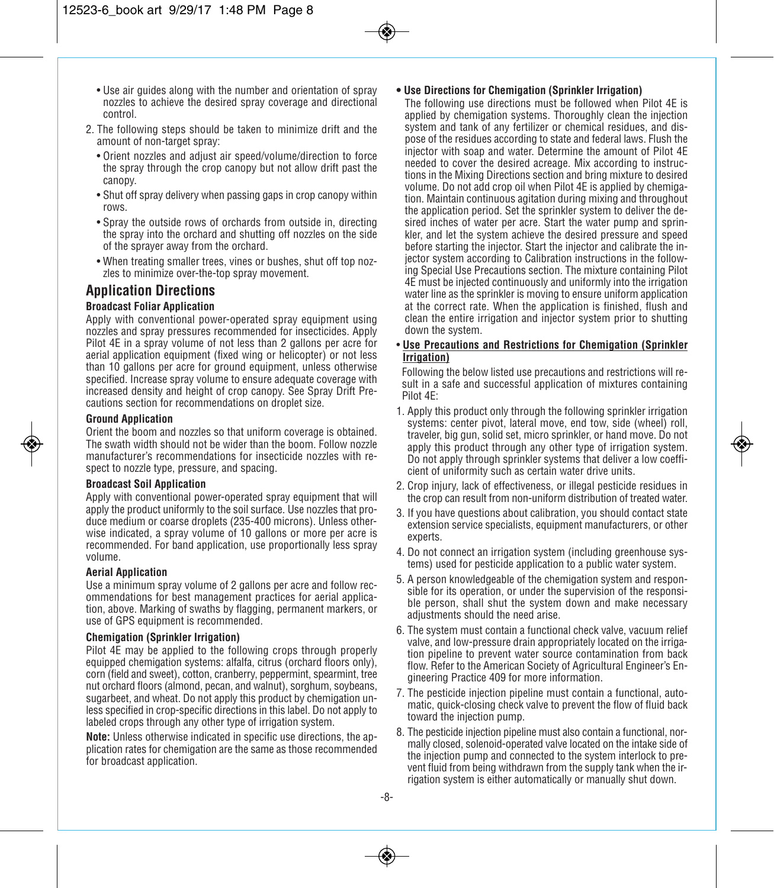- Use air guides along with the number and orientation of spray nozzles to achieve the desired spray coverage and directional control.

2. The following steps should be taken to minimize drift and the amount of non-target spray:
   - Orient nozzles and adjust air speed/volume/direction to force the spray through the crop canopy but not allow drift past the canopy.
   - Shut off spray delivery when passing gaps in crop canopy within rows.
   - Spray the outside rows of orchards from outside in, directing the spray into the orchard and shutting off nozzles on the side of the sprayer away from the orchard.
   - When treating smaller trees, vines or bushes, shut off top nozzles to minimize over-the-top spray movement.

## Application Directions

### Broadcast Foliar Application

Apply with conventional power-operated spray equipment using nozzles and spray pressures recommended for insecticides. Apply Pilot 4E in a spray volume of not less than 2 gallons per acre for aerial application equipment (fixed wing or helicopter) or not less than 10 gallons per acre for ground equipment, unless otherwise specified. Increase spray volume to ensure adequate coverage with increased density and height of crop canopy. See Spray Drift Precautions section for recommendations on droplet size.

### Ground Application

Orient the boom and nozzles so that uniform coverage is obtained. The swath width should not be wider than the boom. Follow nozzle manufacturer's recommendations for insecticide nozzles with respect to nozzle type, pressure, and spacing.

### Broadcast Soil Application

Apply with conventional power-operated spray equipment that will apply the product uniformly to the soil surface. Use nozzles that produce medium or coarse droplets (235-400 microns). Unless otherwise indicated, a spray volume of 10 gallons or more per acre is recommended. For band application, use proportionally less spray volume.

### Aerial Application

Use a minimum spray volume of 2 gallons per acre and follow recommendations for best management practices for aerial application, above. Marking of swaths by flagging, permanent markers, or use of GPS equipment is recommended.

### Chemigation (Sprinkler Irrigation)

Pilot 4E may be applied to the following crops through properly equipped chemigation systems: alfalfa, citrus (orchard floors only), corn (field and sweet), cotton, cranberry, peppermint, spearmint, tree nut orchard floors (almond, pecan, and walnut), sorghum, soybeans, sugarbeet, and wheat. Do not apply this product by chemigation unless specified in crop-specific directions in this label. Do not apply to labeled crops through any other type of irrigation system.

**Note:** Unless otherwise indicated in specific use directions, the application rates for chemigation are the same as those recommended for broadcast application.

- **Use Directions for Chemigation (Sprinkler Irrigation)**

  The following use directions must be followed when Pilot 4E is applied by chemigation systems. Thoroughly clean the injection system and tank of any fertilizer or chemical residues, and dispose of the residues according to state and federal laws. Flush the injector with soap and water. Determine the amount of Pilot 4E needed to cover the desired acreage. Mix according to instructions in the Mixing Directions section and bring mixture to desired volume. Do not add crop oil when Pilot 4E is applied by chemigation. Maintain continuous agitation during mixing and throughout the application period. Set the sprinkler system to deliver the desired inches of water per acre. Start the water pump and sprinkler, and let the system achieve the desired pressure and speed before starting the injector. Start the injector and calibrate the injector system according to Calibration instructions in the following Special Use Precautions section. The mixture containing Pilot 4E must be injected continuously and uniformly into the irrigation water line as the sprinkler is moving to ensure uniform application at the correct rate. When the application is finished, flush and clean the entire irrigation and injector system prior to shutting down the system.

- **Use Precautions and Restrictions for Chemigation (Sprinkler Irrigation)**

  Following the below listed use precautions and restrictions will result in a safe and successful application of mixtures containing Pilot 4E:

1. Apply this product only through the following sprinkler irrigation systems: center pivot, lateral move, end tow, side (wheel) roll, traveler, big gun, solid set, micro sprinkler, or hand move. Do not apply this product through any other type of irrigation system. Do not apply through sprinkler systems that deliver a low coefficient of uniformity such as certain water drive units.
2. Crop injury, lack of effectiveness, or illegal pesticide residues in the crop can result from non-uniform distribution of treated water.
3. If you have questions about calibration, you should contact state extension service specialists, equipment manufacturers, or other experts.
4. Do not connect an irrigation system (including greenhouse systems) used for pesticide application to a public water system.
5. A person knowledgeable of the chemigation system and responsible for its operation, or under the supervision of the responsible person, shall shut the system down and make necessary adjustments should the need arise.
6. The system must contain a functional check valve, vacuum relief valve, and low-pressure drain appropriately located on the irrigation pipeline to prevent water source contamination from back flow. Refer to the American Society of Agricultural Engineer's Engineering Practice 409 for more information.
7. The pesticide injection pipeline must contain a functional, automatic, quick-closing check valve to prevent the flow of fluid back toward the injection pump.
8. The pesticide injection pipeline must also contain a functional, normally closed, solenoid-operated valve located on the intake side of the injection pump and connected to the system interlock to prevent fluid from being withdrawn from the supply tank when the irrigation system is either automatically or manually shut down.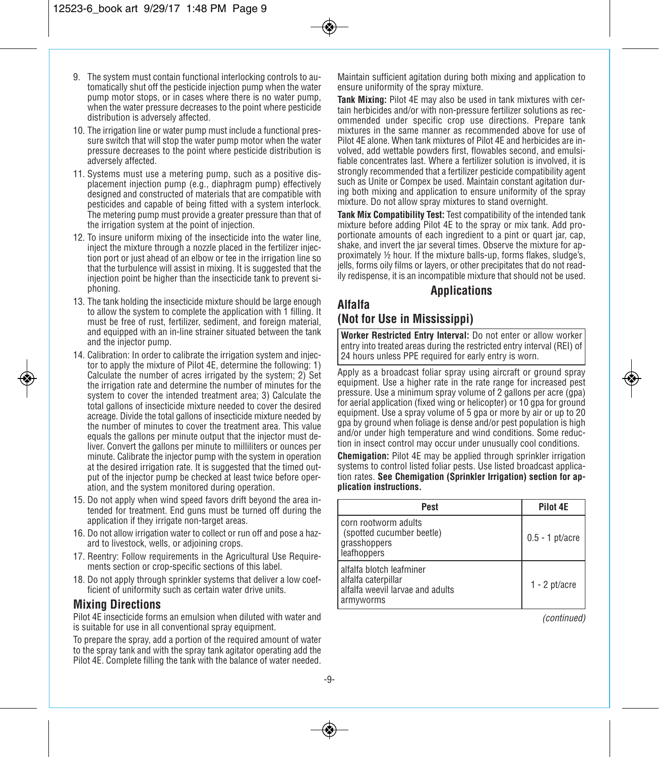9. The system must contain functional interlocking controls to automatically shut off the pesticide injection pump when the water pump motor stops, or in cases where there is no water pump, when the water pressure decreases to the point where pesticide distribution is adversely affected.
10. The irrigation line or water pump must include a functional pressure switch that will stop the water pump motor when the water pressure decreases to the point where pesticide distribution is adversely affected.
11. Systems must use a metering pump, such as a positive displacement injection pump (e.g., diaphragm pump) effectively designed and constructed of materials that are compatible with pesticides and capable of being fitted with a system interlock. The metering pump must provide a greater pressure than that of the irrigation system at the point of injection.
12. To insure uniform mixing of the insecticide into the water line, inject the mixture through a nozzle placed in the fertilizer injection port or just ahead of an elbow or tee in the irrigation line so that the turbulence will assist in mixing. It is suggested that the injection point be higher than the insecticide tank to prevent siphoning.
13. The tank holding the insecticide mixture should be large enough to allow the system to complete the application with 1 filling. It must be free of rust, fertilizer, sediment, and foreign material, and equipped with an in-line strainer situated between the tank and the injector pump.
14. Calibration: In order to calibrate the irrigation system and injector to apply the mixture of Pilot 4E, determine the following: 1) Calculate the number of acres irrigated by the system; 2) Set the irrigation rate and determine the number of minutes for the system to cover the intended treatment area; 3) Calculate the total gallons of insecticide mixture needed to cover the desired acreage. Divide the total gallons of insecticide mixture needed by the number of minutes to cover the treatment area. This value equals the gallons per minute output that the injector must deliver. Convert the gallons per minute to milliliters or ounces per minute. Calibrate the injector pump with the system in operation at the desired irrigation rate. It is suggested that the timed output of the injector pump be checked at least twice before operation, and the system monitored during operation.
15. Do not apply when wind speed favors drift beyond the area intended for treatment. End guns must be turned off during the application if they irrigate non-target areas.
16. Do not allow irrigation water to collect or run off and pose a hazard to livestock, wells, or adjoining crops.
17. Reentry: Follow requirements in the Agricultural Use Requirements section or crop-specific sections of this label.
18. Do not apply through sprinkler systems that deliver a low coefficient of uniformity such as certain water drive units.

## Mixing Directions

Pilot 4E insecticide forms an emulsion when diluted with water and is suitable for use in all conventional spray equipment.

To prepare the spray, add a portion of the required amount of water to the spray tank and with the spray tank agitator operating add the Pilot 4E. Complete filling the tank with the balance of water needed. Maintain sufficient agitation during both mixing and application to ensure uniformity of the spray mixture.

**Tank Mixing:** Pilot 4E may also be used in tank mixtures with certain herbicides and/or with non-pressure fertilizer solutions as recommended under specific crop use directions. Prepare tank mixtures in the same manner as recommended above for use of Pilot 4E alone. When tank mixtures of Pilot 4E and herbicides are involved, add wettable powders first, flowables second, and emulsifiable concentrates last. Where a fertilizer solution is involved, it is strongly recommended that a fertilizer pesticide compatibility agent such as Unite or Compex be used. Maintain constant agitation during both mixing and application to ensure uniformity of the spray mixture. Do not allow spray mixtures to stand overnight.

**Tank Mix Compatibility Test:** Test compatibility of the intended tank mixture before adding Pilot 4E to the spray or mix tank. Add proportionate amounts of each ingredient to a pint or quart jar, cap, shake, and invert the jar several times. Observe the mixture for approximately ½ hour. If the mixture balls-up, forms flakes, sludge's, jells, forms oily films or layers, or other precipitates that do not readily redispense, it is an incompatible mixture that should not be used.

# Applications

## Alfalfa
## (Not for Use in Mississippi)

**Worker Restricted Entry Interval:** Do not enter or allow worker entry into treated areas during the restricted entry interval (REI) of 24 hours unless PPE required for early entry is worn.

Apply as a broadcast foliar spray using aircraft or ground spray equipment. Use a higher rate in the rate range for increased pest pressure. Use a minimum spray volume of 2 gallons per acre (gpa) for aerial application (fixed wing or helicopter) or 10 gpa for ground equipment. Use a spray volume of 5 gpa or more by air or up to 20 gpa by ground when foliage is dense and/or pest population is high and/or under high temperature and wind conditions. Some reduction in insect control may occur under unusually cool conditions.

**Chemigation:** Pilot 4E may be applied through sprinkler irrigation systems to control listed foliar pests. Use listed broadcast application rates. **See Chemigation (Sprinkler Irrigation) section for application instructions.**

| Pest | Pilot 4E |
|---|---|
| corn rootworm adults (spotted cucumber beetle)<br>grasshoppers<br>leafhoppers | 0.5 - 1 pt/acre |
| alfalfa blotch leafminer<br>alfalfa caterpillar<br>alfalfa weevil larvae and adults<br>armyworms | 1 - 2 pt/acre |

*(continued)*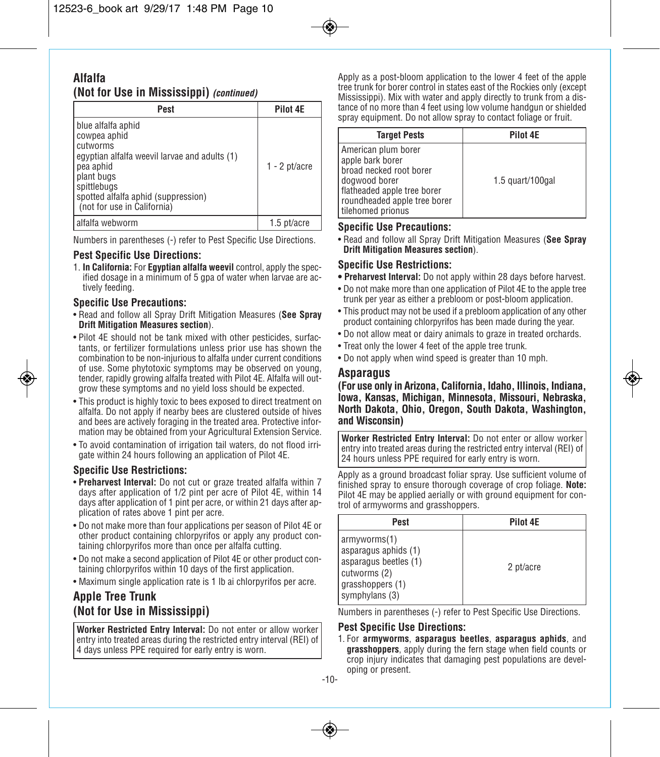## Alfalfa
## (Not for Use in Mississippi) *(continued)*

| Pest | Pilot 4E |
|---|---|
| blue alfalfa aphid<br>cowpea aphid<br>cutworms<br>egyptian alfalfa weevil larvae and adults (1)<br>pea aphid<br>plant bugs<br>spittlebugs<br>spotted alfalfa aphid (suppression)<br>(not for use in California) | 1 - 2 pt/acre |
| alfalfa webworm | 1.5 pt/acre |

Numbers in parentheses (-) refer to Pest Specific Use Directions.

### Pest Specific Use Directions:

1. **In California:** For **Egyptian alfalfa weevil** control, apply the specified dosage in a minimum of 5 gpa of water when larvae are actively feeding.

### Specific Use Precautions:

- Read and follow all Spray Drift Mitigation Measures (**See Spray Drift Mitigation Measures section**).
- Pilot 4E should not be tank mixed with other pesticides, surfactants, or fertilizer formulations unless prior use has shown the combination to be non-injurious to alfalfa under current conditions of use. Some phytotoxic symptoms may be observed on young, tender, rapidly growing alfalfa treated with Pilot 4E. Alfalfa will outgrow these symptoms and no yield loss should be expected.
- This product is highly toxic to bees exposed to direct treatment on alfalfa. Do not apply if nearby bees are clustered outside of hives and bees are actively foraging in the treated area. Protective information may be obtained from your Agricultural Extension Service.
- To avoid contamination of irrigation tail waters, do not flood irrigate within 24 hours following an application of Pilot 4E.

### Specific Use Restrictions:

- **Preharvest Interval:** Do not cut or graze treated alfalfa within 7 days after application of 1/2 pint per acre of Pilot 4E, within 14 days after application of 1 pint per acre, or within 21 days after application of rates above 1 pint per acre.
- Do not make more than four applications per season of Pilot 4E or other product containing chlorpyrifos or apply any product containing chlorpyrifos more than once per alfalfa cutting.
- Do not make a second application of Pilot 4E or other product containing chlorpyrifos within 10 days of the first application.
- Maximum single application rate is 1 lb ai chlorpyrifos per acre.

## Apple Tree Trunk
## (Not for Use in Mississippi)

**Worker Restricted Entry Interval:** Do not enter or allow worker entry into treated areas during the restricted entry interval (REI) of 4 days unless PPE required for early entry is worn.

Apply as a post-bloom application to the lower 4 feet of the apple tree trunk for borer control in states east of the Rockies only (except Mississippi). Mix with water and apply directly to trunk from a distance of no more than 4 feet using low volume handgun or shielded spray equipment. Do not allow spray to contact foliage or fruit.

| Target Pests | Pilot 4E |
|---|---|
| American plum borer<br>apple bark borer<br>broad necked root borer<br>dogwood borer<br>flatheaded apple tree borer<br>roundheaded apple tree borer<br>tilehomed prionus | 1.5 quart/100gal |

### Specific Use Precautions:

- Read and follow all Spray Drift Mitigation Measures (**See Spray Drift Mitigation Measures section**).

### Specific Use Restrictions:

- **Preharvest Interval:** Do not apply within 28 days before harvest.
- Do not make more than one application of Pilot 4E to the apple tree trunk per year as either a prebloom or post-bloom application.
- This product may not be used if a prebloom application of any other product containing chlorpyrifos has been made during the year.
- Do not allow meat or dairy animals to graze in treated orchards.
- Treat only the lower 4 feet of the apple tree trunk.
- Do not apply when wind speed is greater than 10 mph.

## Asparagus
**(For use only in Arizona, California, Idaho, Illinois, Indiana, Iowa, Kansas, Michigan, Minnesota, Missouri, Nebraska, North Dakota, Ohio, Oregon, South Dakota, Washington, and Wisconsin)**

**Worker Restricted Entry Interval:** Do not enter or allow worker entry into treated areas during the restricted entry interval (REI) of 24 hours unless PPE required for early entry is worn.

Apply as a ground broadcast foliar spray. Use sufficient volume of finished spray to ensure thorough coverage of crop foliage. **Note:** Pilot 4E may be applied aerially or with ground equipment for control of armyworms and grasshoppers.

| Pest | Pilot 4E |
|---|---|
| armyworms(1)<br>asparagus aphids (1)<br>asparagus beetles (1)<br>cutworms (2)<br>grasshoppers (1)<br>symphylans (3) | 2 pt/acre |

Numbers in parentheses (-) refer to Pest Specific Use Directions.

### Pest Specific Use Directions:

1. For **armyworms**, **asparagus beetles**, **asparagus aphids**, and **grasshoppers**, apply during the fern stage when field counts or crop injury indicates that damaging pest populations are developing or present.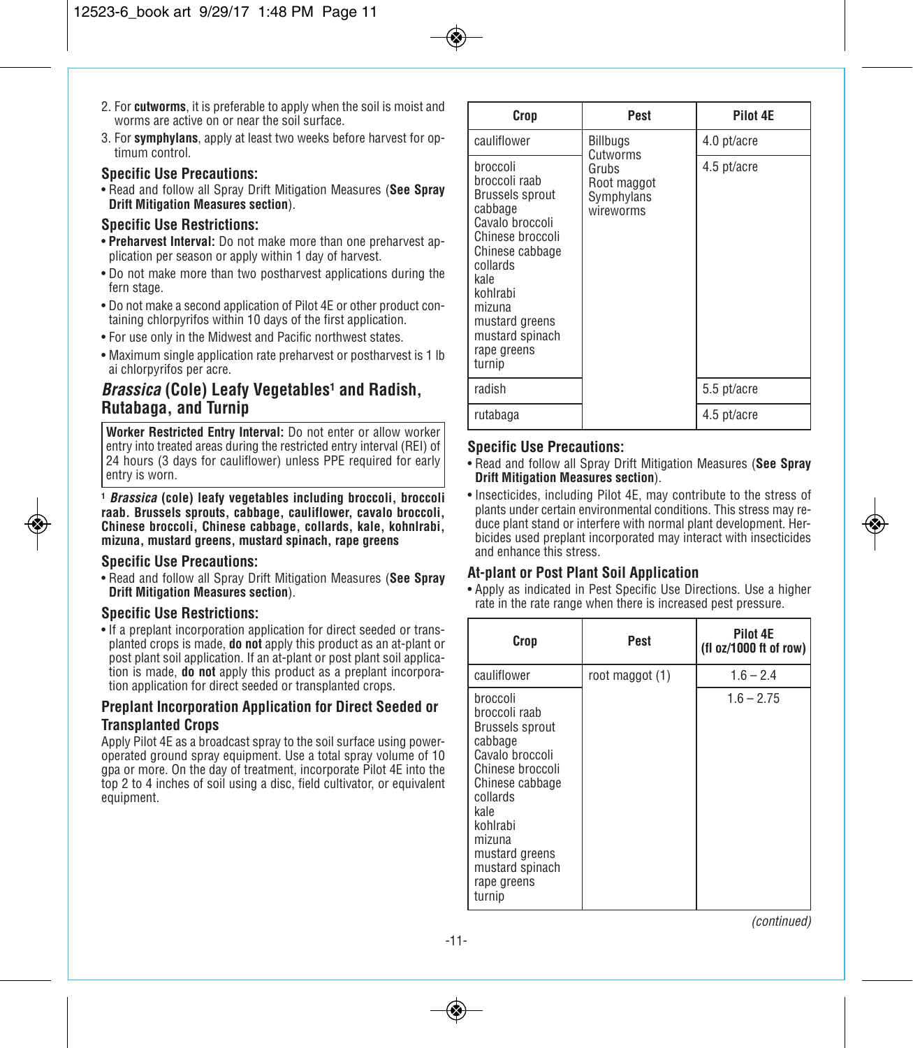2. For **cutworms**, it is preferable to apply when the soil is moist and worms are active on or near the soil surface.
3. For **symphylans**, apply at least two weeks before harvest for optimum control.

### Specific Use Precautions:

- Read and follow all Spray Drift Mitigation Measures (**See Spray Drift Mitigation Measures section**).

### Specific Use Restrictions:

- **Preharvest Interval:** Do not make more than one preharvest application per season or apply within 1 day of harvest.
- Do not make more than two postharvest applications during the fern stage.
- Do not make a second application of Pilot 4E or other product containing chlorpyrifos within 10 days of the first application.
- For use only in the Midwest and Pacific northwest states.
- Maximum single application rate preharvest or postharvest is 1 lb ai chlorpyrifos per acre.

## *Brassica* (Cole) Leafy Vegetables[1] and Radish, Rutabaga, and Turnip

**Worker Restricted Entry Interval:** Do not enter or allow worker entry into treated areas during the restricted entry interval (REI) of 24 hours (3 days for cauliflower) unless PPE required for early entry is worn.

[1] ***Brassica* (cole) leafy vegetables including broccoli, broccoli raab. Brussels sprouts, cabbage, cauliflower, cavalo broccoli, Chinese broccoli, Chinese cabbage, collards, kale, kohnlrabi, mizuna, mustard greens, mustard spinach, rape greens**

### Specific Use Precautions:

- Read and follow all Spray Drift Mitigation Measures (**See Spray Drift Mitigation Measures section**).

### Specific Use Restrictions:

- If a preplant incorporation application for direct seeded or transplanted crops is made, **do not** apply this product as an at-plant or post plant soil application. If an at-plant or post plant soil application is made, **do not** apply this product as a preplant incorporation application for direct seeded or transplanted crops.

### Preplant Incorporation Application for Direct Seeded or Transplanted Crops

Apply Pilot 4E as a broadcast spray to the soil surface using power-operated ground spray equipment. Use a total spray volume of 10 gpa or more. On the day of treatment, incorporate Pilot 4E into the top 2 to 4 inches of soil using a disc, field cultivator, or equivalent equipment.

| Crop | Pest | Pilot 4E |
|---|---|---|
| cauliflower | Billbugs<br>Cutworms<br>Grubs<br>Root maggot<br>Symphylans<br>wireworms | 4.0 pt/acre |
| broccoli<br>broccoli raab<br>Brussels sprout<br>cabbage<br>Cavalo broccoli<br>Chinese broccoli<br>Chinese cabbage<br>collards<br>kale<br>kohlrabi<br>mizuna<br>mustard greens<br>mustard spinach<br>rape greens<br>turnip | | 4.5 pt/acre |
| radish | | 5.5 pt/acre |
| rutabaga | | 4.5 pt/acre |

### Specific Use Precautions:

- Read and follow all Spray Drift Mitigation Measures (**See Spray Drift Mitigation Measures section**).
- Insecticides, including Pilot 4E, may contribute to the stress of plants under certain environmental conditions. This stress may reduce plant stand or interfere with normal plant development. Herbicides used preplant incorporated may interact with insecticides and enhance this stress.

### At-plant or Post Plant Soil Application

- Apply as indicated in Pest Specific Use Directions. Use a higher rate in the rate range when there is increased pest pressure.

| Crop | Pest | Pilot 4E (fl oz/1000 ft of row) |
|---|---|---|
| cauliflower | root maggot (1) | 1.6 – 2.4 |
| broccoli<br>broccoli raab<br>Brussels sprout<br>cabbage<br>Cavalo broccoli<br>Chinese broccoli<br>Chinese cabbage<br>collards<br>kale<br>kohlrabi<br>mizuna<br>mustard greens<br>mustard spinach<br>rape greens<br>turnip | | 1.6 – 2.75 |

*(continued)*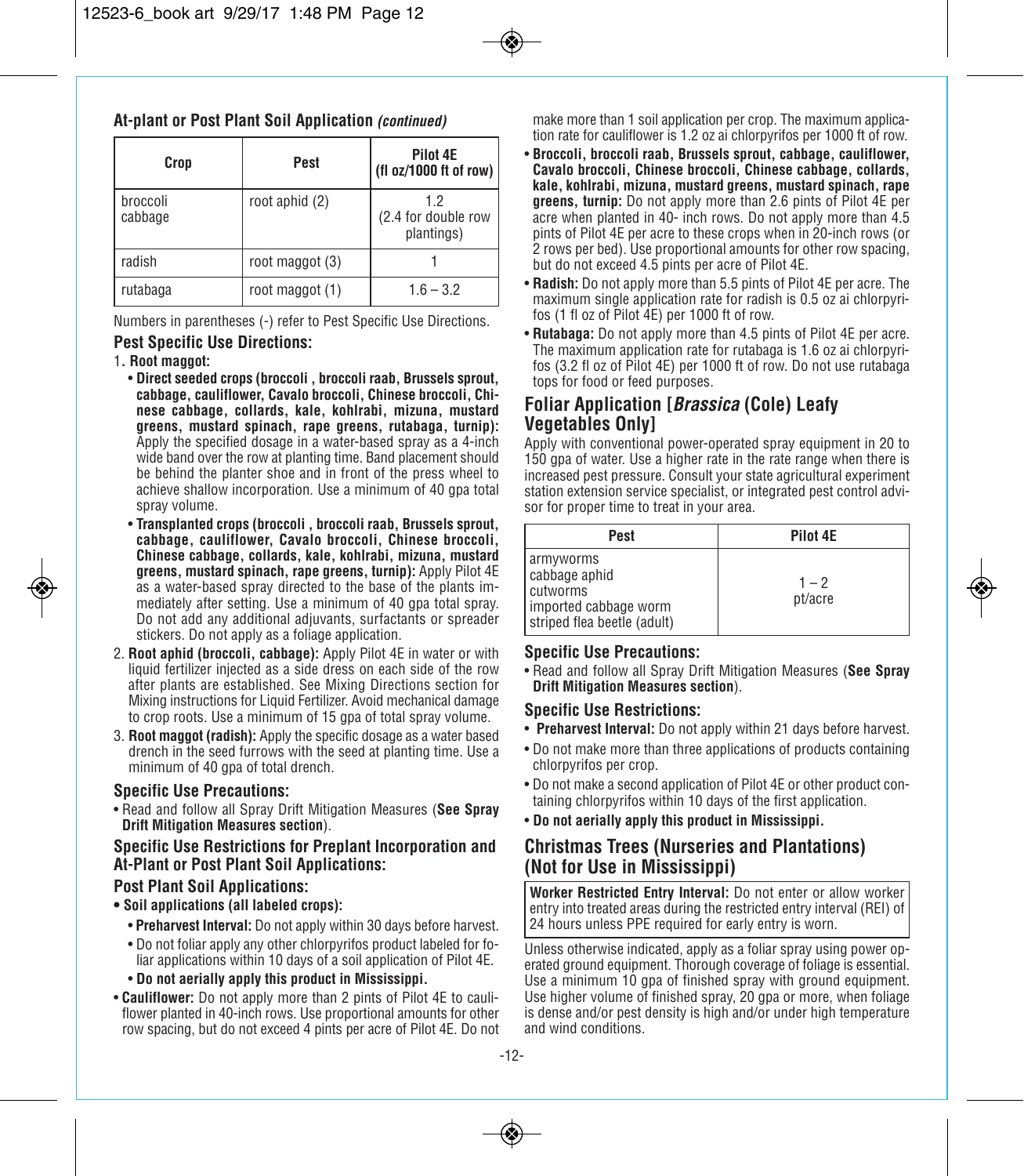### At-plant or Post Plant Soil Application *(continued)*

| Crop | Pest | Pilot 4E (fl oz/1000 ft of row) |
|---|---|---|
| broccoli cabbage | root aphid (2) | 1.2 (2.4 for double row plantings) |
| radish | root maggot (3) | 1 |
| rutabaga | root maggot (1) | 1.6 – 3.2 |

Numbers in parentheses (-) refer to Pest Specific Use Directions.

### Pest Specific Use Directions:

1. **Root maggot:**
   - **Direct seeded crops (broccoli , broccoli raab, Brussels sprout, cabbage, cauliflower, Cavalo broccoli, Chinese broccoli, Chinese cabbage, collards, kale, kohlrabi, mizuna, mustard greens, mustard spinach, rape greens, rutabaga, turnip):** Apply the specified dosage in a water-based spray as a 4-inch wide band over the row at planting time. Band placement should be behind the planter shoe and in front of the press wheel to achieve shallow incorporation. Use a minimum of 40 gpa total spray volume.
   - **Transplanted crops (broccoli , broccoli raab, Brussels sprout, cabbage, cauliflower, Cavalo broccoli, Chinese broccoli, Chinese cabbage, collards, kale, kohlrabi, mizuna, mustard greens, mustard spinach, rape greens, turnip):** Apply Pilot 4E as a water-based spray directed to the base of the plants immediately after setting. Use a minimum of 40 gpa total spray. Do not add any additional adjuvants, surfactants or spreader stickers. Do not apply as a foliage application.
2. **Root aphid (broccoli, cabbage):** Apply Pilot 4E in water or with liquid fertilizer injected as a side dress on each side of the row after plants are established. See Mixing Directions section for Mixing instructions for Liquid Fertilizer. Avoid mechanical damage to crop roots. Use a minimum of 15 gpa of total spray volume.
3. **Root maggot (radish):** Apply the specific dosage as a water based drench in the seed furrows with the seed at planting time. Use a minimum of 40 gpa of total drench.

### Specific Use Precautions:

- Read and follow all Spray Drift Mitigation Measures (**See Spray Drift Mitigation Measures section**).

### Specific Use Restrictions for Preplant Incorporation and At-Plant or Post Plant Soil Applications:

### Post Plant Soil Applications:

- **Soil applications (all labeled crops):**
  - **Preharvest Interval:** Do not apply within 30 days before harvest.
  - Do not foliar apply any other chlorpyrifos product labeled for foliar applications within 10 days of a soil application of Pilot 4E.
  - **Do not aerially apply this product in Mississippi.**
- **Cauliflower:** Do not apply more than 2 pints of Pilot 4E to cauliflower planted in 40-inch rows. Use proportional amounts for other row spacing, but do not exceed 4 pints per acre of Pilot 4E. Do not make more than 1 soil application per crop. The maximum application rate for cauliflower is 1.2 oz ai chlorpyrifos per 1000 ft of row.
- **Broccoli, broccoli raab, Brussels sprout, cabbage, cauliflower, Cavalo broccoli, Chinese broccoli, Chinese cabbage, collards, kale, kohlrabi, mizuna, mustard greens, mustard spinach, rape greens, turnip:** Do not apply more than 2.6 pints of Pilot 4E per acre when planted in 40- inch rows. Do not apply more than 4.5 pints of Pilot 4E per acre to these crops when in 20-inch rows (or 2 rows per bed). Use proportional amounts for other row spacing, but do not exceed 4.5 pints per acre of Pilot 4E.
- **Radish:** Do not apply more than 5.5 pints of Pilot 4E per acre. The maximum single application rate for radish is 0.5 oz ai chlorpyrifos (1 fl oz of Pilot 4E) per 1000 ft of row.
- **Rutabaga:** Do not apply more than 4.5 pints of Pilot 4E per acre. The maximum application rate for rutabaga is 1.6 oz ai chlorpyrifos (3.2 fl oz of Pilot 4E) per 1000 ft of row. Do not use rutabaga tops for food or feed purposes.

## Foliar Application [*Brassica* (Cole) Leafy Vegetables Only]

Apply with conventional power-operated spray equipment in 20 to 150 gpa of water. Use a higher rate in the rate range when there is increased pest pressure. Consult your state agricultural experiment station extension service specialist, or integrated pest control advisor for proper time to treat in your area.

| Pest | Pilot 4E |
|---|---|
| armyworms<br>cabbage aphid<br>cutworms<br>imported cabbage worm<br>striped flea beetle (adult) | 1 – 2 pt/acre |

### Specific Use Precautions:

- Read and follow all Spray Drift Mitigation Measures (**See Spray Drift Mitigation Measures section**).

### Specific Use Restrictions:

- **Preharvest Interval:** Do not apply within 21 days before harvest.
- Do not make more than three applications of products containing chlorpyrifos per crop.
- Do not make a second application of Pilot 4E or other product containing chlorpyrifos within 10 days of the first application.
- **Do not aerially apply this product in Mississippi.**

## Christmas Trees (Nurseries and Plantations) (Not for Use in Mississippi)

**Worker Restricted Entry Interval:** Do not enter or allow worker entry into treated areas during the restricted entry interval (REI) of 24 hours unless PPE required for early entry is worn.

Unless otherwise indicated, apply as a foliar spray using power operated ground equipment. Thorough coverage of foliage is essential. Use a minimum 10 gpa of finished spray with ground equipment. Use higher volume of finished spray, 20 gpa or more, when foliage is dense and/or pest density is high and/or under high temperature and wind conditions.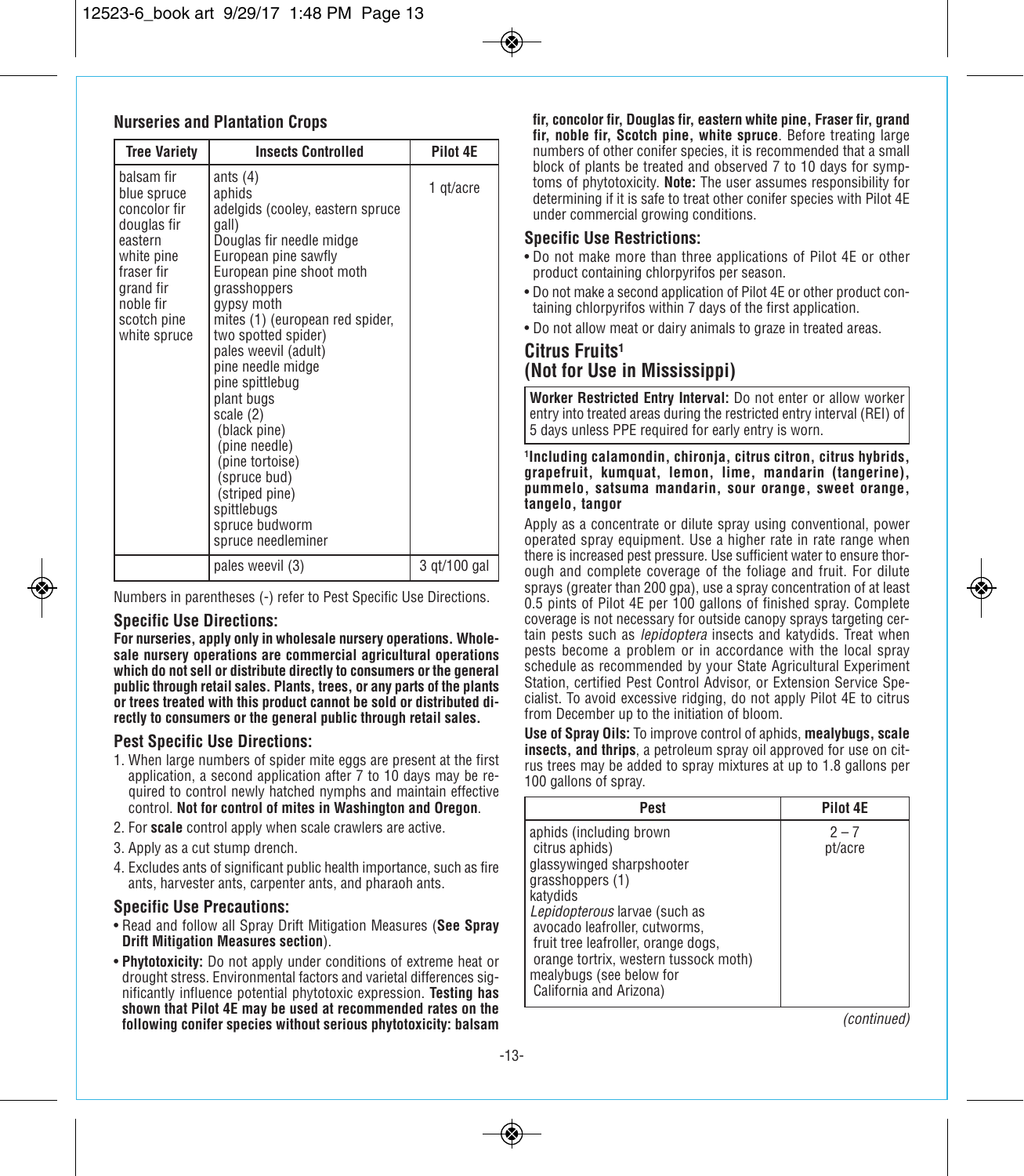## Nurseries and Plantation Crops

| Tree Variety | Insects Controlled | Pilot 4E |
|---|---|---|
| balsam fir<br>blue spruce<br>concolor fir<br>douglas fir<br>eastern white pine<br>fraser fir<br>grand fir<br>noble fir<br>scotch pine<br>white spruce | ants (4)<br>aphids<br>adelgids (cooley, eastern spruce gall)<br>Douglas fir needle midge<br>European pine sawfly<br>European pine shoot moth<br>grasshoppers<br>gypsy moth<br>mites (1) (european red spider, two spotted spider)<br>pales weevil (adult)<br>pine needle midge<br>pine spittlebug<br>plant bugs<br>scale (2)<br>(black pine)<br>(pine needle)<br>(pine tortoise)<br>(spruce bud)<br>(striped pine)<br>spittlebugs<br>spruce budworm<br>spruce needleminer | 1 qt/acre |
| | pales weevil (3) | 3 qt/100 gal |

Numbers in parentheses (-) refer to Pest Specific Use Directions.

### Specific Use Directions:

**For nurseries, apply only in wholesale nursery operations. Wholesale nursery operations are commercial agricultural operations which do not sell or distribute directly to consumers or the general public through retail sales. Plants, trees, or any parts of the plants or trees treated with this product cannot be sold or distributed directly to consumers or the general public through retail sales.**

### Pest Specific Use Directions:

1. When large numbers of spider mite eggs are present at the first application, a second application after 7 to 10 days may be required to control newly hatched nymphs and maintain effective control. **Not for control of mites in Washington and Oregon**.
2. For **scale** control apply when scale crawlers are active.
3. Apply as a cut stump drench.
4. Excludes ants of significant public health importance, such as fire ants, harvester ants, carpenter ants, and pharaoh ants.

### Specific Use Precautions:

- Read and follow all Spray Drift Mitigation Measures (**See Spray Drift Mitigation Measures section**).
- **Phytotoxicity:** Do not apply under conditions of extreme heat or drought stress. Environmental factors and varietal differences significantly influence potential phytotoxic expression. **Testing has shown that Pilot 4E may be used at recommended rates on the following conifer species without serious phytotoxicity: balsam fir, concolor fir, Douglas fir, eastern white pine, Fraser fir, grand fir, noble fir, Scotch pine, white spruce**. Before treating large numbers of other conifer species, it is recommended that a small block of plants be treated and observed 7 to 10 days for symptoms of phytotoxicity. **Note:** The user assumes responsibility for determining if it is safe to treat other conifer species with Pilot 4E under commercial growing conditions.

### Specific Use Restrictions:

- Do not make more than three applications of Pilot 4E or other product containing chlorpyrifos per season.
- Do not make a second application of Pilot 4E or other product containing chlorpyrifos within 7 days of the first application.
- Do not allow meat or dairy animals to graze in treated areas.

## Citrus Fruits[1] (Not for Use in Mississippi)

**Worker Restricted Entry Interval:** Do not enter or allow worker entry into treated areas during the restricted entry interval (REI) of 5 days unless PPE required for early entry is worn.

[1]**Including calamondin, chironja, citrus citron, citrus hybrids, grapefruit, kumquat, lemon, lime, mandarin (tangerine), pummelo, satsuma mandarin, sour orange, sweet orange, tangelo, tangor**

Apply as a concentrate or dilute spray using conventional, power operated spray equipment. Use a higher rate in rate range when there is increased pest pressure. Use sufficient water to ensure thorough and complete coverage of the foliage and fruit. For dilute sprays (greater than 200 gpa), use a spray concentration of at least 0.5 pints of Pilot 4E per 100 gallons of finished spray. Complete coverage is not necessary for outside canopy sprays targeting certain pests such as *lepidoptera* insects and katydids. Treat when pests become a problem or in accordance with the local spray schedule as recommended by your State Agricultural Experiment Station, certified Pest Control Advisor, or Extension Service Specialist. To avoid excessive ridging, do not apply Pilot 4E to citrus from December up to the initiation of bloom.

**Use of Spray Oils:** To improve control of aphids, **mealybugs, scale insects, and thrips**, a petroleum spray oil approved for use on citrus trees may be added to spray mixtures at up to 1.8 gallons per 100 gallons of spray.

| Pest | Pilot 4E |
|---|---|
| aphids (including brown citrus aphids)<br>glassywinged sharpshooter<br>grasshoppers (1)<br>katydids<br>*Lepidopterous* larvae (such as avocado leafroller, cutworms, fruit tree leafroller, orange dogs, orange tortrix, western tussock moth)<br>mealybugs (see below for California and Arizona) | 2 – 7 pt/acre |

*(continued)*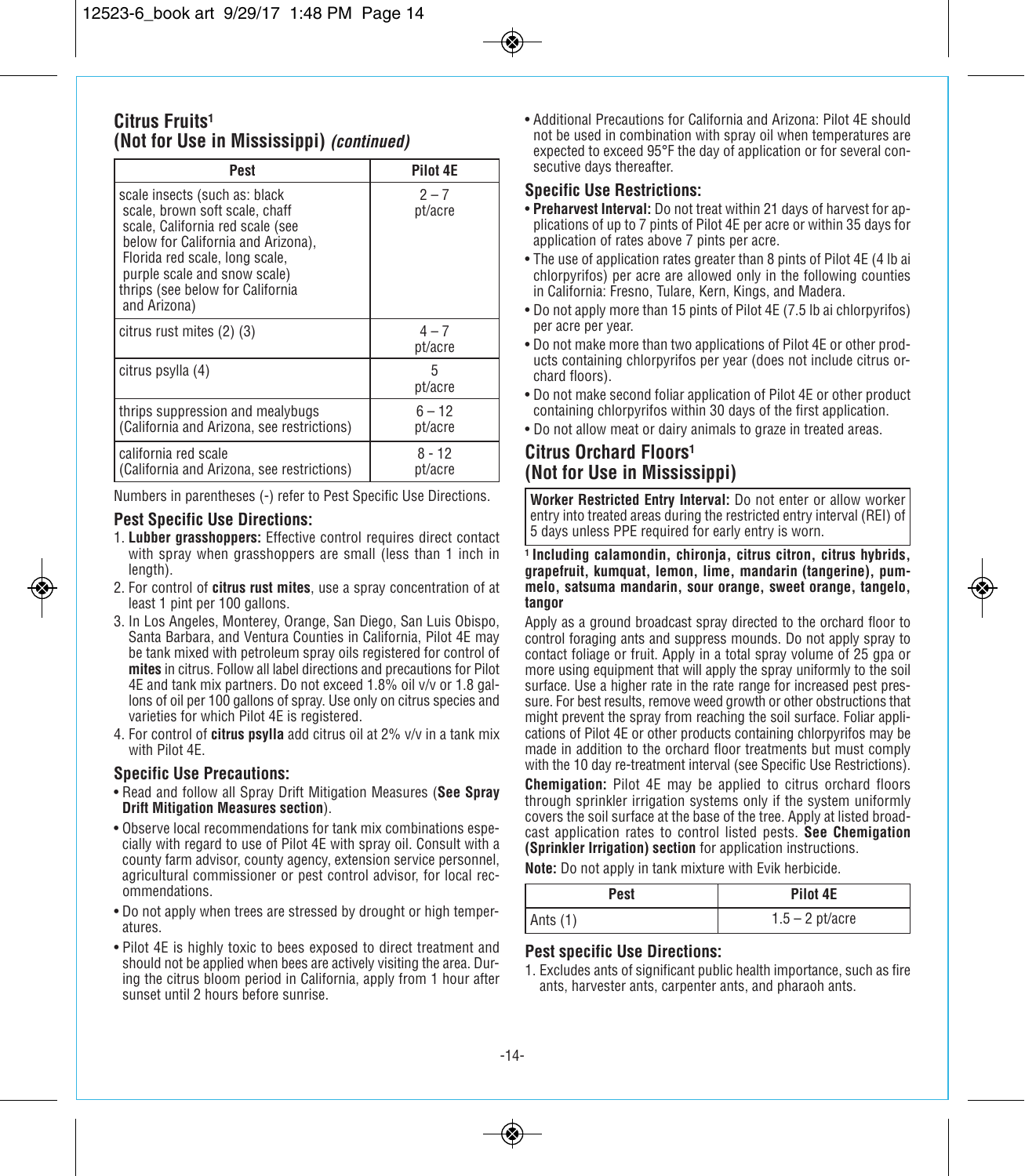## Citus Fruits[1] (Not for Use in Mississippi) *(continued)*

| Pest | Pilot 4E |
|---|---|
| scale insects (such as: black scale, brown soft scale, chaff scale, California red scale (see below for California and Arizona), Florida red scale, long scale, purple scale and snow scale) thrips (see below for California and Arizona) | 2 – 7 pt/acre |
| citrus rust mites (2) (3) | 4 – 7 pt/acre |
| citrus psylla (4) | 5 pt/acre |
| thrips suppression and mealybugs (California and Arizona, see restrictions) | 6 – 12 pt/acre |
| california red scale (California and Arizona, see restrictions) | 8 - 12 pt/acre |

Numbers in parentheses (-) refer to Pest Specific Use Directions.

### Pest Specific Use Directions:

1. **Lubber grasshoppers:** Effective control requires direct contact with spray when grasshoppers are small (less than 1 inch in length).
2. For control of **citrus rust mites**, use a spray concentration of at least 1 pint per 100 gallons.
3. In Los Angeles, Monterey, Orange, San Diego, San Luis Obispo, Santa Barbara, and Ventura Counties in California, Pilot 4E may be tank mixed with petroleum spray oils registered for control of **mites** in citrus. Follow all label directions and precautions for Pilot 4E and tank mix partners. Do not exceed 1.8% oil v/v or 1.8 gallons of oil per 100 gallons of spray. Use only on citrus species and varieties for which Pilot 4E is registered.
4. For control of **citrus psylla** add citrus oil at 2% v/v in a tank mix with Pilot 4E.

### Specific Use Precautions:

- Read and follow all Spray Drift Mitigation Measures (**See Spray Drift Mitigation Measures section**).
- Observe local recommendations for tank mix combinations especially with regard to use of Pilot 4E with spray oil. Consult with a county farm advisor, county agency, extension service personnel, agricultural commissioner or pest control advisor, for local recommendations.
- Do not apply when trees are stressed by drought or high temperatures.
- Pilot 4E is highly toxic to bees exposed to direct treatment and should not be applied when bees are actively visiting the area. During the citrus bloom period in California, apply from 1 hour after sunset until 2 hours before sunrise.
- Additional Precautions for California and Arizona: Pilot 4E should not be used in combination with spray oil when temperatures are expected to exceed 95°F the day of application or for several consecutive days thereafter.

### Specific Use Restrictions:

- **Preharvest Interval:** Do not treat within 21 days of harvest for applications of up to 7 pints of Pilot 4E per acre or within 35 days for application of rates above 7 pints per acre.
- The use of application rates greater than 8 pints of Pilot 4E (4 lb ai chlorpyrifos) per acre are allowed only in the following counties in California: Fresno, Tulare, Kern, Kings, and Madera.
- Do not apply more than 15 pints of Pilot 4E (7.5 lb ai chlorpyrifos) per acre per year.
- Do not make more than two applications of Pilot 4E or other products containing chlorpyrifos per year (does not include citrus orchard floors).
- Do not make second foliar application of Pilot 4E or other product containing chlorpyrifos within 30 days of the first application.
- Do not allow meat or dairy animals to graze in treated areas.

## Citrus Orchard Floors[1] (Not for Use in Mississippi)

**Worker Restricted Entry Interval:** Do not enter or allow worker entry into treated areas during the restricted entry interval (REI) of 5 days unless PPE required for early entry is worn.

[1] **Including calamondin, chironja, citrus citron, citrus hybrids, grapefruit, kumquat, lemon, lime, mandarin (tangerine), pummelo, satsuma mandarin, sour orange, sweet orange, tangelo, tangor**

Apply as a ground broadcast spray directed to the orchard floor to control foraging ants and suppress mounds. Do not apply spray to contact foliage or fruit. Apply in a total spray volume of 25 gpa or more using equipment that will apply the spray uniformly to the soil surface. Use a higher rate in the rate range for increased pest pressure. For best results, remove weed growth or other obstructions that might prevent the spray from reaching the soil surface. Foliar applications of Pilot 4E or other products containing chlorpyrifos may be made in addition to the orchard floor treatments but must comply with the 10 day re-treatment interval (see Specific Use Restrictions).

**Chemigation:** Pilot 4E may be applied to citrus orchard floors through sprinkler irrigation systems only if the system uniformly covers the soil surface at the base of the tree. Apply at listed broadcast application rates to control listed pests. **See Chemigation (Sprinkler Irrigation) section** for application instructions.

**Note:** Do not apply in tank mixture with Evik herbicide.

| Pest | Pilot 4E |
|---|---|
| Ants (1) | 1.5 – 2 pt/acre |

### Pest specific Use Directions:

1. Excludes ants of significant public health importance, such as fire ants, harvester ants, carpenter ants, and pharaoh ants.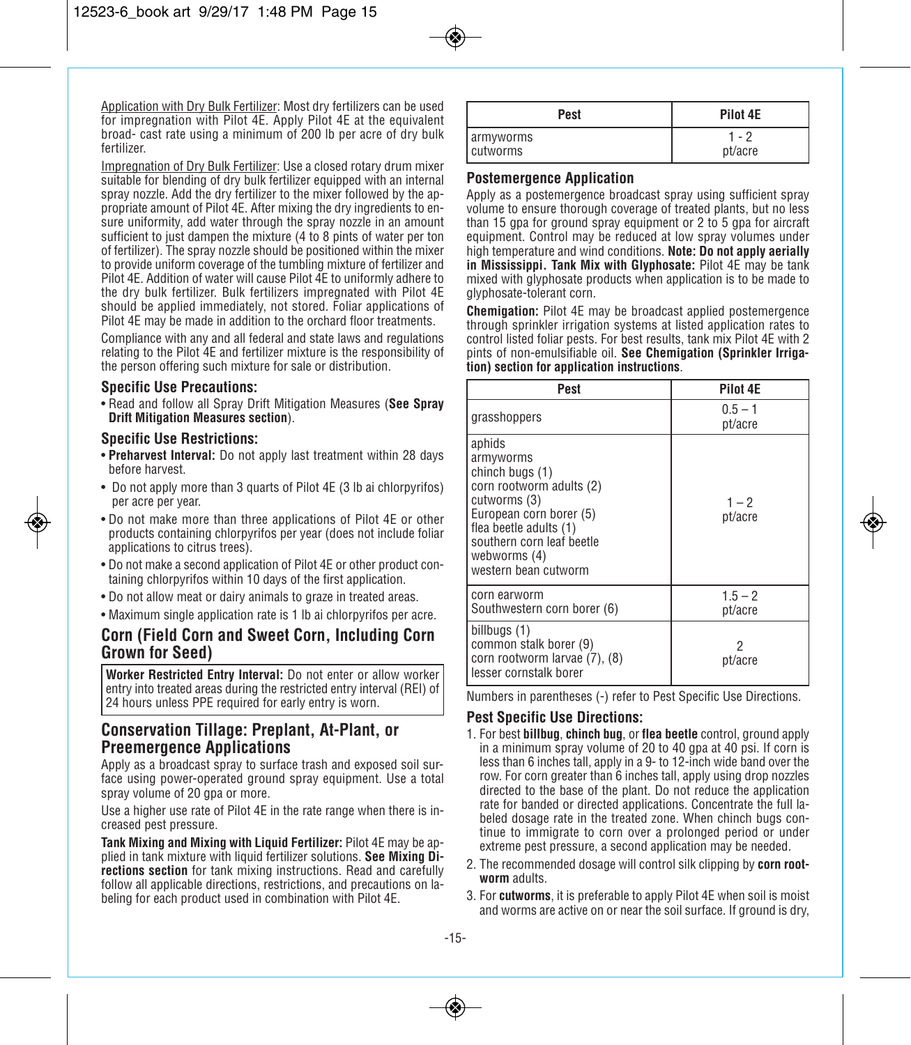Application with Dry Bulk Fertilizer: Most dry fertilizers can be used for impregnation with Pilot 4E. Apply Pilot 4E at the equivalent broad- cast rate using a minimum of 200 lb per acre of dry bulk fertilizer.

Impregnation of Dry Bulk Fertilizer: Use a closed rotary drum mixer suitable for blending of dry bulk fertilizer equipped with an internal spray nozzle. Add the dry fertilizer to the mixer followed by the appropriate amount of Pilot 4E. After mixing the dry ingredients to ensure uniformity, add water through the spray nozzle in an amount sufficient to just dampen the mixture (4 to 8 pints of water per ton of fertilizer). The spray nozzle should be positioned within the mixer to provide uniform coverage of the tumbling mixture of fertilizer and Pilot 4E. Addition of water will cause Pilot 4E to uniformly adhere to the dry bulk fertilizer. Bulk fertilizers impregnated with Pilot 4E should be applied immediately, not stored. Foliar applications of Pilot 4E may be made in addition to the orchard floor treatments.

Compliance with any and all federal and state laws and regulations relating to the Pilot 4E and fertilizer mixture is the responsibility of the person offering such mixture for sale or distribution.

### Specific Use Precautions:

- Read and follow all Spray Drift Mitigation Measures (**See Spray Drift Mitigation Measures section**).

### Specific Use Restrictions:

- **Preharvest Interval:** Do not apply last treatment within 28 days before harvest.
- Do not apply more than 3 quarts of Pilot 4E (3 lb ai chlorpyrifos) per acre per year.
- Do not make more than three applications of Pilot 4E or other products containing chlorpyrifos per year (does not include foliar applications to citrus trees).
- Do not make a second application of Pilot 4E or other product containing chlorpyrifos within 10 days of the first application.
- Do not allow meat or dairy animals to graze in treated areas.
- Maximum single application rate is 1 lb ai chlorpyrifos per acre.

## Corn (Field Corn and Sweet Corn, Including Corn Grown for Seed)

**Worker Restricted Entry Interval:** Do not enter or allow worker entry into treated areas during the restricted entry interval (REI) of 24 hours unless PPE required for early entry is worn.

### Conservation Tillage: Preplant, At-Plant, or Preemergence Applications

Apply as a broadcast spray to surface trash and exposed soil surface using power-operated ground spray equipment. Use a total spray volume of 20 gpa or more.

Use a higher use rate of Pilot 4E in the rate range when there is increased pest pressure.

**Tank Mixing and Mixing with Liquid Fertilizer:** Pilot 4E may be applied in tank mixture with liquid fertilizer solutions. **See Mixing Directions section** for tank mixing instructions. Read and carefully follow all applicable directions, restrictions, and precautions on labeling for each product used in combination with Pilot 4E.

| Pest | Pilot 4E |
|---|---|
| armyworms<br>cutworms | 1 - 2<br>pt/acre |

### Postemergence Application

Apply as a postemergence broadcast spray using sufficient spray volume to ensure thorough coverage of treated plants, but no less than 15 gpa for ground spray equipment or 2 to 5 gpa for aircraft equipment. Control may be reduced at low spray volumes under high temperature and wind conditions. **Note: Do not apply aerially in Mississippi. Tank Mix with Glyphosate:** Pilot 4E may be tank mixed with glyphosate products when application is to be made to glyphosate-tolerant corn.

**Chemigation:** Pilot 4E may be broadcast applied postemergence through sprinkler irrigation systems at listed application rates to control listed foliar pests. For best results, tank mix Pilot 4E with 2 pints of non-emulsifiable oil. **See Chemigation (Sprinkler Irrigation) section for application instructions**.

| Pest | Pilot 4E |
|---|---|
| grasshoppers | 0.5 – 1<br>pt/acre |
| aphids<br>armyworms<br>chinch bugs (1)<br>corn rootworm adults (2)<br>cutworms (3)<br>European corn borer (5)<br>flea beetle adults (1)<br>southern corn leaf beetle<br>webworms (4)<br>western bean cutworm | 1 – 2<br>pt/acre |
| corn earworm<br>Southwestern corn borer (6) | 1.5 – 2<br>pt/acre |
| billbugs (1)<br>common stalk borer (9)<br>corn rootworm larvae (7), (8)<br>lesser cornstalk borer | 2<br>pt/acre |

Numbers in parentheses (-) refer to Pest Specific Use Directions.

### Pest Specific Use Directions:

1. For best **billbug**, **chinch bug**, or **flea beetle** control, ground apply in a minimum spray volume of 20 to 40 gpa at 40 psi. If corn is less than 6 inches tall, apply in a 9- to 12-inch wide band over the row. For corn greater than 6 inches tall, apply using drop nozzles directed to the base of the plant. Do not reduce the application rate for banded or directed applications. Concentrate the full labeled dosage rate in the treated zone. When chinch bugs continue to immigrate to corn over a prolonged period or under extreme pest pressure, a second application may be needed.
2. The recommended dosage will control silk clipping by **corn rootworm** adults.
3. For **cutworms**, it is preferable to apply Pilot 4E when soil is moist and worms are active on or near the soil surface. If ground is dry,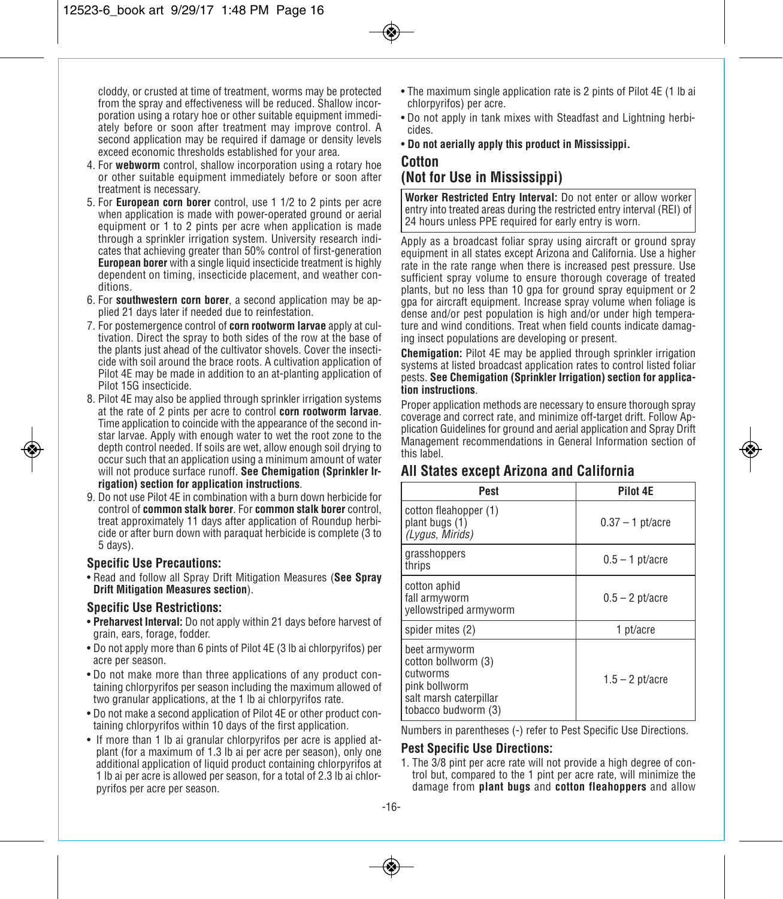cloddy, or crusted at time of treatment, worms may be protected from the spray and effectiveness will be reduced. Shallow incorporation using a rotary hoe or other suitable equipment immediately before or soon after treatment may improve control. A second application may be required if damage or density levels exceed economic thresholds established for your area.

4. For **webworm** control, shallow incorporation using a rotary hoe or other suitable equipment immediately before or soon after treatment is necessary.
5. For **European corn borer** control, use 1 1/2 to 2 pints per acre when application is made with power-operated ground or aerial equipment or 1 to 2 pints per acre when application is made through a sprinkler irrigation system. University research indicates that achieving greater than 50% control of first-generation **European borer** with a single liquid insecticide treatment is highly dependent on timing, insecticide placement, and weather conditions.
6. For **southwestern corn borer**, a second application may be applied 21 days later if needed due to reinfestation.
7. For postemergence control of **corn rootworm larvae** apply at cultivation. Direct the spray to both sides of the row at the base of the plants just ahead of the cultivator shovels. Cover the insecticide with soil around the brace roots. A cultivation application of Pilot 4E may be made in addition to an at-planting application of Pilot 15G insecticide.
8. Pilot 4E may also be applied through sprinkler irrigation systems at the rate of 2 pints per acre to control **corn rootworm larvae**. Time application to coincide with the appearance of the second instar larvae. Apply with enough water to wet the root zone to the depth control needed. If soils are wet, allow enough soil drying to occur such that an application using a minimum amount of water will not produce surface runoff. **See Chemigation (Sprinkler Irrigation) section for application instructions**.
9. Do not use Pilot 4E in combination with a burn down herbicide for control of **common stalk borer**. For **common stalk borer** control, treat approximately 11 days after application of Roundup herbicide or after burn down with paraquat herbicide is complete (3 to 5 days).

### Specific Use Precautions:

- Read and follow all Spray Drift Mitigation Measures (**See Spray Drift Mitigation Measures section**).

### Specific Use Restrictions:

- **Preharvest Interval:** Do not apply within 21 days before harvest of grain, ears, forage, fodder.
- Do not apply more than 6 pints of Pilot 4E (3 lb ai chlorpyrifos) per acre per season.
- Do not make more than three applications of any product containing chlorpyrifos per season including the maximum allowed of two granular applications, at the 1 lb ai chlorpyrifos rate.
- Do not make a second application of Pilot 4E or other product containing chlorpyrifos within 10 days of the first application.
- If more than 1 lb ai granular chlorpyrifos per acre is applied at-plant (for a maximum of 1.3 lb ai per acre per season), only one additional application of liquid product containing chlorpyrifos at 1 lb ai per acre is allowed per season, for a total of 2.3 lb ai chlorpyrifos per acre per season.
- The maximum single application rate is 2 pints of Pilot 4E (1 lb ai chlorpyrifos) per acre.
- Do not apply in tank mixes with Steadfast and Lightning herbicides.
- **Do not aerially apply this product in Mississippi.**

## Cotton
## (Not for Use in Mississippi)

**Worker Restricted Entry Interval:** Do not enter or allow worker entry into treated areas during the restricted entry interval (REI) of 24 hours unless PPE required for early entry is worn.

Apply as a broadcast foliar spray using aircraft or ground spray equipment in all states except Arizona and California. Use a higher rate in the rate range when there is increased pest pressure. Use sufficient spray volume to ensure thorough coverage of treated plants, but no less than 10 gpa for ground spray equipment or 2 gpa for aircraft equipment. Increase spray volume when foliage is dense and/or pest population is high and/or under high temperature and wind conditions. Treat when field counts indicate damaging insect populations are developing or present.

**Chemigation:** Pilot 4E may be applied through sprinkler irrigation systems at listed broadcast application rates to control listed foliar pests. **See Chemigation (Sprinkler Irrigation) section for application instructions**.

Proper application methods are necessary to ensure thorough spray coverage and correct rate, and minimize off-target drift. Follow Application Guidelines for ground and aerial application and Spray Drift Management recommendations in General Information section of this label.

### All States except Arizona and California

| Pest | Pilot 4E |
|---|---|
| cotton fleahopper (1)<br>plant bugs (1)<br>*(Lygus, Mirids)* | 0.37 – 1 pt/acre |
| grasshoppers<br>thrips | 0.5 – 1 pt/acre |
| cotton aphid<br>fall armyworm<br>yellowstriped armyworm | 0.5 – 2 pt/acre |
| spider mites (2) | 1 pt/acre |
| beet armyworm<br>cotton bollworm (3)<br>cutworms<br>pink bollworm<br>salt marsh caterpillar<br>tobacco budworm (3) | 1.5 – 2 pt/acre |

Numbers in parentheses (-) refer to Pest Specific Use Directions.

### Pest Specific Use Directions:

1. The 3/8 pint per acre rate will not provide a high degree of control but, compared to the 1 pint per acre rate, will minimize the damage from **plant bugs** and **cotton fleahoppers** and allow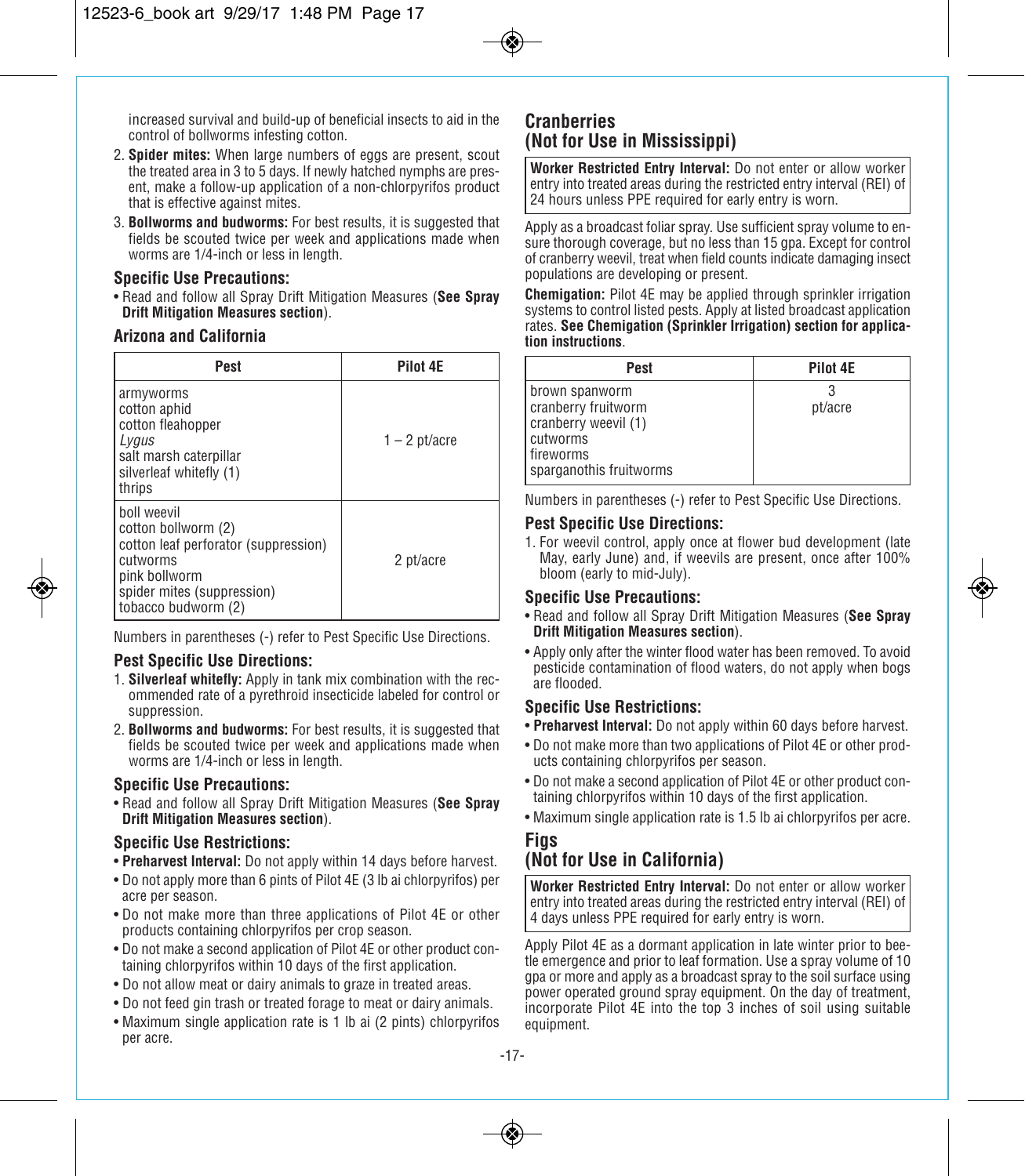increased survival and build-up of beneficial insects to aid in the control of bollworms infesting cotton.

2. **Spider mites:** When large numbers of eggs are present, scout the treated area in 3 to 5 days. If newly hatched nymphs are present, make a follow-up application of a non-chlorpyrifos product that is effective against mites.
3. **Bollworms and budworms:** For best results, it is suggested that fields be scouted twice per week and applications made when worms are 1/4-inch or less in length.

### Specific Use Precautions:

- Read and follow all Spray Drift Mitigation Measures (**See Spray Drift Mitigation Measures section**).

### Arizona and California

| Pest | Pilot 4E |
|---|---|
| armyworms<br>cotton aphid<br>cotton fleahopper<br>*Lygus*<br>salt marsh caterpillar<br>silverleaf whitefly (1)<br>thrips | 1 – 2 pt/acre |
| boll weevil<br>cotton bollworm (2)<br>cotton leaf perforator (suppression)<br>cutworms<br>pink bollworm<br>spider mites (suppression)<br>tobacco budworm (2) | 2 pt/acre |

Numbers in parentheses (-) refer to Pest Specific Use Directions.

### Pest Specific Use Directions:

1. **Silverleaf whitefly:** Apply in tank mix combination with the recommended rate of a pyrethroid insecticide labeled for control or suppression.
2. **Bollworms and budworms:** For best results, it is suggested that fields be scouted twice per week and applications made when worms are 1/4-inch or less in length.

### Specific Use Precautions:

- Read and follow all Spray Drift Mitigation Measures (**See Spray Drift Mitigation Measures section**).

### Specific Use Restrictions:

- **Preharvest Interval:** Do not apply within 14 days before harvest.
- Do not apply more than 6 pints of Pilot 4E (3 lb ai chlorpyrifos) per acre per season.
- Do not make more than three applications of Pilot 4E or other products containing chlorpyrifos per crop season.
- Do not make a second application of Pilot 4E or other product containing chlorpyrifos within 10 days of the first application.
- Do not allow meat or dairy animals to graze in treated areas.
- Do not feed gin trash or treated forage to meat or dairy animals.
- Maximum single application rate is 1 lb ai (2 pints) chlorpyrifos per acre.

## Cranberries (Not for Use in Mississippi)

**Worker Restricted Entry Interval:** Do not enter or allow worker entry into treated areas during the restricted entry interval (REI) of 24 hours unless PPE required for early entry is worn.

Apply as a broadcast foliar spray. Use sufficient spray volume to ensure thorough coverage, but no less than 15 gpa. Except for control of cranberry weevil, treat when field counts indicate damaging insect populations are developing or present.

**Chemigation:** Pilot 4E may be applied through sprinkler irrigation systems to control listed pests. Apply at listed broadcast application rates. **See Chemigation (Sprinkler Irrigation) section for application instructions**.

| Pest | Pilot 4E |
|---|---|
| brown spanworm<br>cranberry fruitworm<br>cranberry weevil (1)<br>cutworms<br>fireworms<br>sparganothis fruitworms | 3<br>pt/acre |

Numbers in parentheses (-) refer to Pest Specific Use Directions.

### Pest Specific Use Directions:

1. For weevil control, apply once at flower bud development (late May, early June) and, if weevils are present, once after 100% bloom (early to mid-July).

### Specific Use Precautions:

- Read and follow all Spray Drift Mitigation Measures (**See Spray Drift Mitigation Measures section**).
- Apply only after the winter flood water has been removed. To avoid pesticide contamination of flood waters, do not apply when bogs are flooded.

### Specific Use Restrictions:

- **Preharvest Interval:** Do not apply within 60 days before harvest.
- Do not make more than two applications of Pilot 4E or other products containing chlorpyrifos per season.
- Do not make a second application of Pilot 4E or other product containing chlorpyrifos within 10 days of the first application.
- Maximum single application rate is 1.5 lb ai chlorpyrifos per acre.

## Figs (Not for Use in California)

**Worker Restricted Entry Interval:** Do not enter or allow worker entry into treated areas during the restricted entry interval (REI) of 4 days unless PPE required for early entry is worn.

Apply Pilot 4E as a dormant application in late winter prior to beetle emergence and prior to leaf formation. Use a spray volume of 10 gpa or more and apply as a broadcast spray to the soil surface using power operated ground spray equipment. On the day of treatment, incorporate Pilot 4E into the top 3 inches of soil using suitable equipment.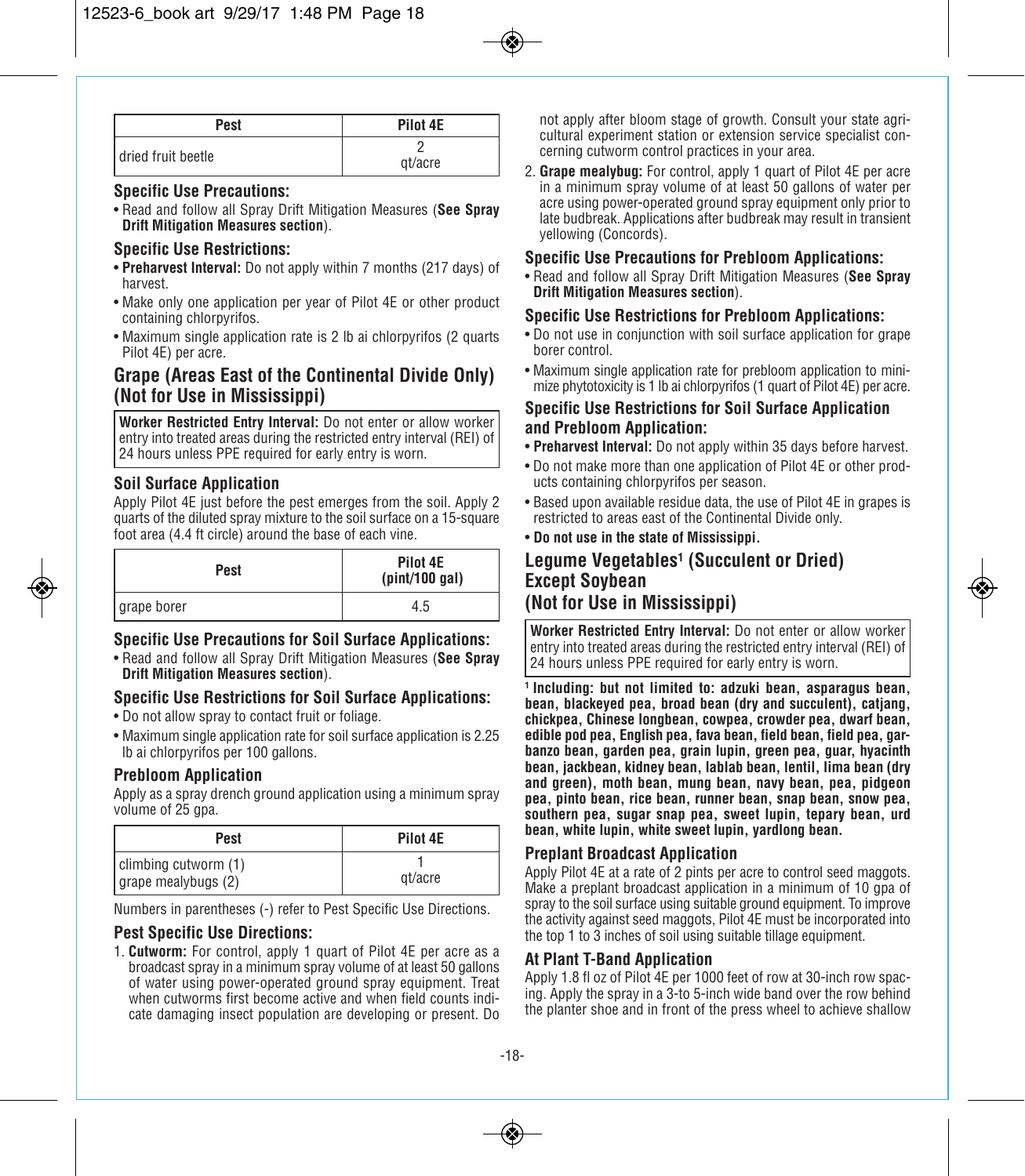| Pest | Pilot 4E |
|---|---|
| dried fruit beetle | 2 qt/acre |

### Specific Use Precautions:

- Read and follow all Spray Drift Mitigation Measures (**See Spray Drift Mitigation Measures section**).

### Specific Use Restrictions:

- **Preharvest Interval:** Do not apply within 7 months (217 days) of harvest.
- Make only one application per year of Pilot 4E or other product containing chlorpyrifos.
- Maximum single application rate is 2 lb ai chlorpyrifos (2 quarts Pilot 4E) per acre.

## Grape (Areas East of the Continental Divide Only) (Not for Use in Mississippi)

**Worker Restricted Entry Interval:** Do not enter or allow worker entry into treated areas during the restricted entry interval (REI) of 24 hours unless PPE required for early entry is worn.

### Soil Surface Application

Apply Pilot 4E just before the pest emerges from the soil. Apply 2 quarts of the diluted spray mixture to the soil surface on a 15-square foot area (4.4 ft circle) around the base of each vine.

| Pest | Pilot 4E (pint/100 gal) |
|---|---|
| grape borer | 4.5 |

### Specific Use Precautions for Soil Surface Applications:

- Read and follow all Spray Drift Mitigation Measures (**See Spray Drift Mitigation Measures section**).

### Specific Use Restrictions for Soil Surface Applications:

- Do not allow spray to contact fruit or foliage.
- Maximum single application rate for soil surface application is 2.25 lb ai chlorpyrifos per 100 gallons.

### Prebloom Application

Apply as a spray drench ground application using a minimum spray volume of 25 gpa.

| Pest | Pilot 4E |
|---|---|
| climbing cutworm (1)<br>grape mealybugs (2) | 1 qt/acre |

Numbers in parentheses (-) refer to Pest Specific Use Directions.

### Pest Specific Use Directions:

1. **Cutworm:** For control, apply 1 quart of Pilot 4E per acre as a broadcast spray in a minimum spray volume of at least 50 gallons of water using power-operated ground spray equipment. Treat when cutworms first become active and when field counts indicate damaging insect population are developing or present. Do not apply after bloom stage of growth. Consult your state agricultural experiment station or extension service specialist concerning cutworm control practices in your area.
2. **Grape mealybug:** For control, apply 1 quart of Pilot 4E per acre in a minimum spray volume of at least 50 gallons of water per acre using power-operated ground spray equipment only prior to late budbreak. Applications after budbreak may result in transient yellowing (Concords).

### Specific Use Precautions for Prebloom Applications:

- Read and follow all Spray Drift Mitigation Measures (**See Spray Drift Mitigation Measures section**).

### Specific Use Restrictions for Prebloom Applications:

- Do not use in conjunction with soil surface application for grape borer control.
- Maximum single application rate for prebloom application to minimize phytotoxicity is 1 lb ai chlorpyrifos (1 quart of Pilot 4E) per acre.

### Specific Use Restrictions for Soil Surface Application and Prebloom Application:

- **Preharvest Interval:** Do not apply within 35 days before harvest.
- Do not make more than one application of Pilot 4E or other products containing chlorpyrifos per season.
- Based upon available residue data, the use of Pilot 4E in grapes is restricted to areas east of the Continental Divide only.
- **Do not use in the state of Mississippi.**

## Legume Vegetables[1] (Succulent or Dried) Except Soybean (Not for Use in Mississippi)

**Worker Restricted Entry Interval:** Do not enter or allow worker entry into treated areas during the restricted entry interval (REI) of 24 hours unless PPE required for early entry is worn.

**[1] Including: but not limited to: adzuki bean, asparagus bean, bean, blackeyed pea, broad bean (dry and succulent), catjang, chickpea, Chinese longbean, cowpea, crowder pea, dwarf bean, edible pod pea, English pea, fava bean, field bean, field pea, garbanzo bean, garden pea, grain lupin, green pea, guar, hyacinth bean, jackbean, kidney bean, lablab bean, lentil, lima bean (dry and green), moth bean, mung bean, navy bean, pea, pidgeon pea, pinto bean, rice bean, runner bean, snap bean, snow pea, southern pea, sugar snap pea, sweet lupin, tepary bean, urd bean, white lupin, white sweet lupin, yardlong bean.**

### Preplant Broadcast Application

Apply Pilot 4E at a rate of 2 pints per acre to control seed maggots. Make a preplant broadcast application in a minimum of 10 gpa of spray to the soil surface using suitable ground equipment. To improve the activity against seed maggots, Pilot 4E must be incorporated into the top 1 to 3 inches of soil using suitable tillage equipment.

### At Plant T-Band Application

Apply 1.8 fl oz of Pilot 4E per 1000 feet of row at 30-inch row spacing. Apply the spray in a 3-to 5-inch wide band over the row behind the planter shoe and in front of the press wheel to achieve shallow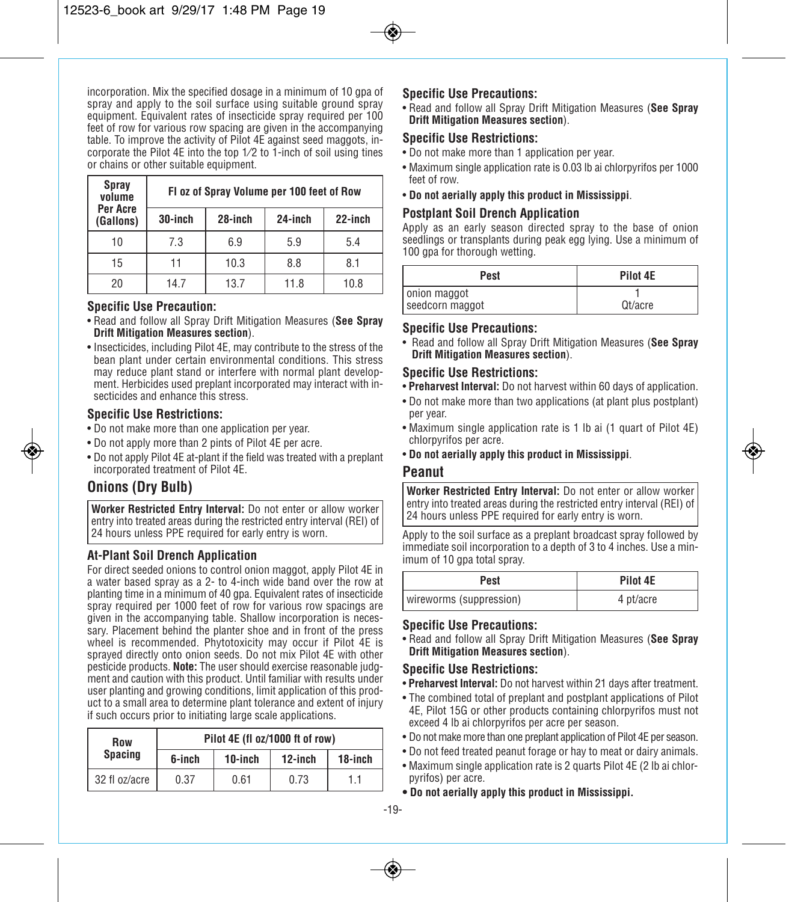incorporation. Mix the specified dosage in a minimum of 10 gpa of spray and apply to the soil surface using suitable ground spray equipment. Equivalent rates of insecticide spray required per 100 feet of row for various row spacing are given in the accompanying table. To improve the activity of Pilot 4E against seed maggots, incorporate the Pilot 4E into the top 1⁄2 to 1-inch of soil using tines or chains or other suitable equipment.

| Spray volume Per Acre (Gallons) | Fl oz of Spray Volume per 100 feet of Row | | | |
|---|---|---|---|---|
| | 30-inch | 28-inch | 24-inch | 22-inch |
| 10 | 7.3 | 6.9 | 5.9 | 5.4 |
| 15 | 11 | 10.3 | 8.8 | 8.1 |
| 20 | 14.7 | 13.7 | 11.8 | 10.8 |

### Specific Use Precaution:

- Read and follow all Spray Drift Mitigation Measures (**See Spray Drift Mitigation Measures section**).
- Insecticides, including Pilot 4E, may contribute to the stress of the bean plant under certain environmental conditions. This stress may reduce plant stand or interfere with normal plant development. Herbicides used preplant incorporated may interact with insecticides and enhance this stress.

### Specific Use Restrictions:

- Do not make more than one application per year.
- Do not apply more than 2 pints of Pilot 4E per acre.
- Do not apply Pilot 4E at-plant if the field was treated with a preplant incorporated treatment of Pilot 4E.

## Onions (Dry Bulb)

**Worker Restricted Entry Interval:** Do not enter or allow worker entry into treated areas during the restricted entry interval (REI) of 24 hours unless PPE required for early entry is worn.

### At-Plant Soil Drench Application

For direct seeded onions to control onion maggot, apply Pilot 4E in a water based spray as a 2- to 4-inch wide band over the row at planting time in a minimum of 40 gpa. Equivalent rates of insecticide spray required per 1000 feet of row for various row spacings are given in the accompanying table. Shallow incorporation is necessary. Placement behind the planter shoe and in front of the press wheel is recommended. Phytotoxicity may occur if Pilot 4E is sprayed directly onto onion seeds. Do not mix Pilot 4E with other pesticide products. **Note:** The user should exercise reasonable judgment and caution with this product. Until familiar with results under user planting and growing conditions, limit application of this product to a small area to determine plant tolerance and extent of injury if such occurs prior to initiating large scale applications.

| Row Spacing | Pilot 4E (fl oz/1000 ft of row) | | | |
|---|---|---|---|---|
| | 6-inch | 10-inch | 12-inch | 18-inch |
| 32 fl oz/acre | 0.37 | 0.61 | 0.73 | 1.1 |

### Specific Use Precautions:

- Read and follow all Spray Drift Mitigation Measures (**See Spray Drift Mitigation Measures section**).

### Specific Use Restrictions:

- Do not make more than 1 application per year.
- Maximum single application rate is 0.03 lb ai chlorpyrifos per 1000 feet of row.
- **Do not aerially apply this product in Mississippi**.

### Postplant Soil Drench Application

Apply as an early season directed spray to the base of onion seedlings or transplants during peak egg lying. Use a minimum of 100 gpa for thorough wetting.

| Pest | Pilot 4E |
|---|---|
| onion maggot<br>seedcorn maggot | 1<br>Qt/acre |

### Specific Use Precautions:

- Read and follow all Spray Drift Mitigation Measures (**See Spray Drift Mitigation Measures section**).

### Specific Use Restrictions:

- **Preharvest Interval:** Do not harvest within 60 days of application.
- Do not make more than two applications (at plant plus postplant) per year.
- Maximum single application rate is 1 lb ai (1 quart of Pilot 4E) chlorpyrifos per acre.
- **Do not aerially apply this product in Mississippi**.

## Peanut

**Worker Restricted Entry Interval:** Do not enter or allow worker entry into treated areas during the restricted entry interval (REI) of 24 hours unless PPE required for early entry is worn.

Apply to the soil surface as a preplant broadcast spray followed by immediate soil incorporation to a depth of 3 to 4 inches. Use a minimum of 10 gpa total spray.

| Pest | Pilot 4E |
|---|---|
| wireworms (suppression) | 4 pt/acre |

### Specific Use Precautions:

- Read and follow all Spray Drift Mitigation Measures (**See Spray Drift Mitigation Measures section**).

### Specific Use Restrictions:

- **Preharvest Interval:** Do not harvest within 21 days after treatment.
- The combined total of preplant and postplant applications of Pilot 4E, Pilot 15G or other products containing chlorpyrifos must not exceed 4 lb ai chlorpyrifos per acre per season.
- Do not make more than one preplant application of Pilot 4E per season.
- Do not feed treated peanut forage or hay to meat or dairy animals.
- Maximum single application rate is 2 quarts Pilot 4E (2 lb ai chlorpyrifos) per acre.
- **Do not aerially apply this product in Mississippi.**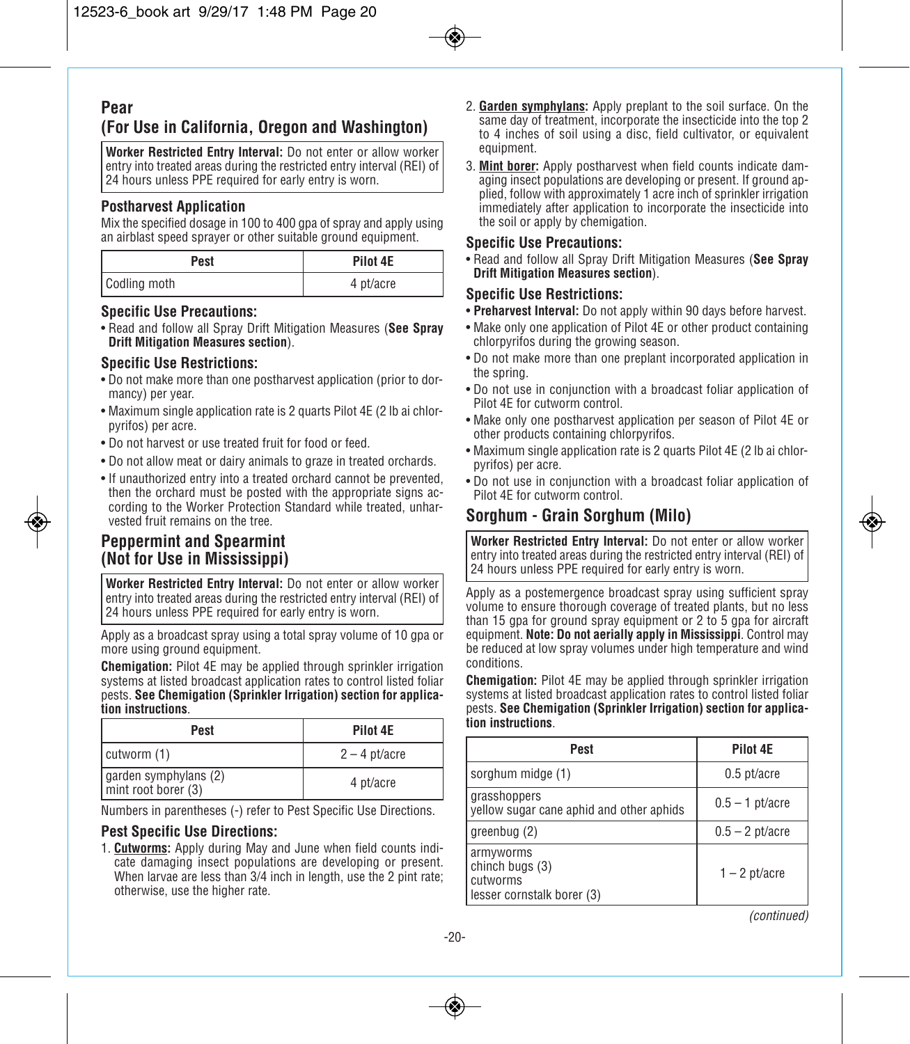## Pear
## (For Use in California, Oregon and Washington)

**Worker Restricted Entry Interval:** Do not enter or allow worker entry into treated areas during the restricted entry interval (REI) of 24 hours unless PPE required for early entry is worn.

### Postharvest Application

Mix the specified dosage in 100 to 400 gpa of spray and apply using an airblast speed sprayer or other suitable ground equipment.

| Pest | Pilot 4E |
|---|---|
| Codling moth | 4 pt/acre |

### Specific Use Precautions:

- Read and follow all Spray Drift Mitigation Measures (**See Spray Drift Mitigation Measures section**).

### Specific Use Restrictions:

- Do not make more than one postharvest application (prior to dormancy) per year.
- Maximum single application rate is 2 quarts Pilot 4E (2 lb ai chlorpyrifos) per acre.
- Do not harvest or use treated fruit for food or feed.
- Do not allow meat or dairy animals to graze in treated orchards.
- If unauthorized entry into a treated orchard cannot be prevented, then the orchard must be posted with the appropriate signs according to the Worker Protection Standard while treated, unharvested fruit remains on the tree.

## Peppermint and Spearmint
## (Not for Use in Mississippi)

**Worker Restricted Entry Interval:** Do not enter or allow worker entry into treated areas during the restricted entry interval (REI) of 24 hours unless PPE required for early entry is worn.

Apply as a broadcast spray using a total spray volume of 10 gpa or more using ground equipment.

**Chemigation:** Pilot 4E may be applied through sprinkler irrigation systems at listed broadcast application rates to control listed foliar pests. **See Chemigation (Sprinkler Irrigation) section for application instructions**.

| Pest | Pilot 4E |
|---|---|
| cutworm (1) | 2 – 4 pt/acre |
| garden symphylans (2)<br>mint root borer (3) | 4 pt/acre |

Numbers in parentheses (-) refer to Pest Specific Use Directions.

### Pest Specific Use Directions:

1. **Cutworms:** Apply during May and June when field counts indicate damaging insect populations are developing or present. When larvae are less than 3/4 inch in length, use the 2 pint rate; otherwise, use the higher rate.
2. **Garden symphylans:** Apply preplant to the soil surface. On the same day of treatment, incorporate the insecticide into the top 2 to 4 inches of soil using a disc, field cultivator, or equivalent equipment.
3. **Mint borer:** Apply postharvest when field counts indicate damaging insect populations are developing or present. If ground applied, follow with approximately 1 acre inch of sprinkler irrigation immediately after application to incorporate the insecticide into the soil or apply by chemigation.

### Specific Use Precautions:

- Read and follow all Spray Drift Mitigation Measures (**See Spray Drift Mitigation Measures section**).

### Specific Use Restrictions:

- **Preharvest Interval:** Do not apply within 90 days before harvest.
- Make only one application of Pilot 4E or other product containing chlorpyrifos during the growing season.
- Do not make more than one preplant incorporated application in the spring.
- Do not use in conjunction with a broadcast foliar application of Pilot 4E for cutworm control.
- Make only one postharvest application per season of Pilot 4E or other products containing chlorpyrifos.
- Maximum single application rate is 2 quarts Pilot 4E (2 lb ai chlorpyrifos) per acre.
- Do not use in conjunction with a broadcast foliar application of Pilot 4E for cutworm control.

## Sorghum - Grain Sorghum (Milo)

**Worker Restricted Entry Interval:** Do not enter or allow worker entry into treated areas during the restricted entry interval (REI) of 24 hours unless PPE required for early entry is worn.

Apply as a postemergence broadcast spray using sufficient spray volume to ensure thorough coverage of treated plants, but no less than 15 gpa for ground spray equipment or 2 to 5 gpa for aircraft equipment. **Note: Do not aerially apply in Mississippi**. Control may be reduced at low spray volumes under high temperature and wind conditions.

**Chemigation:** Pilot 4E may be applied through sprinkler irrigation systems at listed broadcast application rates to control listed foliar pests. **See Chemigation (Sprinkler Irrigation) section for application instructions**.

| Pest | Pilot 4E |
|---|---|
| sorghum midge (1) | 0.5 pt/acre |
| grasshoppers<br>yellow sugar cane aphid and other aphids | 0.5 – 1 pt/acre |
| greenbug (2) | 0.5 – 2 pt/acre |
| armyworms<br>chinch bugs (3)<br>cutworms<br>lesser cornstalk borer (3) | 1 – 2 pt/acre |

*(continued)*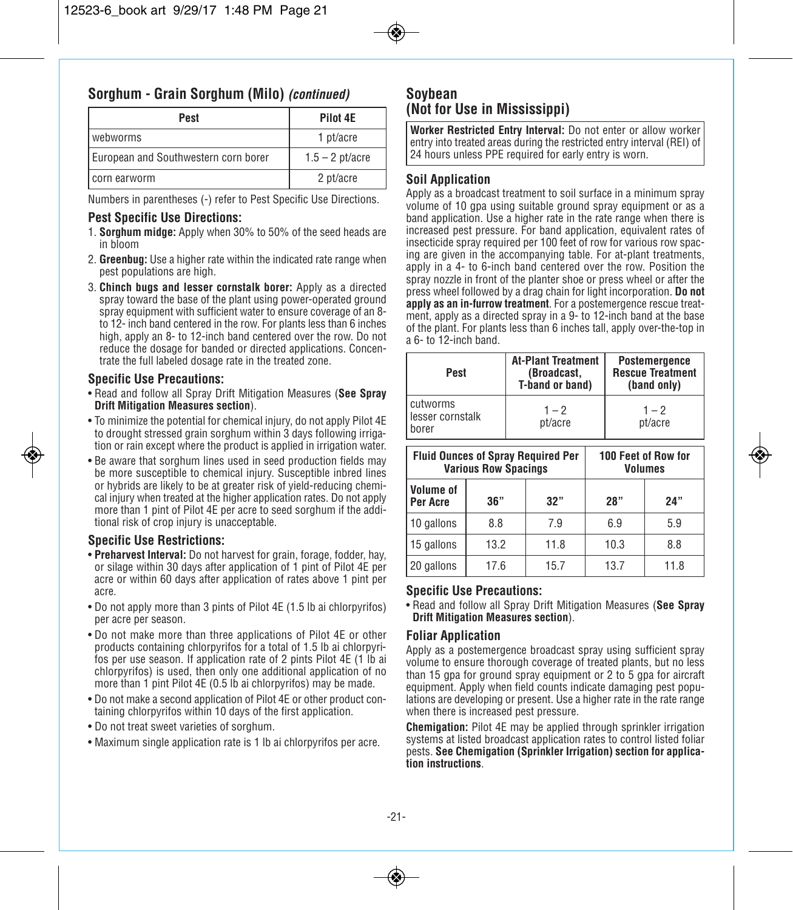## Sorghum - Grain Sorghum (Milo) *(continued)*

| Pest | Pilot 4E |
|---|---|
| webworms | 1 pt/acre |
| European and Southwestern corn borer | 1.5 – 2 pt/acre |
| corn earworm | 2 pt/acre |

Numbers in parentheses (-) refer to Pest Specific Use Directions.

### Pest Specific Use Directions:

1. **Sorghum midge:** Apply when 30% to 50% of the seed heads are in bloom
2. **Greenbug:** Use a higher rate within the indicated rate range when pest populations are high.
3. **Chinch bugs and lesser cornstalk borer:** Apply as a directed spray toward the base of the plant using power-operated ground spray equipment with sufficient water to ensure coverage of an 8- to 12- inch band centered in the row. For plants less than 6 inches high, apply an 8- to 12-inch band centered over the row. Do not reduce the dosage for banded or directed applications. Concentrate the full labeled dosage rate in the treated zone.

### Specific Use Precautions:

- Read and follow all Spray Drift Mitigation Measures (**See Spray Drift Mitigation Measures section**).
- To minimize the potential for chemical injury, do not apply Pilot 4E to drought stressed grain sorghum within 3 days following irrigation or rain except where the product is applied in irrigation water.
- Be aware that sorghum lines used in seed production fields may be more susceptible to chemical injury. Susceptible inbred lines or hybrids are likely to be at greater risk of yield-reducing chemical injury when treated at the higher application rates. Do not apply more than 1 pint of Pilot 4E per acre to seed sorghum if the additional risk of crop injury is unacceptable.

### Specific Use Restrictions:

- **Preharvest Interval:** Do not harvest for grain, forage, fodder, hay, or silage within 30 days after application of 1 pint of Pilot 4E per acre or within 60 days after application of rates above 1 pint per acre.
- Do not apply more than 3 pints of Pilot 4E (1.5 lb ai chlorpyrifos) per acre per season.
- Do not make more than three applications of Pilot 4E or other products containing chlorpyrifos for a total of 1.5 lb ai chlorpyrifos per use season. If application rate of 2 pints Pilot 4E (1 lb ai chlorpyrifos) is used, then only one additional application of no more than 1 pint Pilot 4E (0.5 lb ai chlorpyrifos) may be made.
- Do not make a second application of Pilot 4E or other product containing chlorpyrifos within 10 days of the first application.
- Do not treat sweet varieties of sorghum.
- Maximum single application rate is 1 lb ai chlorpyrifos per acre.

## Soybean
## (Not for Use in Mississippi)

**Worker Restricted Entry Interval:** Do not enter or allow worker entry into treated areas during the restricted entry interval (REI) of 24 hours unless PPE required for early entry is worn.

### Soil Application

Apply as a broadcast treatment to soil surface in a minimum spray volume of 10 gpa using suitable ground spray equipment or as a band application. Use a higher rate in the rate range when there is increased pest pressure. For band application, equivalent rates of insecticide spray required per 100 feet of row for various row spacing are given in the accompanying table. For at-plant treatments, apply in a 4- to 6-inch band centered over the row. Position the spray nozzle in front of the planter shoe or press wheel or after the press wheel followed by a drag chain for light incorporation. **Do not apply as an in-furrow treatment**. For a postemergence rescue treatment, apply as a directed spray in a 9- to 12-inch band at the base of the plant. For plants less than 6 inches tall, apply over-the-top in a 6- to 12-inch band.

| Pest | At-Plant Treatment (Broadcast, T-band or band) | Postemergence Rescue Treatment (band only) |
|---|---|---|
| cutworms<br>lesser cornstalk borer | 1 – 2 pt/acre | 1 – 2 pt/acre |

| Fluid Ounces of Spray Required Per 100 Feet of Row for Various Row Spacings | | | | |
|---|---|---|---|---|
| Volume of Per Acre | 36" | 32" | 28" | 24" |
| 10 gallons | 8.8 | 7.9 | 6.9 | 5.9 |
| 15 gallons | 13.2 | 11.8 | 10.3 | 8.8 |
| 20 gallons | 17.6 | 15.7 | 13.7 | 11.8 |

### Specific Use Precautions:

- Read and follow all Spray Drift Mitigation Measures (**See Spray Drift Mitigation Measures section**).

### Foliar Application

Apply as a postemergence broadcast spray using sufficient spray volume to ensure thorough coverage of treated plants, but no less than 15 gpa for ground spray equipment or 2 to 5 gpa for aircraft equipment. Apply when field counts indicate damaging pest populations are developing or present. Use a higher rate in the rate range when there is increased pest pressure.

**Chemigation:** Pilot 4E may be applied through sprinkler irrigation systems at listed broadcast application rates to control listed foliar pests. **See Chemigation (Sprinkler Irrigation) section for application instructions**.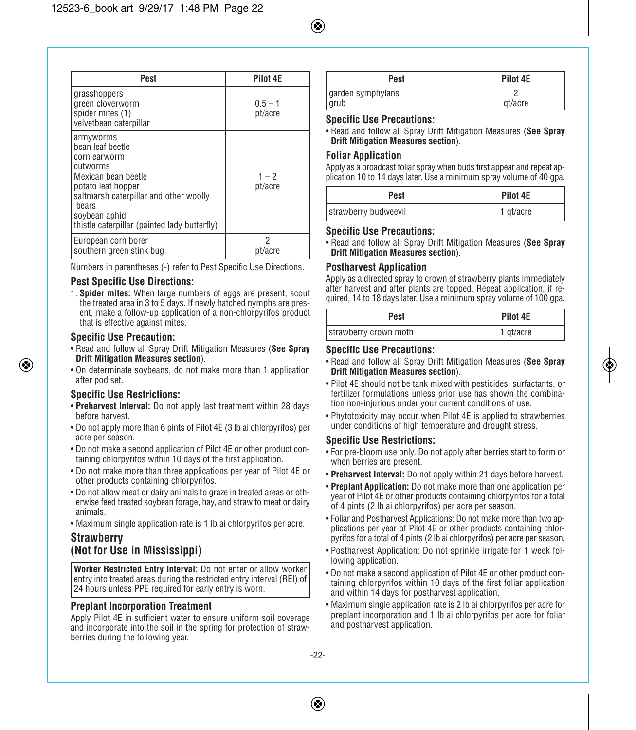| Pest | Pilot 4E |
|---|---|
| grasshoppers<br>green cloverworm<br>spider mites (1)<br>velvetbean caterpillar | 0.5 – 1<br>pt/acre |
| armyworms<br>bean leaf beetle<br>corn earworm<br>cutworms<br>Mexican bean beetle<br>potato leaf hopper<br>saltmarsh caterpillar and other woolly bears<br>soybean aphid<br>thistle caterpillar (painted lady butterfly) | 1 – 2<br>pt/acre |
| European corn borer<br>southern green stink bug | 2<br>pt/acre |

Numbers in parentheses (-) refer to Pest Specific Use Directions.

### Pest Specific Use Directions:

1. **Spider mites:** When large numbers of eggs are present, scout the treated area in 3 to 5 days. If newly hatched nymphs are present, make a follow-up application of a non-chlorpyrifos product that is effective against mites.

### Specific Use Precaution:

- Read and follow all Spray Drift Mitigation Measures (**See Spray Drift Mitigation Measures section**).
- On determinate soybeans, do not make more than 1 application after pod set.

### Specific Use Restrictions:

- **Preharvest Interval:** Do not apply last treatment within 28 days before harvest.
- Do not apply more than 6 pints of Pilot 4E (3 lb ai chlorpyrifos) per acre per season.
- Do not make a second application of Pilot 4E or other product containing chlorpyrifos within 10 days of the first application.
- Do not make more than three applications per year of Pilot 4E or other products containing chlorpyrifos.
- Do not allow meat or dairy animals to graze in treated areas or otherwise feed treated soybean forage, hay, and straw to meat or dairy animals.
- Maximum single application rate is 1 lb ai chlorpyrifos per acre.

## Strawberry (Not for Use in Mississippi)

**Worker Restricted Entry Interval:** Do not enter or allow worker entry into treated areas during the restricted entry interval (REI) of 24 hours unless PPE required for early entry is worn.

### Preplant Incorporation Treatment

Apply Pilot 4E in sufficient water to ensure uniform soil coverage and incorporate into the soil in the spring for protection of strawberries during the following year.

| Pest | Pilot 4E |
|---|---|
| garden symphylans<br>grub | 2<br>qt/acre |

### Specific Use Precautions:

- Read and follow all Spray Drift Mitigation Measures (**See Spray Drift Mitigation Measures section**).

### Foliar Application

Apply as a broadcast foliar spray when buds first appear and repeat application 10 to 14 days later. Use a minimum spray volume of 40 gpa.

| Pest | Pilot 4E |
|---|---|
| strawberry budweevil | 1 qt/acre |

### Specific Use Precautions:

- Read and follow all Spray Drift Mitigation Measures (**See Spray Drift Mitigation Measures section**).

### Postharvest Application

Apply as a directed spray to crown of strawberry plants immediately after harvest and after plants are topped. Repeat application, if required, 14 to 18 days later. Use a minimum spray volume of 100 gpa.

| Pest | Pilot 4E |
|---|---|
| strawberry crown moth | 1 qt/acre |

### Specific Use Precautions:

- Read and follow all Spray Drift Mitigation Measures (**See Spray Drift Mitigation Measures section**).
- Pilot 4E should not be tank mixed with pesticides, surfactants, or fertilizer formulations unless prior use has shown the combination non-injurious under your current conditions of use.
- Phytotoxicity may occur when Pilot 4E is applied to strawberries under conditions of high temperature and drought stress.

### Specific Use Restrictions:

- For pre-bloom use only. Do not apply after berries start to form or when berries are present.
- **Preharvest Interval:** Do not apply within 21 days before harvest.
- **Preplant Application:** Do not make more than one application per year of Pilot 4E or other products containing chlorpyrifos for a total of 4 pints (2 lb ai chlorpyrifos) per acre per season.
- Foliar and Postharvest Applications: Do not make more than two applications per year of Pilot 4E or other products containing chlorpyrifos for a total of 4 pints (2 lb ai chlorpyrifos) per acre per season.
- Postharvest Application: Do not sprinkle irrigate for 1 week following application.
- Do not make a second application of Pilot 4E or other product containing chlorpyrifos within 10 days of the first foliar application and within 14 days for postharvest application.
- Maximum single application rate is 2 lb ai chlorpyrifos per acre for preplant incorporation and 1 lb ai chlorpyrifos per acre for foliar and postharvest application.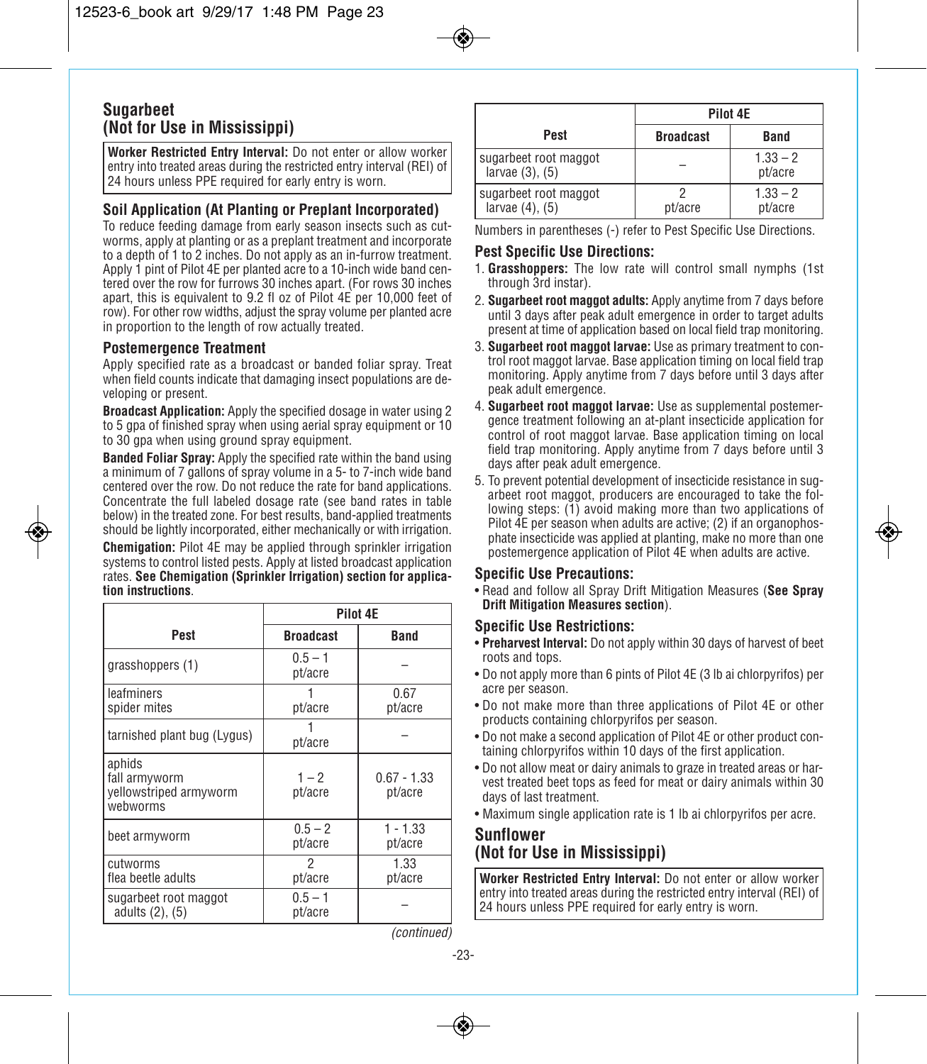## Sugarbeet
## (Not for Use in Mississippi)

**Worker Restricted Entry Interval:** Do not enter or allow worker entry into treated areas during the restricted entry interval (REI) of 24 hours unless PPE required for early entry is worn.

### Soil Application (At Planting or Preplant Incorporated)

To reduce feeding damage from early season insects such as cutworms, apply at planting or as a preplant treatment and incorporate to a depth of 1 to 2 inches. Do not apply as an in-furrow treatment. Apply 1 pint of Pilot 4E per planted acre to a 10-inch wide band centered over the row for furrows 30 inches apart. (For rows 30 inches apart, this is equivalent to 9.2 fl oz of Pilot 4E per 10,000 feet of row). For other row widths, adjust the spray volume per planted acre in proportion to the length of row actually treated.

### Postemergence Treatment

Apply specified rate as a broadcast or banded foliar spray. Treat when field counts indicate that damaging insect populations are developing or present.

**Broadcast Application:** Apply the specified dosage in water using 2 to 5 gpa of finished spray when using aerial spray equipment or 10 to 30 gpa when using ground spray equipment.

**Banded Foliar Spray:** Apply the specified rate within the band using a minimum of 7 gallons of spray volume in a 5- to 7-inch wide band centered over the row. Do not reduce the rate for band applications. Concentrate the full labeled dosage rate (see band rates in table below) in the treated zone. For best results, band-applied treatments should be lightly incorporated, either mechanically or with irrigation.

**Chemigation:** Pilot 4E may be applied through sprinkler irrigation systems to control listed pests. Apply at listed broadcast application rates. **See Chemigation (Sprinkler Irrigation) section for application instructions**.

| Pest | Pilot 4E | |
|---|---|---|
| | **Broadcast** | **Band** |
| grasshoppers (1) | 0.5 – 1 pt/acre | – |
| leafminers<br>spider mites | 1 pt/acre | 0.67 pt/acre |
| tarnished plant bug (Lygus) | 1 pt/acre | – |
| aphids<br>fall armyworm<br>yellowstriped armyworm<br>webworms | 1 – 2 pt/acre | 0.67 - 1.33 pt/acre |
| beet armyworm | 0.5 – 2 pt/acre | 1 - 1.33 pt/acre |
| cutworms<br>flea beetle adults | 2 pt/acre | 1.33 pt/acre |
| sugarbeet root maggot adults (2), (5) | 0.5 – 1 pt/acre | – |
| sugarbeet root maggot larvae (3), (5) | – | 1.33 – 2 pt/acre |
| sugarbeet root maggot larvae (4), (5) | 2 pt/acre | 1.33 – 2 pt/acre |

Numbers in parentheses (-) refer to Pest Specific Use Directions.

### Pest Specific Use Directions:

1. **Grasshoppers:** The low rate will control small nymphs (1st through 3rd instar).
2. **Sugarbeet root maggot adults:** Apply anytime from 7 days before until 3 days after peak adult emergence in order to target adults present at time of application based on local field trap monitoring.
3. **Sugarbeet root maggot larvae:** Use as primary treatment to control root maggot larvae. Base application timing on local field trap monitoring. Apply anytime from 7 days before until 3 days after peak adult emergence.
4. **Sugarbeet root maggot larvae:** Use as supplemental postemergence treatment following an at-plant insecticide application for control of root maggot larvae. Base application timing on local field trap monitoring. Apply anytime from 7 days before until 3 days after peak adult emergence.
5. To prevent potential development of insecticide resistance in sugarbeet root maggot, producers are encouraged to take the following steps: (1) avoid making more than two applications of Pilot 4E per season when adults are active; (2) if an organophosphate insecticide was applied at planting, make no more than one postemergence application of Pilot 4E when adults are active.

### Specific Use Precautions:

- Read and follow all Spray Drift Mitigation Measures (**See Spray Drift Mitigation Measures section**).

### Specific Use Restrictions:

- **Preharvest Interval:** Do not apply within 30 days of harvest of beet roots and tops.
- Do not apply more than 6 pints of Pilot 4E (3 lb ai chlorpyrifos) per acre per season.
- Do not make more than three applications of Pilot 4E or other products containing chlorpyrifos per season.
- Do not make a second application of Pilot 4E or other product containing chlorpyrifos within 10 days of the first application.
- Do not allow meat or dairy animals to graze in treated areas or harvest treated beet tops as feed for meat or dairy animals within 30 days of last treatment.
- Maximum single application rate is 1 lb ai chlorpyrifos per acre.

## Sunflower
## (Not for Use in Mississippi)

**Worker Restricted Entry Interval:** Do not enter or allow worker entry into treated areas during the restricted entry interval (REI) of 24 hours unless PPE required for early entry is worn.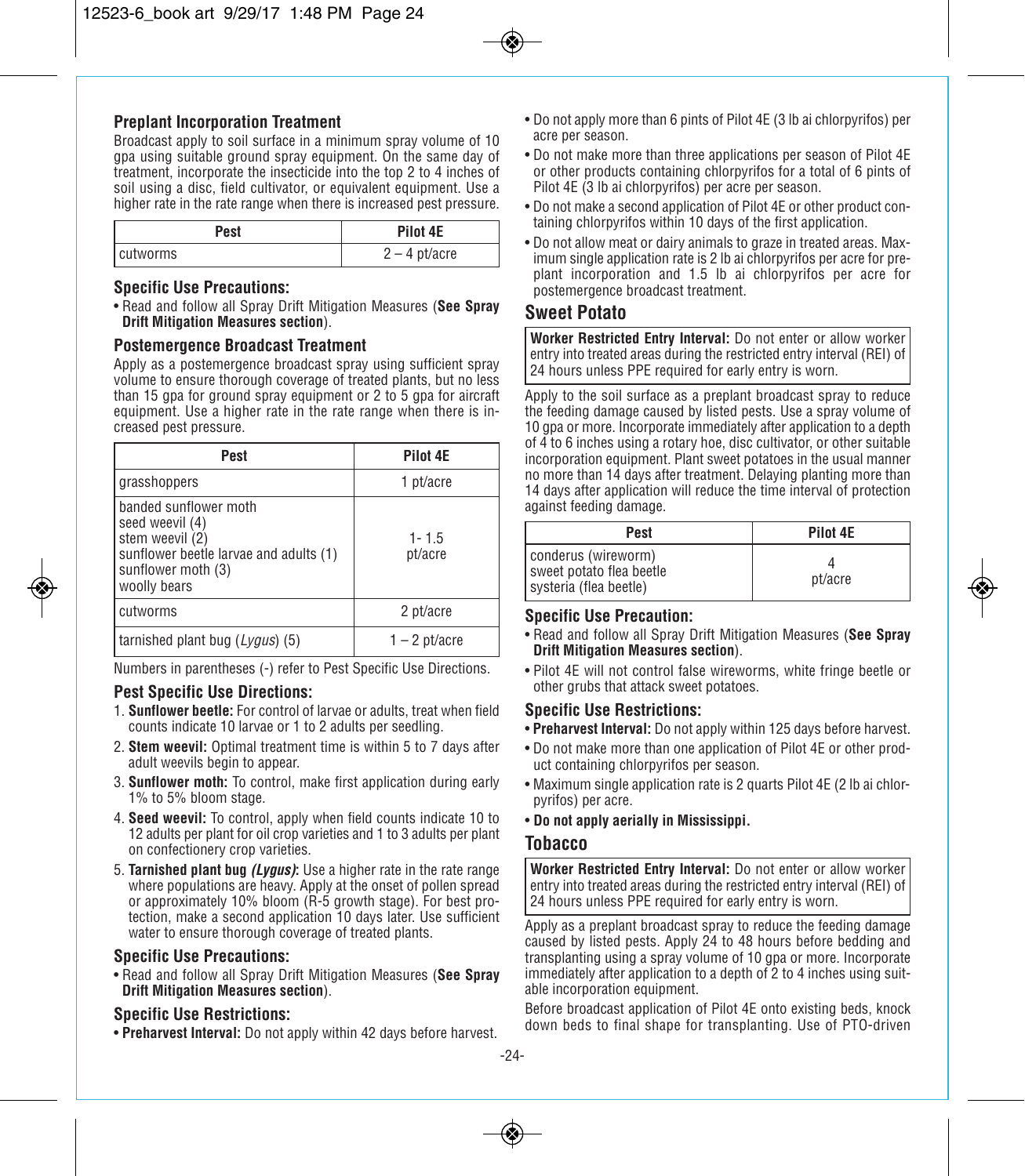### Preplant Incorporation Treatment

Broadcast apply to soil surface in a minimum spray volume of 10 gpa using suitable ground spray equipment. On the same day of treatment, incorporate the insecticide into the top 2 to 4 inches of soil using a disc, field cultivator, or equivalent equipment. Use a higher rate in the rate range when there is increased pest pressure.

| Pest | Pilot 4E |
|---|---|
| cutworms | 2 – 4 pt/acre |

### Specific Use Precautions:

- Read and follow all Spray Drift Mitigation Measures (**See Spray Drift Mitigation Measures section**).

### Postemergence Broadcast Treatment

Apply as a postemergence broadcast spray using sufficient spray volume to ensure thorough coverage of treated plants, but no less than 15 gpa for ground spray equipment or 2 to 5 gpa for aircraft equipment. Use a higher rate in the rate range when there is increased pest pressure.

| Pest | Pilot 4E |
|---|---|
| grasshoppers | 1 pt/acre |
| banded sunflower moth<br>seed weevil (4)<br>stem weevil (2)<br>sunflower beetle larvae and adults (1)<br>sunflower moth (3)<br>woolly bears | 1- 1.5 pt/acre |
| cutworms | 2 pt/acre |
| tarnished plant bug (*Lygus*) (5) | 1 – 2 pt/acre |

Numbers in parentheses (-) refer to Pest Specific Use Directions.

### Pest Specific Use Directions:

1. **Sunflower beetle:** For control of larvae or adults, treat when field counts indicate 10 larvae or 1 to 2 adults per seedling.
2. **Stem weevil:** Optimal treatment time is within 5 to 7 days after adult weevils begin to appear.
3. **Sunflower moth:** To control, make first application during early 1% to 5% bloom stage.
4. **Seed weevil:** To control, apply when field counts indicate 10 to 12 adults per plant for oil crop varieties and 1 to 3 adults per plant on confectionery crop varieties.
5. **Tarnished plant bug *(Lygus)*:** Use a higher rate in the rate range where populations are heavy. Apply at the onset of pollen spread or approximately 10% bloom (R-5 growth stage). For best protection, make a second application 10 days later. Use sufficient water to ensure thorough coverage of treated plants.

### Specific Use Precautions:

- Read and follow all Spray Drift Mitigation Measures (**See Spray Drift Mitigation Measures section**).

### Specific Use Restrictions:

- **Preharvest Interval:** Do not apply within 42 days before harvest.
- Do not apply more than 6 pints of Pilot 4E (3 lb ai chlorpyrifos) per acre per season.
- Do not make more than three applications per season of Pilot 4E or other products containing chlorpyrifos for a total of 6 pints of Pilot 4E (3 lb ai chlorpyrifos) per acre per season.
- Do not make a second application of Pilot 4E or other product containing chlorpyrifos within 10 days of the first application.
- Do not allow meat or dairy animals to graze in treated areas. Maximum single application rate is 2 lb ai chlorpyrifos per acre for preplant incorporation and 1.5 lb ai chlorpyrifos per acre for postemergence broadcast treatment.

## Sweet Potato

**Worker Restricted Entry Interval:** Do not enter or allow worker entry into treated areas during the restricted entry interval (REI) of 24 hours unless PPE required for early entry is worn.

Apply to the soil surface as a preplant broadcast spray to reduce the feeding damage caused by listed pests. Use a spray volume of 10 gpa or more. Incorporate immediately after application to a depth of 4 to 6 inches using a rotary hoe, disc cultivator, or other suitable incorporation equipment. Plant sweet potatoes in the usual manner no more than 14 days after treatment. Delaying planting more than 14 days after application will reduce the time interval of protection against feeding damage.

| Pest | Pilot 4E |
|---|---|
| conderus (wireworm)<br>sweet potato flea beetle<br>systeria (flea beetle) | 4 pt/acre |

### Specific Use Precaution:

- Read and follow all Spray Drift Mitigation Measures (**See Spray Drift Mitigation Measures section**).
- Pilot 4E will not control false wireworms, white fringe beetle or other grubs that attack sweet potatoes.

### Specific Use Restrictions:

- **Preharvest Interval:** Do not apply within 125 days before harvest.
- Do not make more than one application of Pilot 4E or other product containing chlorpyrifos per season.
- Maximum single application rate is 2 quarts Pilot 4E (2 lb ai chlorpyrifos) per acre.
- **Do not apply aerially in Mississippi.**

## Tobacco

**Worker Restricted Entry Interval:** Do not enter or allow worker entry into treated areas during the restricted entry interval (REI) of 24 hours unless PPE required for early entry is worn.

Apply as a preplant broadcast spray to reduce the feeding damage caused by listed pests. Apply 24 to 48 hours before bedding and transplanting using a spray volume of 10 gpa or more. Incorporate immediately after application to a depth of 2 to 4 inches using suitable incorporation equipment.

Before broadcast application of Pilot 4E onto existing beds, knock down beds to final shape for transplanting. Use of PTO-driven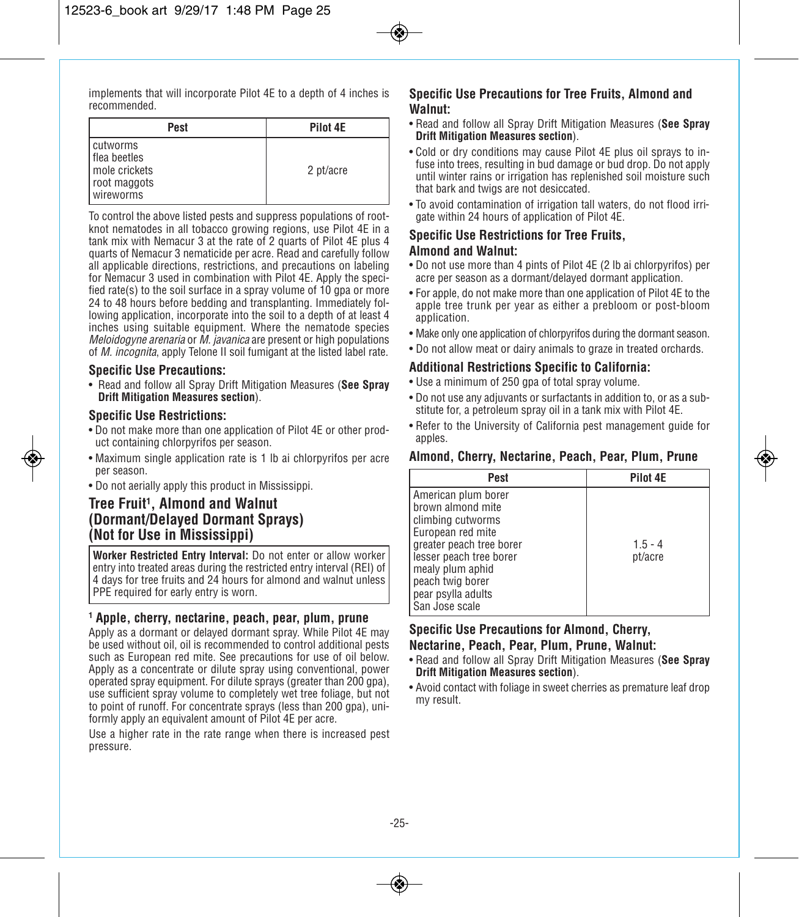implements that will incorporate Pilot 4E to a depth of 4 inches is recommended.

| Pest | Pilot 4E |
| --- | --- |
| cutworms<br>flea beetles<br>mole crickets<br>root maggots<br>wireworms | 2 pt/acre |

To control the above listed pests and suppress populations of root-knot nematodes in all tobacco growing regions, use Pilot 4E in a tank mix with Nemacur 3 at the rate of 2 quarts of Pilot 4E plus 4 quarts of Nemacur 3 nematicide per acre. Read and carefully follow all applicable directions, restrictions, and precautions on labeling for Nemacur 3 used in combination with Pilot 4E. Apply the specified rate(s) to the soil surface in a spray volume of 10 gpa or more 24 to 48 hours before bedding and transplanting. Immediately following application, incorporate into the soil to a depth of at least 4 inches using suitable equipment. Where the nematode species *Meloidogyne arenaria* or *M. javanica* are present or high populations of *M. incognita*, apply Telone II soil fumigant at the listed label rate.

### Specific Use Precautions:

- Read and follow all Spray Drift Mitigation Measures (**See Spray Drift Mitigation Measures section**).

### Specific Use Restrictions:

- Do not make more than one application of Pilot 4E or other product containing chlorpyrifos per season.
- Maximum single application rate is 1 lb ai chlorpyrifos per acre per season.
- Do not aerially apply this product in Mississippi.

## Tree Fruit[1], Almond and Walnut (Dormant/Delayed Dormant Sprays) (Not for Use in Mississippi)

**Worker Restricted Entry Interval:** Do not enter or allow worker entry into treated areas during the restricted entry interval (REI) of 4 days for tree fruits and 24 hours for almond and walnut unless PPE required for early entry is worn.

### [1] Apple, cherry, nectarine, peach, pear, plum, prune

Apply as a dormant or delayed dormant spray. While Pilot 4E may be used without oil, oil is recommended to control additional pests such as European red mite. See precautions for use of oil below. Apply as a concentrate or dilute spray using conventional, power operated spray equipment. For dilute sprays (greater than 200 gpa), use sufficient spray volume to completely wet tree foliage, but not to point of runoff. For concentrate sprays (less than 200 gpa), uniformly apply an equivalent amount of Pilot 4E per acre.

Use a higher rate in the rate range when there is increased pest pressure.

### Specific Use Precautions for Tree Fruits, Almond and Walnut:

- Read and follow all Spray Drift Mitigation Measures (**See Spray Drift Mitigation Measures section**).
- Cold or dry conditions may cause Pilot 4E plus oil sprays to infuse into trees, resulting in bud damage or bud drop. Do not apply until winter rains or irrigation has replenished soil moisture such that bark and twigs are not desiccated.
- To avoid contamination of irrigation tall waters, do not flood irrigate within 24 hours of application of Pilot 4E.

### Specific Use Restrictions for Tree Fruits, Almond and Walnut:

- Do not use more than 4 pints of Pilot 4E (2 lb ai chlorpyrifos) per acre per season as a dormant/delayed dormant application.
- For apple, do not make more than one application of Pilot 4E to the apple tree trunk per year as either a prebloom or post-bloom application.
- Make only one application of chlorpyrifos during the dormant season.
- Do not allow meat or dairy animals to graze in treated orchards.

### Additional Restrictions Specific to California:

- Use a minimum of 250 gpa of total spray volume.
- Do not use any adjuvants or surfactants in addition to, or as a substitute for, a petroleum spray oil in a tank mix with Pilot 4E.
- Refer to the University of California pest management guide for apples.

### Almond, Cherry, Nectarine, Peach, Pear, Plum, Prune

| Pest | Pilot 4E |
| --- | --- |
| American plum borer<br>brown almond mite<br>climbing cutworms<br>European red mite<br>greater peach tree borer<br>lesser peach tree borer<br>mealy plum aphid<br>peach twig borer<br>pear psylla adults<br>San Jose scale | 1.5 - 4 pt/acre |

### Specific Use Precautions for Almond, Cherry, Nectarine, Peach, Pear, Plum, Prune, Walnut:

- Read and follow all Spray Drift Mitigation Measures (**See Spray Drift Mitigation Measures section**).
- Avoid contact with foliage in sweet cherries as premature leaf drop my result.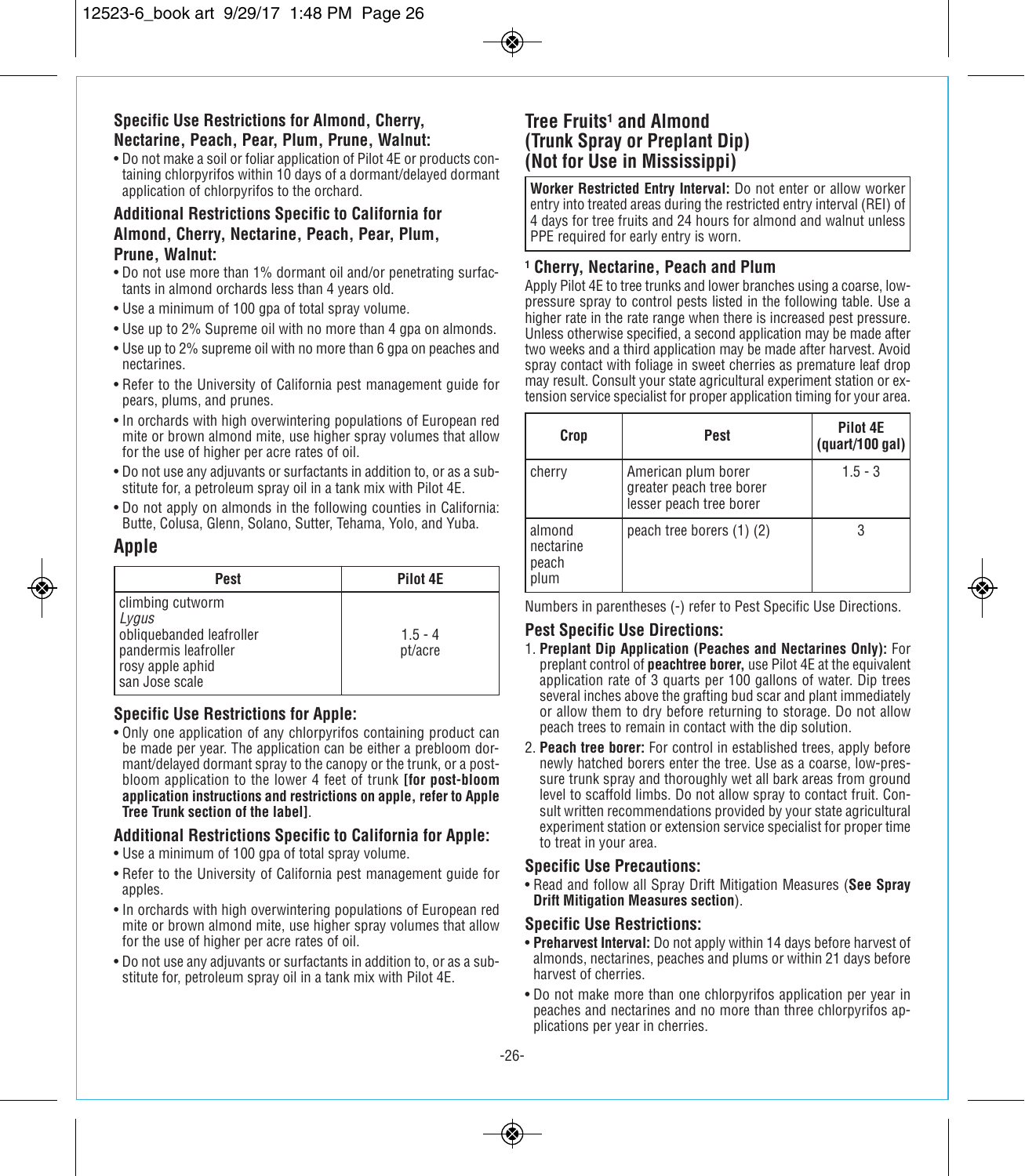### Specific Use Restrictions for Almond, Cherry, Nectarine, Peach, Pear, Plum, Prune, Walnut:

- Do not make a soil or foliar application of Pilot 4E or products containing chlorpyrifos within 10 days of a dormant/delayed dormant application of chlorpyrifos to the orchard.

### Additional Restrictions Specific to California for Almond, Cherry, Nectarine, Peach, Pear, Plum, Prune, Walnut:

- Do not use more than 1% dormant oil and/or penetrating surfactants in almond orchards less than 4 years old.
- Use a minimum of 100 gpa of total spray volume.
- Use up to 2% Supreme oil with no more than 4 gpa on almonds.
- Use up to 2% supreme oil with no more than 6 gpa on peaches and nectarines.
- Refer to the University of California pest management guide for pears, plums, and prunes.
- In orchards with high overwintering populations of European red mite or brown almond mite, use higher spray volumes that allow for the use of higher per acre rates of oil.
- Do not use any adjuvants or surfactants in addition to, or as a substitute for, a petroleum spray oil in a tank mix with Pilot 4E.
- Do not apply on almonds in the following counties in California: Butte, Colusa, Glenn, Solano, Sutter, Tehama, Yolo, and Yuba.

## Apple

| Pest | Pilot 4E |
|---|---|
| climbing cutworm<br>*Lygus*<br>obliquebanded leafroller<br>pandermis leafroller<br>rosy apple aphid<br>san Jose scale | 1.5 - 4 pt/acre |

### Specific Use Restrictions for Apple:

- Only one application of any chlorpyrifos containing product can be made per year. The application can be either a prebloom dormant/delayed dormant spray to the canopy or the trunk, or a postbloom application to the lower 4 feet of trunk **[for post-bloom application instructions and restrictions on apple, refer to Apple Tree Trunk section of the label]**.

### Additional Restrictions Specific to California for Apple:

- Use a minimum of 100 gpa of total spray volume.
- Refer to the University of California pest management guide for apples.
- In orchards with high overwintering populations of European red mite or brown almond mite, use higher spray volumes that allow for the use of higher per acre rates of oil.
- Do not use any adjuvants or surfactants in addition to, or as a substitute for, petroleum spray oil in a tank mix with Pilot 4E.

## Tree Fruits[1] and Almond (Trunk Spray or Preplant Dip) (Not for Use in Mississippi)

**Worker Restricted Entry Interval:** Do not enter or allow worker entry into treated areas during the restricted entry interval (REI) of 4 days for tree fruits and 24 hours for almond and walnut unless PPE required for early entry is worn.

### [1] Cherry, Nectarine, Peach and Plum

Apply Pilot 4E to tree trunks and lower branches using a coarse, low-pressure spray to control pests listed in the following table. Use a higher rate in the rate range when there is increased pest pressure. Unless otherwise specified, a second application may be made after two weeks and a third application may be made after harvest. Avoid spray contact with foliage in sweet cherries as premature leaf drop may result. Consult your state agricultural experiment station or extension service specialist for proper application timing for your area.

| Crop | Pest | Pilot 4E (quart/100 gal) |
|---|---|---|
| cherry | American plum borer<br>greater peach tree borer<br>lesser peach tree borer | 1.5 - 3 |
| almond<br>nectarine<br>peach<br>plum | peach tree borers (1) (2) | 3 |

Numbers in parentheses (-) refer to Pest Specific Use Directions.

### Pest Specific Use Directions:

1. **Preplant Dip Application (Peaches and Nectarines Only):** For preplant control of **peachtree borer,** use Pilot 4E at the equivalent application rate of 3 quarts per 100 gallons of water. Dip trees several inches above the grafting bud scar and plant immediately or allow them to dry before returning to storage. Do not allow peach trees to remain in contact with the dip solution.
2. **Peach tree borer:** For control in established trees, apply before newly hatched borers enter the tree. Use as a coarse, low-pressure trunk spray and thoroughly wet all bark areas from ground level to scaffold limbs. Do not allow spray to contact fruit. Consult written recommendations provided by your state agricultural experiment station or extension service specialist for proper time to treat in your area.

### Specific Use Precautions:

- Read and follow all Spray Drift Mitigation Measures (**See Spray Drift Mitigation Measures section**).

### Specific Use Restrictions:

- **Preharvest Interval:** Do not apply within 14 days before harvest of almonds, nectarines, peaches and plums or within 21 days before harvest of cherries.
- Do not make more than one chlorpyrifos application per year in peaches and nectarines and no more than three chlorpyrifos applications per year in cherries.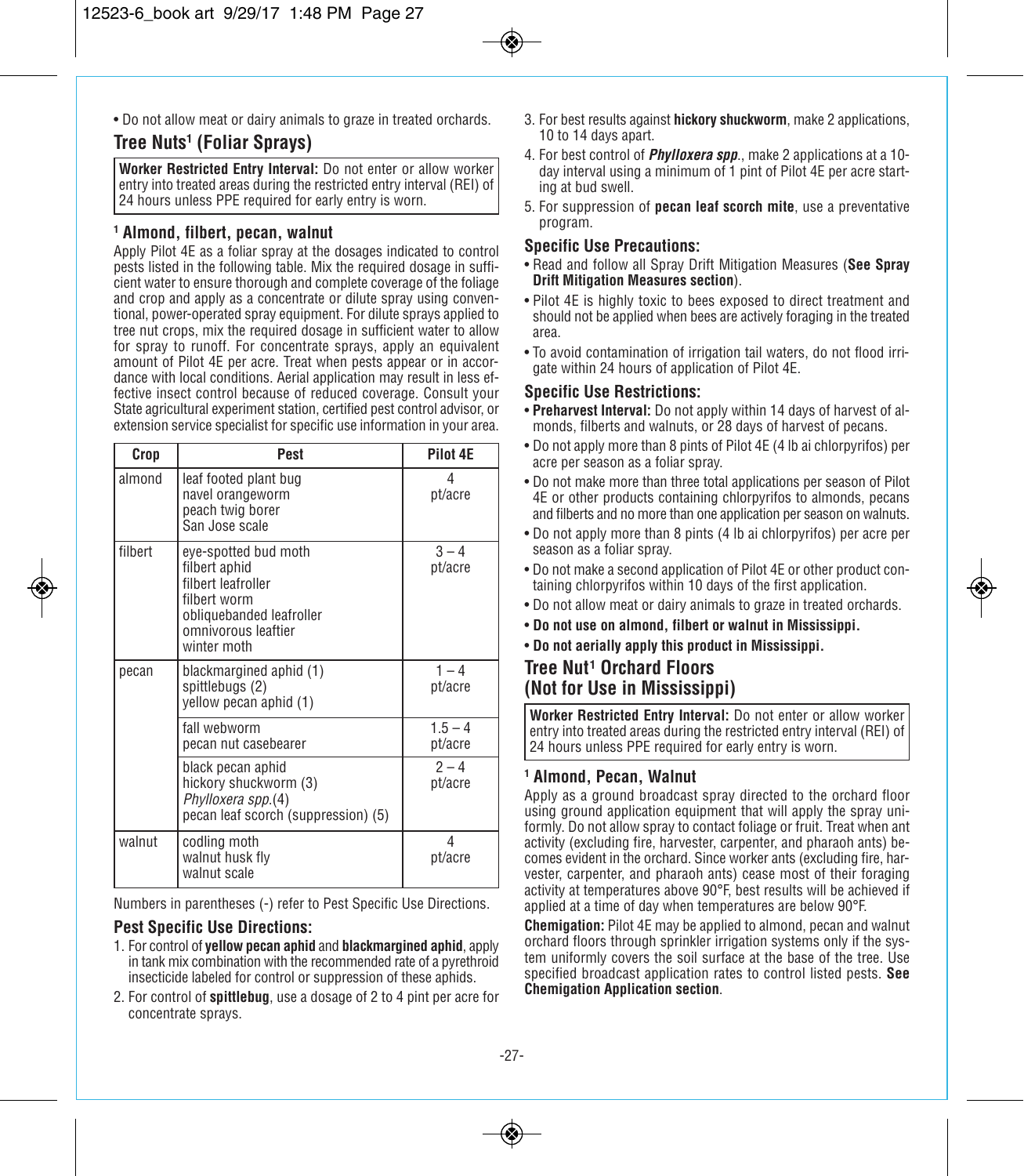- Do not allow meat or dairy animals to graze in treated orchards.

## Tree Nuts[1] (Foliar Sprays)

**Worker Restricted Entry Interval:** Do not enter or allow worker entry into treated areas during the restricted entry interval (REI) of 24 hours unless PPE required for early entry is worn.

### [1] Almond, filbert, pecan, walnut

Apply Pilot 4E as a foliar spray at the dosages indicated to control pests listed in the following table. Mix the required dosage in sufficient water to ensure thorough and complete coverage of the foliage and crop and apply as a concentrate or dilute spray using conventional, power-operated spray equipment. For dilute sprays applied to tree nut crops, mix the required dosage in sufficient water to allow for spray to runoff. For concentrate sprays, apply an equivalent amount of Pilot 4E per acre. Treat when pests appear or in accordance with local conditions. Aerial application may result in less effective insect control because of reduced coverage. Consult your State agricultural experiment station, certified pest control advisor, or extension service specialist for specific use information in your area.

| Crop | Pest | Pilot 4E |
|---|---|---|
| almond | leaf footed plant bug<br>navel orangeworm<br>peach twig borer<br>San Jose scale | 4 pt/acre |
| filbert | eye-spotted bud moth<br>filbert aphid<br>filbert leafroller<br>filbert worm<br>obliquebanded leafroller<br>omnivorous leaftier<br>winter moth | 3 – 4 pt/acre |
| pecan | blackmargined aphid (1)<br>spittlebugs (2)<br>yellow pecan aphid (1) | 1 – 4 pt/acre |
| | fall webworm<br>pecan nut casebearer | 1.5 – 4 pt/acre |
| | black pecan aphid<br>hickory shuckworm (3)<br>*Phylloxera spp.*(4)<br>pecan leaf scorch (suppression) (5) | 2 – 4 pt/acre |
| walnut | codling moth<br>walnut husk fly<br>walnut scale | 4 pt/acre |

Numbers in parentheses (-) refer to Pest Specific Use Directions.

### Pest Specific Use Directions:

1. For control of **yellow pecan aphid** and **blackmargined aphid**, apply in tank mix combination with the recommended rate of a pyrethroid insecticide labeled for control or suppression of these aphids.
2. For control of **spittlebug**, use a dosage of 2 to 4 pint per acre for concentrate sprays.
3. For best results against **hickory shuckworm**, make 2 applications, 10 to 14 days apart.
4. For best control of ***Phylloxera spp.***, make 2 applications at a 10-day interval using a minimum of 1 pint of Pilot 4E per acre starting at bud swell.
5. For suppression of **pecan leaf scorch mite**, use a preventative program.

### Specific Use Precautions:

- Read and follow all Spray Drift Mitigation Measures (**See Spray Drift Mitigation Measures section**).
- Pilot 4E is highly toxic to bees exposed to direct treatment and should not be applied when bees are actively foraging in the treated area.
- To avoid contamination of irrigation tail waters, do not flood irrigate within 24 hours of application of Pilot 4E.

### Specific Use Restrictions:

- **Preharvest Interval:** Do not apply within 14 days of harvest of almonds, filberts and walnuts, or 28 days of harvest of pecans.
- Do not apply more than 8 pints of Pilot 4E (4 lb ai chlorpyrifos) per acre per season as a foliar spray.
- Do not make more than three total applications per season of Pilot 4E or other products containing chlorpyrifos to almonds, pecans and filberts and no more than one application per season on walnuts.
- Do not apply more than 8 pints (4 lb ai chlorpyrifos) per acre per season as a foliar spray.
- Do not make a second application of Pilot 4E or other product containing chlorpyrifos within 10 days of the first application.
- Do not allow meat or dairy animals to graze in treated orchards.
- **Do not use on almond, filbert or walnut in Mississippi.**
- **Do not aerially apply this product in Mississippi.**

## Tree Nut[1] Orchard Floors (Not for Use in Mississippi)

**Worker Restricted Entry Interval:** Do not enter or allow worker entry into treated areas during the restricted entry interval (REI) of 24 hours unless PPE required for early entry is worn.

### [1] Almond, Pecan, Walnut

Apply as a ground broadcast spray directed to the orchard floor using ground application equipment that will apply the spray uniformly. Do not allow spray to contact foliage or fruit. Treat when ant activity (excluding fire, harvester, carpenter, and pharaoh ants) becomes evident in the orchard. Since worker ants (excluding fire, harvester, carpenter, and pharaoh ants) cease most of their foraging activity at temperatures above 90°F, best results will be achieved if applied at a time of day when temperatures are below 90°F.

**Chemigation:** Pilot 4E may be applied to almond, pecan and walnut orchard floors through sprinkler irrigation systems only if the system uniformly covers the soil surface at the base of the tree. Use specified broadcast application rates to control listed pests. **See Chemigation Application section**.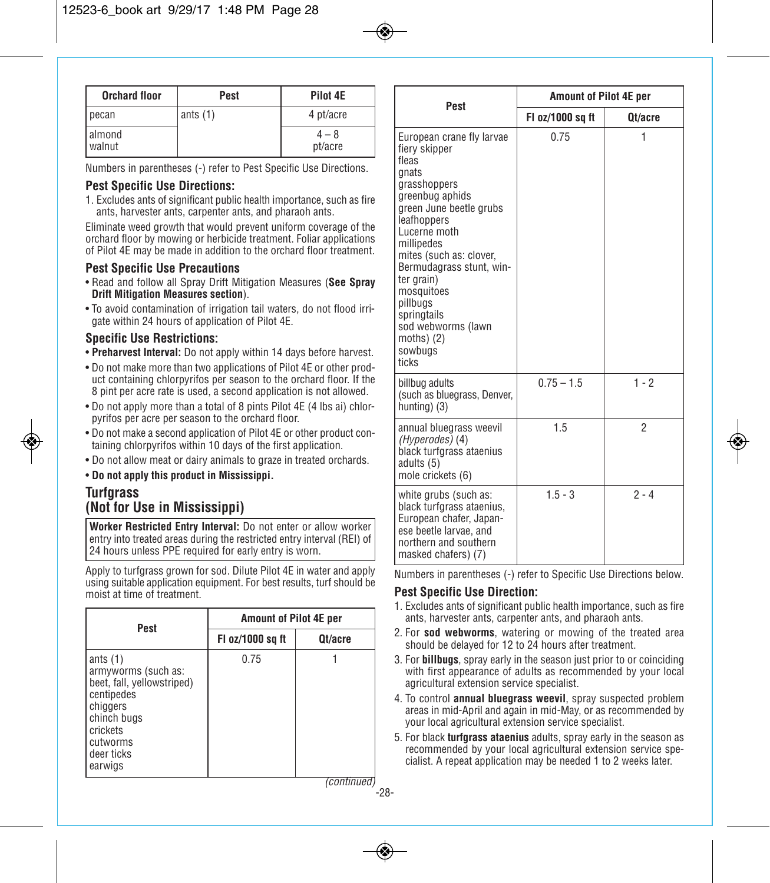| Orchard floor | Pest | Pilot 4E |
|---|---|---|
| pecan | ants (1) | 4 pt/acre |
| almond<br>walnut | | 4 – 8<br>pt/acre |

Numbers in parentheses (-) refer to Pest Specific Use Directions.

### Pest Specific Use Directions:

1. Excludes ants of significant public health importance, such as fire ants, harvester ants, carpenter ants, and pharaoh ants.

Eliminate weed growth that would prevent uniform coverage of the orchard floor by mowing or herbicide treatment. Foliar applications of Pilot 4E may be made in addition to the orchard floor treatment.

### Pest Specific Use Precautions

- Read and follow all Spray Drift Mitigation Measures (**See Spray Drift Mitigation Measures section**).
- To avoid contamination of irrigation tail waters, do not flood irrigate within 24 hours of application of Pilot 4E.

### Specific Use Restrictions:

- **Preharvest Interval:** Do not apply within 14 days before harvest.
- Do not make more than two applications of Pilot 4E or other product containing chlorpyrifos per season to the orchard floor. If the 8 pint per acre rate is used, a second application is not allowed.
- Do not apply more than a total of 8 pints Pilot 4E (4 lbs ai) chlorpyrifos per acre per season to the orchard floor.
- Do not make a second application of Pilot 4E or other product containing chlorpyrifos within 10 days of the first application.
- Do not allow meat or dairy animals to graze in treated orchards.
- **Do not apply this product in Mississippi.**

## Turfgrass
## (Not for Use in Mississippi)

**Worker Restricted Entry Interval:** Do not enter or allow worker entry into treated areas during the restricted entry interval (REI) of 24 hours unless PPE required for early entry is worn.

Apply to turfgrass grown for sod. Dilute Pilot 4E in water and apply using suitable application equipment. For best results, turf should be moist at time of treatment.

| Pest | Amount of Pilot 4E per | |
|---|---|---|
| | Fl oz/1000 sq ft | Qt/acre |
| ants (1)<br>armyworms (such as: beet, fall, yellowstriped)<br>centipedes<br>chiggers<br>chinch bugs<br>crickets<br>cutworms<br>deer ticks<br>earwigs<br>European crane fly larvae<br>fiery skipper<br>fleas<br>gnats<br>grasshoppers<br>greenbug aphids<br>green June beetle grubs<br>leafhoppers<br>Lucerne moth<br>millipedes<br>mites (such as: clover, Bermudagrass stunt, winter grain)<br>mosquitoes<br>pillbugs<br>springtails<br>sod webworms (lawn moths) (2)<br>sowbugs<br>ticks | 0.75 | 1 |
| billbug adults<br>(such as bluegrass, Denver, hunting) (3) | 0.75 – 1.5 | 1 - 2 |
| annual bluegrass weevil *(Hyperodes)* (4)<br>black turfgrass ataenius adults (5)<br>mole crickets (6) | 1.5 | 2 |
| white grubs (such as: black turfgrass ataenius, European chafer, Japanese beetle larvae, and northern and southern masked chafers) (7) | 1.5 - 3 | 2 - 4 |

Numbers in parentheses (-) refer to Specific Use Directions below.

### Pest Specific Use Direction:

1. Excludes ants of significant public health importance, such as fire ants, harvester ants, carpenter ants, and pharaoh ants.
2. For **sod webworms**, watering or mowing of the treated area should be delayed for 12 to 24 hours after treatment.
3. For **billbugs**, spray early in the season just prior to or coinciding with first appearance of adults as recommended by your local agricultural extension service specialist.
4. To control **annual bluegrass weevil**, spray suspected problem areas in mid-April and again in mid-May, or as recommended by your local agricultural extension service specialist.
5. For black **turfgrass ataenius** adults, spray early in the season as recommended by your local agricultural extension service specialist. A repeat application may be needed 1 to 2 weeks later.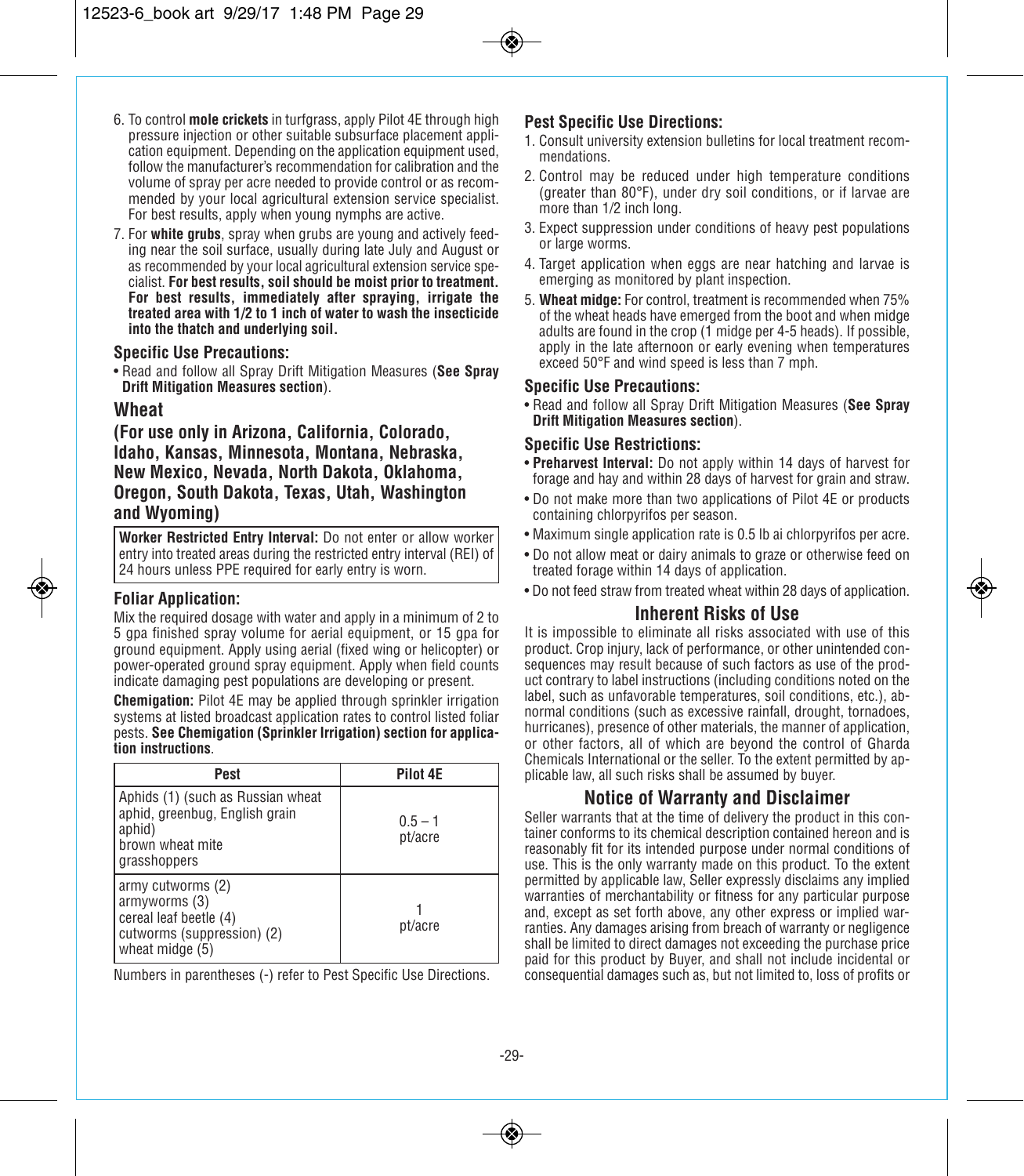6. To control **mole crickets** in turfgrass, apply Pilot 4E through high pressure injection or other suitable subsurface placement application equipment. Depending on the application equipment used, follow the manufacturer's recommendation for calibration and the volume of spray per acre needed to provide control or as recommended by your local agricultural extension service specialist. For best results, apply when young nymphs are active.
7. For **white grubs**, spray when grubs are young and actively feeding near the soil surface, usually during late July and August or as recommended by your local agricultural extension service specialist. **For best results, soil should be moist prior to treatment. For best results, immediately after spraying, irrigate the treated area with 1/2 to 1 inch of water to wash the insecticide into the thatch and underlying soil.**

### Specific Use Precautions:

- Read and follow all Spray Drift Mitigation Measures (**See Spray Drift Mitigation Measures section**).

## Wheat

### (For use only in Arizona, California, Colorado, Idaho, Kansas, Minnesota, Montana, Nebraska, New Mexico, Nevada, North Dakota, Oklahoma, Oregon, South Dakota, Texas, Utah, Washington and Wyoming)

**Worker Restricted Entry Interval:** Do not enter or allow worker entry into treated areas during the restricted entry interval (REI) of 24 hours unless PPE required for early entry is worn.

### Foliar Application:

Mix the required dosage with water and apply in a minimum of 2 to 5 gpa finished spray volume for aerial equipment, or 15 gpa for ground equipment. Apply using aerial (fixed wing or helicopter) or power-operated ground spray equipment. Apply when field counts indicate damaging pest populations are developing or present.

**Chemigation:** Pilot 4E may be applied through sprinkler irrigation systems at listed broadcast application rates to control listed foliar pests. **See Chemigation (Sprinkler Irrigation) section for application instructions**.

| Pest | Pilot 4E |
|---|---|
| Aphids (1) (such as Russian wheat aphid, greenbug, English grain aphid)<br>brown wheat mite<br>grasshoppers | 0.5 – 1 pt/acre |
| army cutworms (2)<br>armyworms (3)<br>cereal leaf beetle (4)<br>cutworms (suppression) (2)<br>wheat midge (5) | 1 pt/acre |

Numbers in parentheses (-) refer to Pest Specific Use Directions.

### Pest Specific Use Directions:

1. Consult university extension bulletins for local treatment recommendations.
2. Control may be reduced under high temperature conditions (greater than 80°F), under dry soil conditions, or if larvae are more than 1/2 inch long.
3. Expect suppression under conditions of heavy pest populations or large worms.
4. Target application when eggs are near hatching and larvae is emerging as monitored by plant inspection.
5. **Wheat midge:** For control, treatment is recommended when 75% of the wheat heads have emerged from the boot and when midge adults are found in the crop (1 midge per 4-5 heads). If possible, apply in the late afternoon or early evening when temperatures exceed 50°F and wind speed is less than 7 mph.

### Specific Use Precautions:

- Read and follow all Spray Drift Mitigation Measures (**See Spray Drift Mitigation Measures section**).

### Specific Use Restrictions:

- **Preharvest Interval:** Do not apply within 14 days of harvest for forage and hay and within 28 days of harvest for grain and straw.
- Do not make more than two applications of Pilot 4E or products containing chlorpyrifos per season.
- Maximum single application rate is 0.5 lb ai chlorpyrifos per acre.
- Do not allow meat or dairy animals to graze or otherwise feed on treated forage within 14 days of application.
- Do not feed straw from treated wheat within 28 days of application.

## Inherent Risks of Use

It is impossible to eliminate all risks associated with use of this product. Crop injury, lack of performance, or other unintended consequences may result because of such factors as use of the product contrary to label instructions (including conditions noted on the label, such as unfavorable temperatures, soil conditions, etc.), abnormal conditions (such as excessive rainfall, drought, tornadoes, hurricanes), presence of other materials, the manner of application, or other factors, all of which are beyond the control of Gharda Chemicals International or the seller. To the extent permitted by applicable law, all such risks shall be assumed by buyer.

## Notice of Warranty and Disclaimer

Seller warrants that at the time of delivery the product in this container conforms to its chemical description contained hereon and is reasonably fit for its intended purpose under normal conditions of use. This is the only warranty made on this product. To the extent permitted by applicable law, Seller expressly disclaims any implied warranties of merchantability or fitness for any particular purpose and, except as set forth above, any other express or implied warranties. Any damages arising from breach of warranty or negligence shall be limited to direct damages not exceeding the purchase price paid for this product by Buyer, and shall not include incidental or consequential damages such as, but not limited to, loss of profits or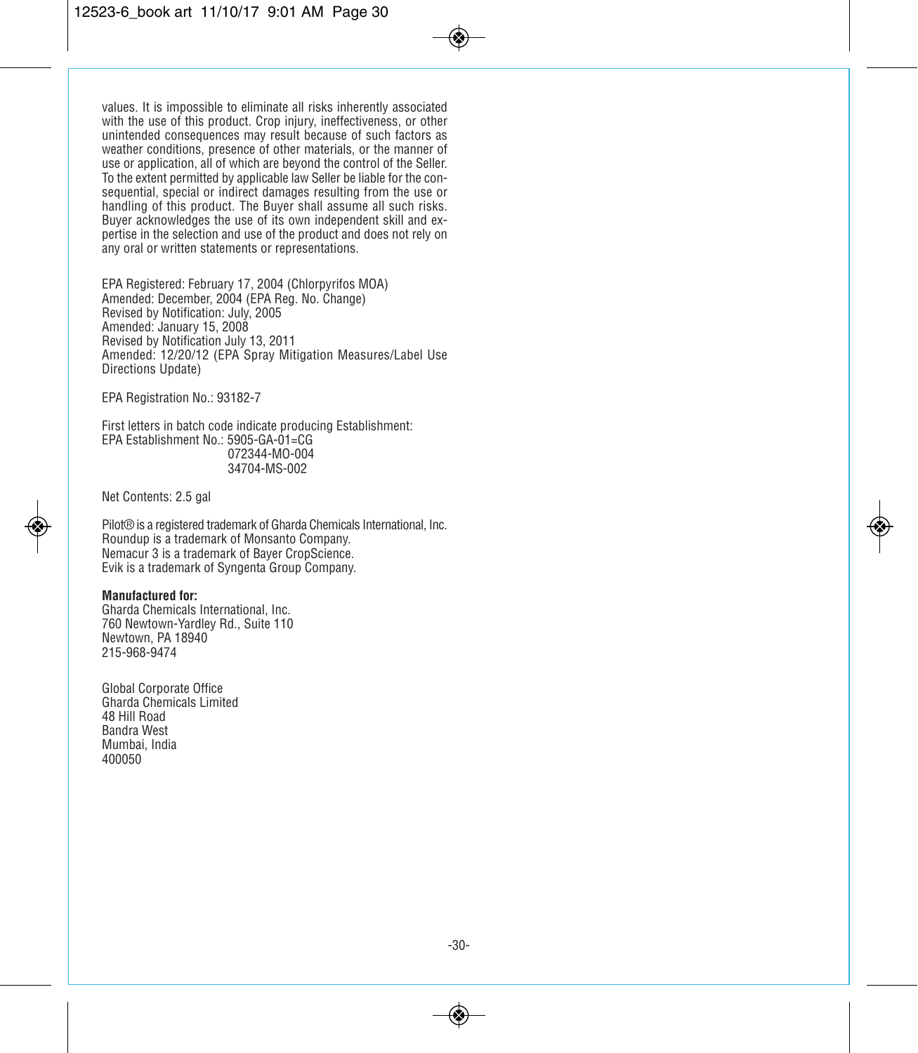values. It is impossible to eliminate all risks inherently associated with the use of this product. Crop injury, ineffectiveness, or other unintended consequences may result because of such factors as weather conditions, presence of other materials, or the manner of use or application, all of which are beyond the control of the Seller. To the extent permitted by applicable law Seller be liable for the consequential, special or indirect damages resulting from the use or handling of this product. The Buyer shall assume all such risks. Buyer acknowledges the use of its own independent skill and expertise in the selection and use of the product and does not rely on any oral or written statements or representations.

EPA Registered: February 17, 2004 (Chlorpyrifos MOA)
Amended: December, 2004 (EPA Reg. No. Change)
Revised by Notification: July, 2005
Amended: January 15, 2008
Revised by Notification July 13, 2011
Amended: 12/20/12 (EPA Spray Mitigation Measures/Label Use Directions Update)

EPA Registration No.: 93182-7

First letters in batch code indicate producing Establishment:
EPA Establishment No.: 5905-GA-01=CG
072344-MO-004
34704-MS-002

Net Contents: 2.5 gal

Pilot® is a registered trademark of Gharda Chemicals International, Inc.
Roundup is a trademark of Monsanto Company.
Nemacur 3 is a trademark of Bayer CropScience.
Evik is a trademark of Syngenta Group Company.

**Manufactured for:**
Gharda Chemicals International, Inc.
760 Newtown-Yardley Rd., Suite 110
Newtown, PA 18940
215-968-9474

Global Corporate Office
Gharda Chemicals Limited
48 Hill Road
Bandra West
Mumbai, India
400050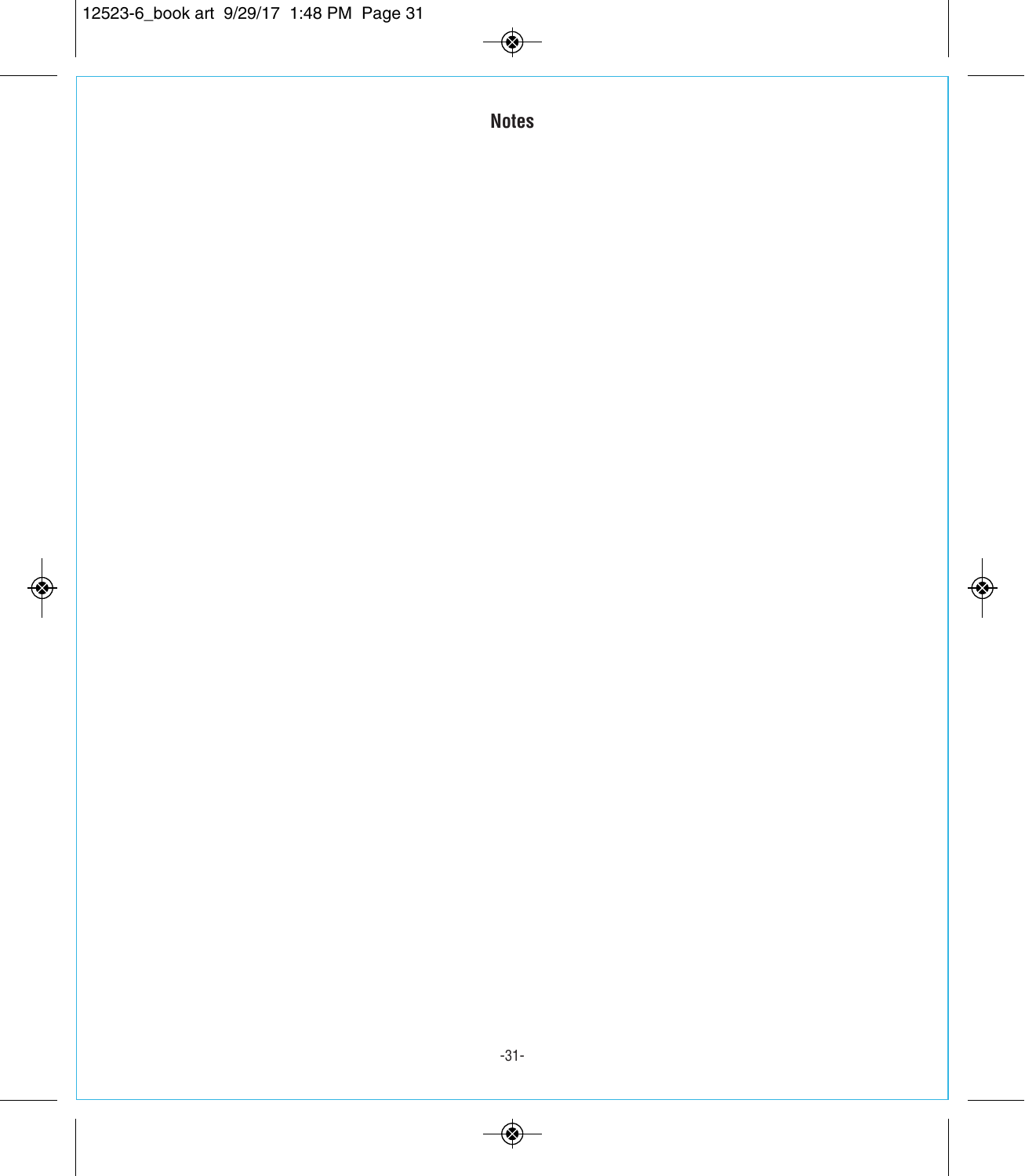# Notes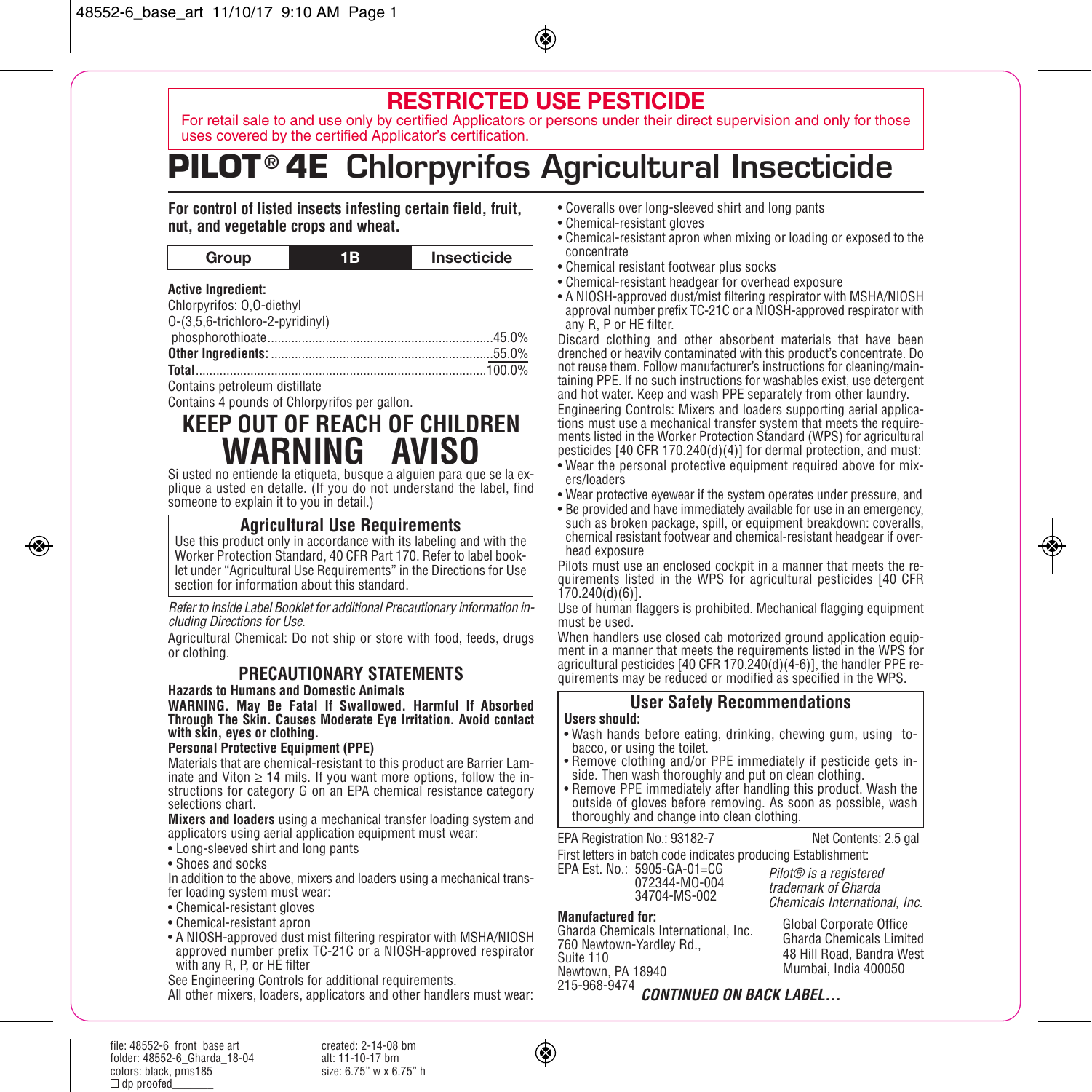# RESTRICTED USE PESTICIDE

For retail sale to and use only by certified Applicators or persons under their direct supervision and only for those uses covered by the certified Applicator's certification.

# PILOT® 4E Chlorpyrifos Agricultural Insecticide

**For control of listed insects infesting certain field, fruit, nut, and vegetable crops and wheat.**

| Group | 1B | Insecticide |
|---|---|---|

**Active Ingredient:**
Chlorpyrifos: O,O-diethyl O-(3,5,6-trichloro-2-pyridinyl) phosphorothioate........45.0%
**Other Ingredients:**........55.0%
**Total**........100.0%
Contains petroleum distillate
Contains 4 pounds of Chlorpyrifos per gallon.

## KEEP OUT OF REACH OF CHILDREN
## WARNING AVISO

Si usted no entiende la etiqueta, busque a alguien para que se la explique a usted en detalle. (If you do not understand the label, find someone to explain it to you in detail.)

### Agricultural Use Requirements

Use this product only in accordance with its labeling and with the Worker Protection Standard, 40 CFR Part 170. Refer to label booklet under "Agricultural Use Requirements" in the Directions for Use section for information about this standard.

*Refer to inside Label Booklet for additional Precautionary information including Directions for Use.*

Agricultural Chemical: Do not ship or store with food, feeds, drugs or clothing.

## PRECAUTIONARY STATEMENTS

**Hazards to Humans and Domestic Animals**

**WARNING. May Be Fatal If Swallowed. Harmful If Absorbed Through The Skin. Causes Moderate Eye Irritation. Avoid contact with skin, eyes or clothing.**

**Personal Protective Equipment (PPE)**

Materials that are chemical-resistant to this product are Barrier Laminate and Viton ≥ 14 mils. If you want more options, follow the instructions for category G on an EPA chemical resistance category selections chart.

**Mixers and loaders** using a mechanical transfer loading system and applicators using aerial application equipment must wear:

- Long-sleeved shirt and long pants
- Shoes and socks

In addition to the above, mixers and loaders using a mechanical transfer loading system must wear:

- Chemical-resistant gloves
- Chemical-resistant apron
- A NIOSH-approved dust mist filtering respirator with MSHA/NIOSH approved number prefix TC-21C or a NIOSH-approved respirator with any R, P, or HE filter

See Engineering Controls for additional requirements.

All other mixers, loaders, applicators and other handlers must wear:

- Coveralls over long-sleeved shirt and long pants
- Chemical-resistant gloves
- Chemical-resistant apron when mixing or loading or exposed to the concentrate
- Chemical resistant footwear plus socks
- Chemical-resistant headgear for overhead exposure
- A NIOSH-approved dust/mist filtering respirator with MSHA/NIOSH approval number prefix TC-21C or a NIOSH-approved respirator with any R, P or HE filter.

Discard clothing and other absorbent materials that have been drenched or heavily contaminated with this product's concentrate. Do not reuse them. Follow manufacturer's instructions for cleaning/maintaining PPE. If no such instructions for washables exist, use detergent and hot water. Keep and wash PPE separately from other laundry.

Engineering Controls: Mixers and loaders supporting aerial applications must use a mechanical transfer system that meets the requirements listed in the Worker Protection Standard (WPS) for agricultural pesticides [40 CFR 170.240(d)(4)] for dermal protection, and must:

- Wear the personal protective equipment required above for mixers/loaders
- Wear protective eyewear if the system operates under pressure, and
- Be provided and have immediately available for use in an emergency, such as broken package, spill, or equipment breakdown: coveralls, chemical resistant footwear and chemical-resistant headgear if overhead exposure

Pilots must use an enclosed cockpit in a manner that meets the requirements listed in the WPS for agricultural pesticides [40 CFR 170.240(d)(6)].

Use of human flaggers is prohibited. Mechanical flagging equipment must be used.

When handlers use closed cab motorized ground application equipment in a manner that meets the requirements listed in the WPS for agricultural pesticides [40 CFR 170.240(d)(4-6)], the handler PPE requirements may be reduced or modified as specified in the WPS.

### User Safety Recommendations

**Users should:**

- Wash hands before eating, drinking, chewing gum, using tobacco, or using the toilet.
- Remove clothing and/or PPE immediately if pesticide gets inside. Then wash thoroughly and put on clean clothing.
- Remove PPE immediately after handling this product. Wash the outside of gloves before removing. As soon as possible, wash thoroughly and change into clean clothing.

EPA Registration No.: 93182-7 Net Contents: 2.5 gal

First letters in batch code indicates producing Establishment:
EPA Est. No.: 5905-GA-01=CG
072344-MO-004
34704-MS-002

*Pilot® is a registered trademark of Gharda Chemicals International, Inc.*

**Manufactured for:**
Gharda Chemicals International, Inc.
760 Newtown-Yardley Rd.,
Suite 110
Newtown, PA 18940
215-968-9474

Global Corporate Office
Gharda Chemicals Limited
48 Hill Road, Bandra West
Mumbai, India 400050

***CONTINUED ON BACK LABEL…***